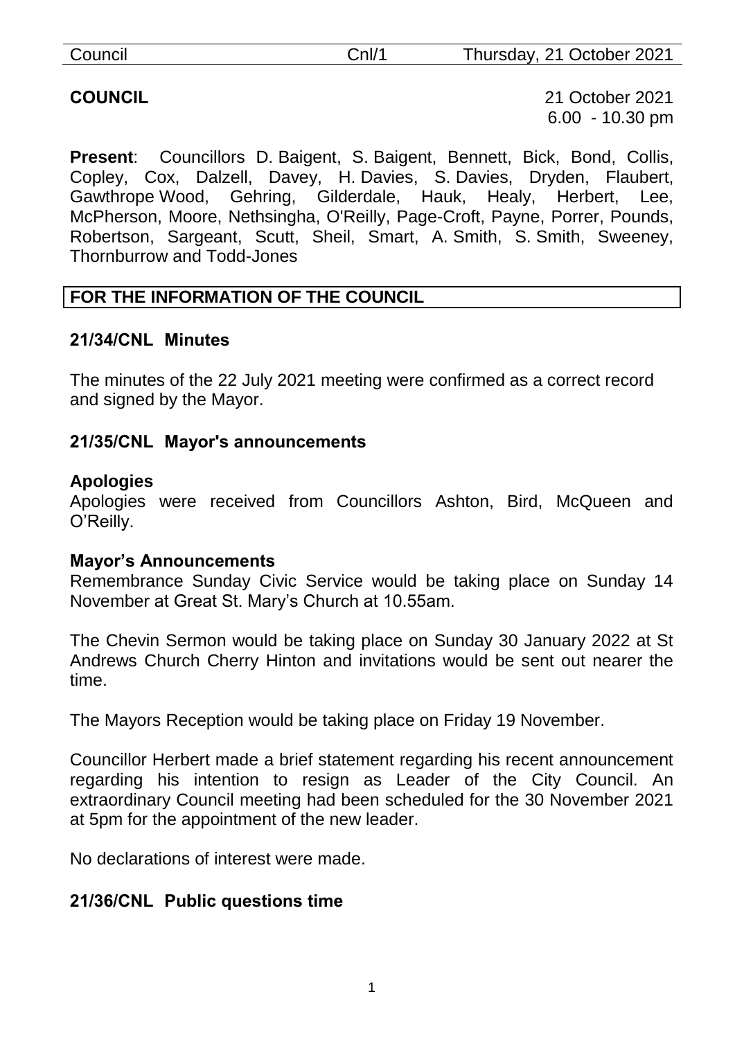**COUNCIL**

21 October 2021
6.00 - 10.30 pm

**Present**: Councillors D. Baigent, S. Baigent, Bennett, Bick, Bond, Collis, Copley, Cox, Dalzell, Davey, H. Davies, S. Davies, Dryden, Flaubert, Gawthrope Wood, Gehring, Gilderdale, Hauk, Healy, Herbert, Lee, McPherson, Moore, Nethsingha, O'Reilly, Page-Croft, Payne, Porrer, Pounds, Robertson, Sargeant, Scutt, Sheil, Smart, A. Smith, S. Smith, Sweeney, Thornburrow and Todd-Jones

## FOR THE INFORMATION OF THE COUNCIL

### 21/34/CNL Minutes

The minutes of the 22 July 2021 meeting were confirmed as a correct record and signed by the Mayor.

### 21/35/CNL Mayor's announcements

**Apologies**

Apologies were received from Councillors Ashton, Bird, McQueen and O'Reilly.

**Mayor's Announcements**

Remembrance Sunday Civic Service would be taking place on Sunday 14 November at Great St. Mary's Church at 10.55am.

The Chevin Sermon would be taking place on Sunday 30 January 2022 at St Andrews Church Cherry Hinton and invitations would be sent out nearer the time.

The Mayors Reception would be taking place on Friday 19 November.

Councillor Herbert made a brief statement regarding his recent announcement regarding his intention to resign as Leader of the City Council. An extraordinary Council meeting had been scheduled for the 30 November 2021 at 5pm for the appointment of the new leader.

No declarations of interest were made.

### 21/36/CNL Public questions time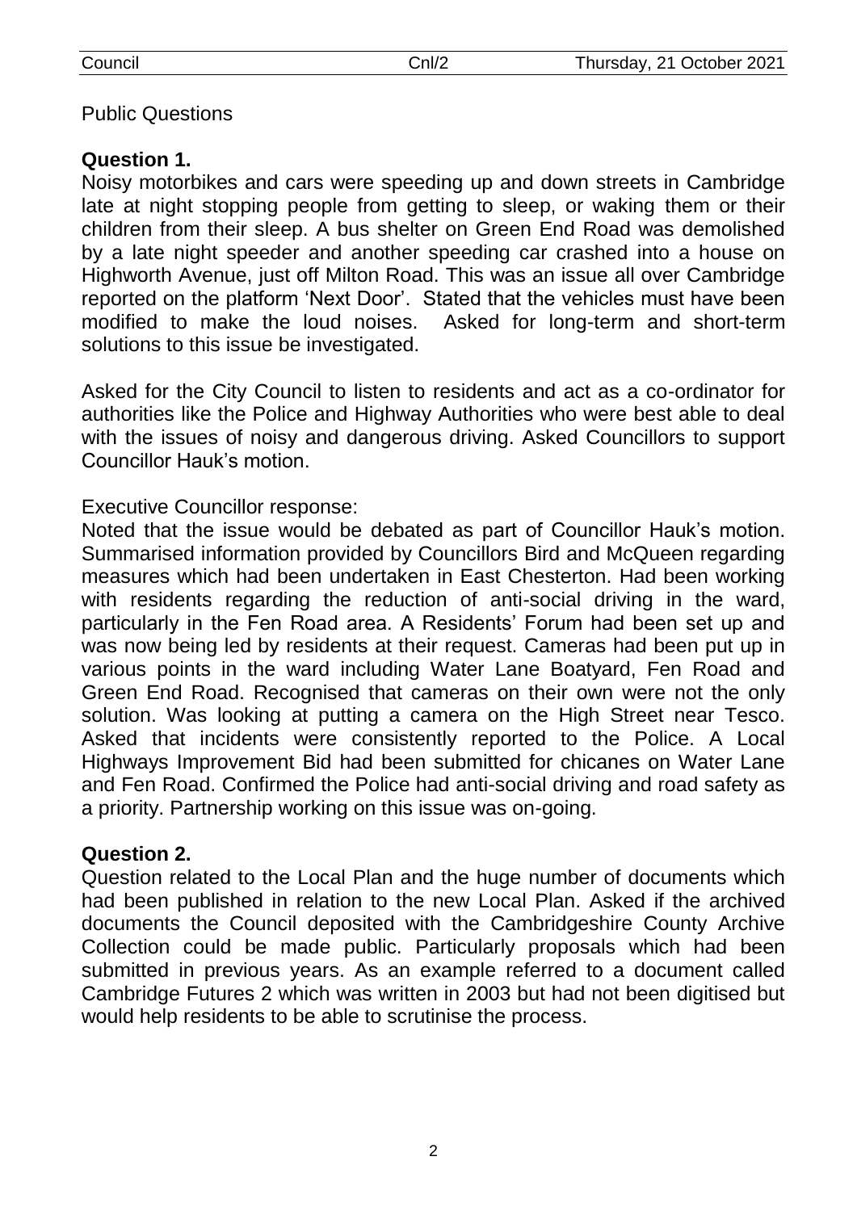Public Questions

**Question 1.**

Noisy motorbikes and cars were speeding up and down streets in Cambridge late at night stopping people from getting to sleep, or waking them or their children from their sleep. A bus shelter on Green End Road was demolished by a late night speeder and another speeding car crashed into a house on Highworth Avenue, just off Milton Road. This was an issue all over Cambridge reported on the platform 'Next Door'. Stated that the vehicles must have been modified to make the loud noises. Asked for long-term and short-term solutions to this issue be investigated.

Asked for the City Council to listen to residents and act as a co-ordinator for authorities like the Police and Highway Authorities who were best able to deal with the issues of noisy and dangerous driving. Asked Councillors to support Councillor Hauk's motion.

Executive Councillor response:

Noted that the issue would be debated as part of Councillor Hauk's motion. Summarised information provided by Councillors Bird and McQueen regarding measures which had been undertaken in East Chesterton. Had been working with residents regarding the reduction of anti-social driving in the ward, particularly in the Fen Road area. A Residents' Forum had been set up and was now being led by residents at their request. Cameras had been put up in various points in the ward including Water Lane Boatyard, Fen Road and Green End Road. Recognised that cameras on their own were not the only solution. Was looking at putting a camera on the High Street near Tesco. Asked that incidents were consistently reported to the Police. A Local Highways Improvement Bid had been submitted for chicanes on Water Lane and Fen Road. Confirmed the Police had anti-social driving and road safety as a priority. Partnership working on this issue was on-going.

**Question 2.**

Question related to the Local Plan and the huge number of documents which had been published in relation to the new Local Plan. Asked if the archived documents the Council deposited with the Cambridgeshire County Archive Collection could be made public. Particularly proposals which had been submitted in previous years. As an example referred to a document called Cambridge Futures 2 which was written in 2003 but had not been digitised but would help residents to be able to scrutinise the process.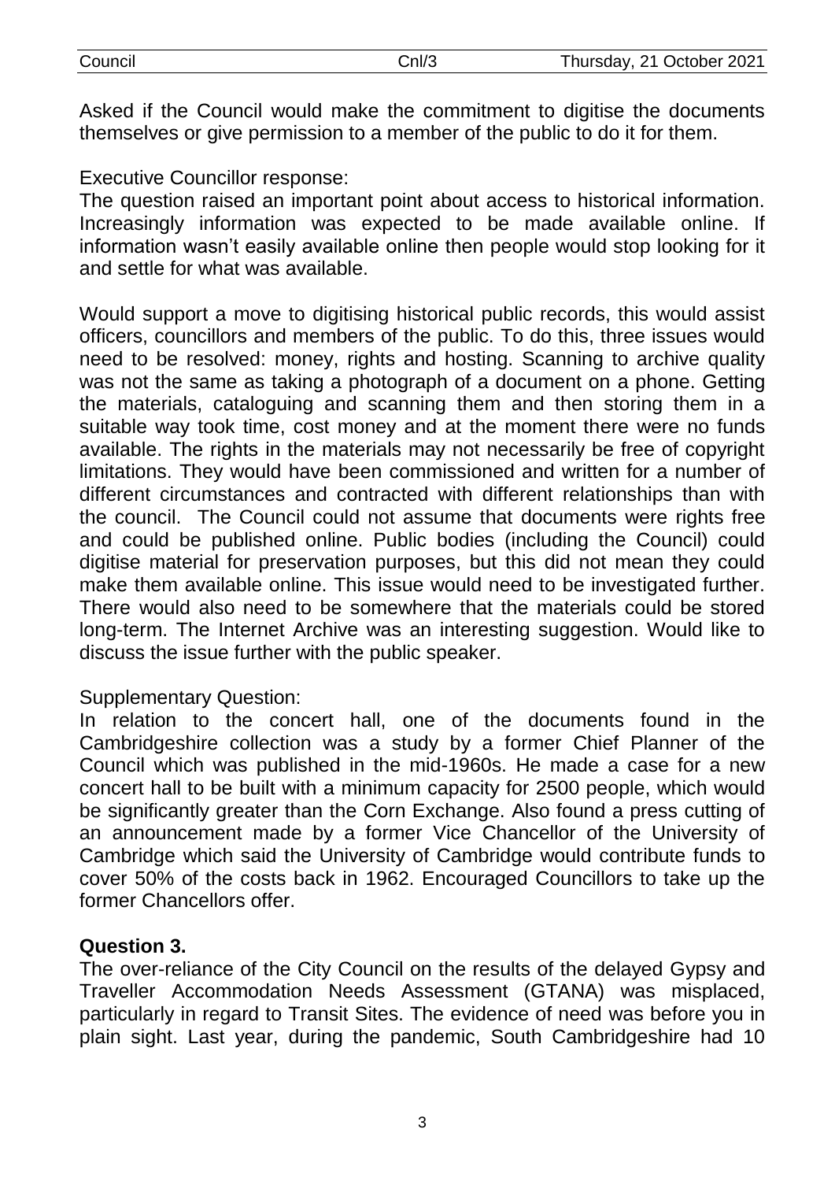Asked if the Council would make the commitment to digitise the documents themselves or give permission to a member of the public to do it for them.

Executive Councillor response:
The question raised an important point about access to historical information. Increasingly information was expected to be made available online. If information wasn't easily available online then people would stop looking for it and settle for what was available.

Would support a move to digitising historical public records, this would assist officers, councillors and members of the public. To do this, three issues would need to be resolved: money, rights and hosting. Scanning to archive quality was not the same as taking a photograph of a document on a phone. Getting the materials, cataloguing and scanning them and then storing them in a suitable way took time, cost money and at the moment there were no funds available. The rights in the materials may not necessarily be free of copyright limitations. They would have been commissioned and written for a number of different circumstances and contracted with different relationships than with the council. The Council could not assume that documents were rights free and could be published online. Public bodies (including the Council) could digitise material for preservation purposes, but this did not mean they could make them available online. This issue would need to be investigated further. There would also need to be somewhere that the materials could be stored long-term. The Internet Archive was an interesting suggestion. Would like to discuss the issue further with the public speaker.

Supplementary Question:
In relation to the concert hall, one of the documents found in the Cambridgeshire collection was a study by a former Chief Planner of the Council which was published in the mid-1960s. He made a case for a new concert hall to be built with a minimum capacity for 2500 people, which would be significantly greater than the Corn Exchange. Also found a press cutting of an announcement made by a former Vice Chancellor of the University of Cambridge which said the University of Cambridge would contribute funds to cover 50% of the costs back in 1962. Encouraged Councillors to take up the former Chancellors offer.

**Question 3.**
The over-reliance of the City Council on the results of the delayed Gypsy and Traveller Accommodation Needs Assessment (GTANA) was misplaced, particularly in regard to Transit Sites. The evidence of need was before you in plain sight. Last year, during the pandemic, South Cambridgeshire had 10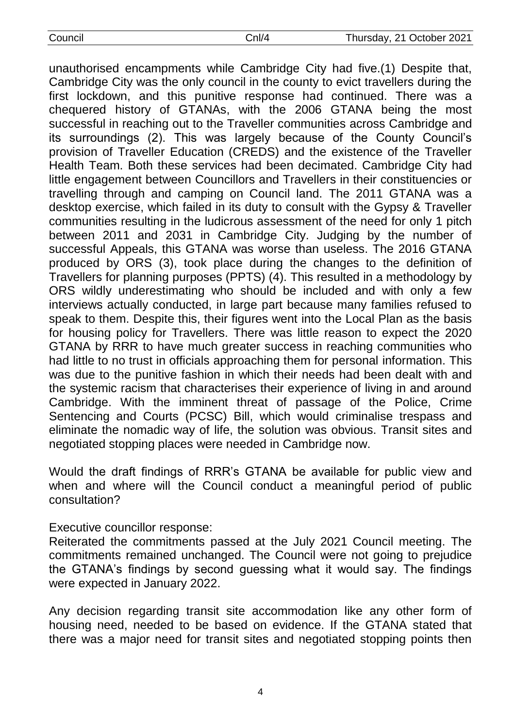unauthorised encampments while Cambridge City had five.(1) Despite that, Cambridge City was the only council in the county to evict travellers during the first lockdown, and this punitive response had continued. There was a chequered history of GTANAs, with the 2006 GTANA being the most successful in reaching out to the Traveller communities across Cambridge and its surroundings (2). This was largely because of the County Council's provision of Traveller Education (CREDS) and the existence of the Traveller Health Team. Both these services had been decimated. Cambridge City had little engagement between Councillors and Travellers in their constituencies or travelling through and camping on Council land. The 2011 GTANA was a desktop exercise, which failed in its duty to consult with the Gypsy & Traveller communities resulting in the ludicrous assessment of the need for only 1 pitch between 2011 and 2031 in Cambridge City. Judging by the number of successful Appeals, this GTANA was worse than useless. The 2016 GTANA produced by ORS (3), took place during the changes to the definition of Travellers for planning purposes (PPTS) (4). This resulted in a methodology by ORS wildly underestimating who should be included and with only a few interviews actually conducted, in large part because many families refused to speak to them. Despite this, their figures went into the Local Plan as the basis for housing policy for Travellers. There was little reason to expect the 2020 GTANA by RRR to have much greater success in reaching communities who had little to no trust in officials approaching them for personal information. This was due to the punitive fashion in which their needs had been dealt with and the systemic racism that characterises their experience of living in and around Cambridge. With the imminent threat of passage of the Police, Crime Sentencing and Courts (PCSC) Bill, which would criminalise trespass and eliminate the nomadic way of life, the solution was obvious. Transit sites and negotiated stopping places were needed in Cambridge now.

Would the draft findings of RRR's GTANA be available for public view and when and where will the Council conduct a meaningful period of public consultation?

Executive councillor response:
Reiterated the commitments passed at the July 2021 Council meeting. The commitments remained unchanged. The Council were not going to prejudice the GTANA's findings by second guessing what it would say. The findings were expected in January 2022.

Any decision regarding transit site accommodation like any other form of housing need, needed to be based on evidence. If the GTANA stated that there was a major need for transit sites and negotiated stopping points then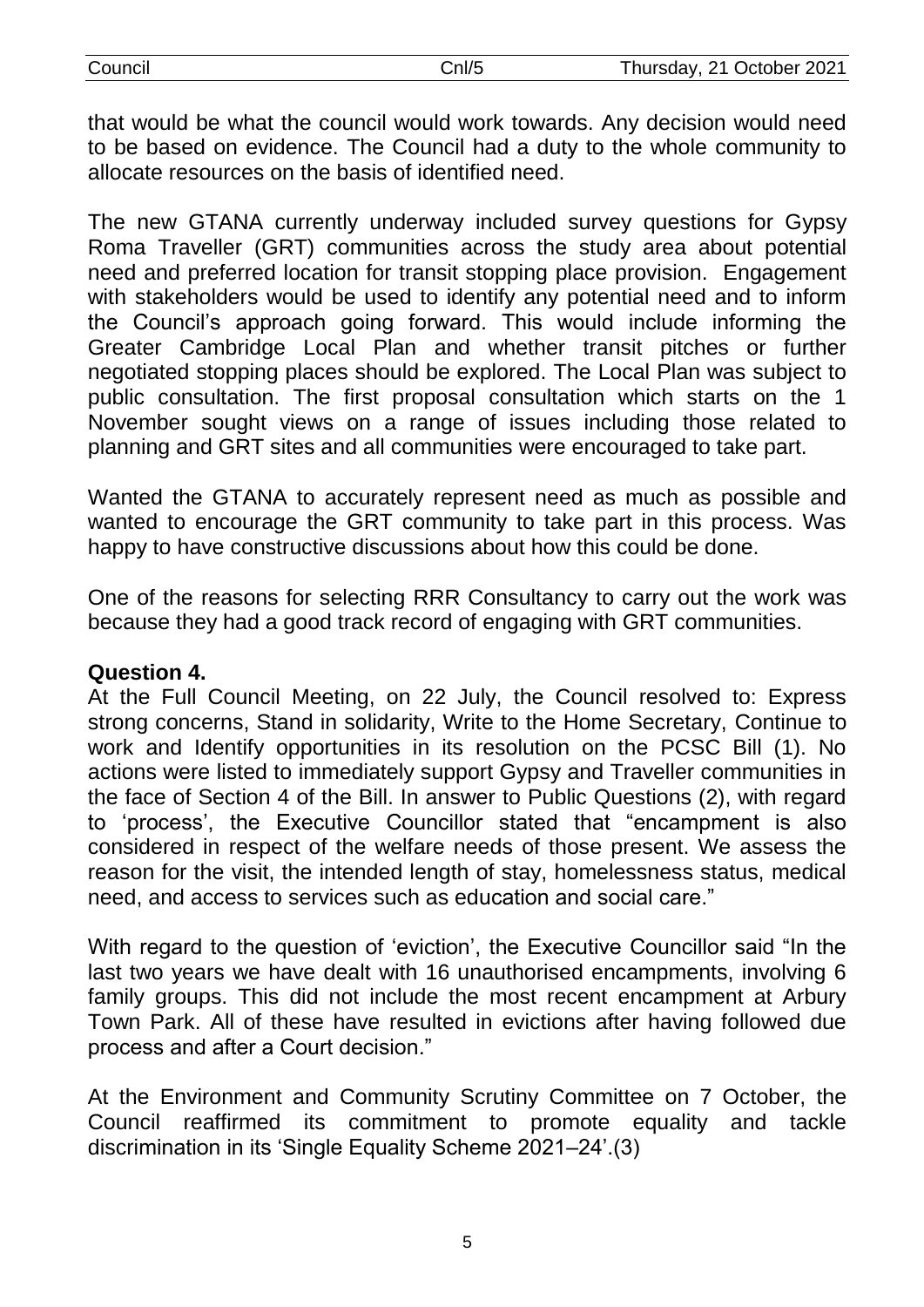that would be what the council would work towards. Any decision would need to be based on evidence. The Council had a duty to the whole community to allocate resources on the basis of identified need.

The new GTANA currently underway included survey questions for Gypsy Roma Traveller (GRT) communities across the study area about potential need and preferred location for transit stopping place provision. Engagement with stakeholders would be used to identify any potential need and to inform the Council's approach going forward. This would include informing the Greater Cambridge Local Plan and whether transit pitches or further negotiated stopping places should be explored. The Local Plan was subject to public consultation. The first proposal consultation which starts on the 1 November sought views on a range of issues including those related to planning and GRT sites and all communities were encouraged to take part.

Wanted the GTANA to accurately represent need as much as possible and wanted to encourage the GRT community to take part in this process. Was happy to have constructive discussions about how this could be done.

One of the reasons for selecting RRR Consultancy to carry out the work was because they had a good track record of engaging with GRT communities.

**Question 4.**

At the Full Council Meeting, on 22 July, the Council resolved to: Express strong concerns, Stand in solidarity, Write to the Home Secretary, Continue to work and Identify opportunities in its resolution on the PCSC Bill (1). No actions were listed to immediately support Gypsy and Traveller communities in the face of Section 4 of the Bill. In answer to Public Questions (2), with regard to 'process', the Executive Councillor stated that "encampment is also considered in respect of the welfare needs of those present. We assess the reason for the visit, the intended length of stay, homelessness status, medical need, and access to services such as education and social care."

With regard to the question of 'eviction', the Executive Councillor said "In the last two years we have dealt with 16 unauthorised encampments, involving 6 family groups. This did not include the most recent encampment at Arbury Town Park. All of these have resulted in evictions after having followed due process and after a Court decision."

At the Environment and Community Scrutiny Committee on 7 October, the Council reaffirmed its commitment to promote equality and tackle discrimination in its 'Single Equality Scheme 2021–24'.(3)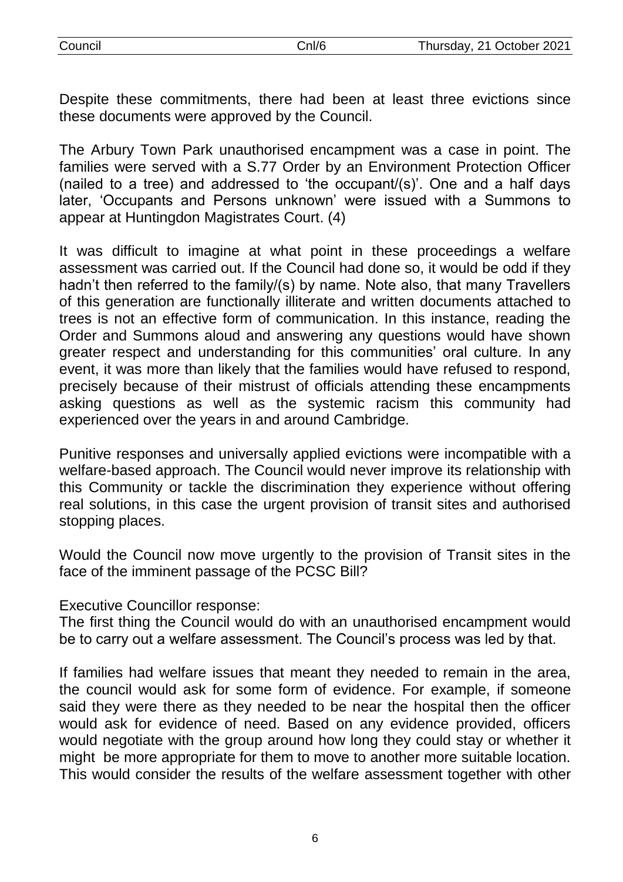Despite these commitments, there had been at least three evictions since these documents were approved by the Council.

The Arbury Town Park unauthorised encampment was a case in point. The families were served with a S.77 Order by an Environment Protection Officer (nailed to a tree) and addressed to 'the occupant/(s)'. One and a half days later, 'Occupants and Persons unknown' were issued with a Summons to appear at Huntingdon Magistrates Court. (4)

It was difficult to imagine at what point in these proceedings a welfare assessment was carried out. If the Council had done so, it would be odd if they hadn't then referred to the family/(s) by name. Note also, that many Travellers of this generation are functionally illiterate and written documents attached to trees is not an effective form of communication. In this instance, reading the Order and Summons aloud and answering any questions would have shown greater respect and understanding for this communities' oral culture. In any event, it was more than likely that the families would have refused to respond, precisely because of their mistrust of officials attending these encampments asking questions as well as the systemic racism this community had experienced over the years in and around Cambridge.

Punitive responses and universally applied evictions were incompatible with a welfare-based approach. The Council would never improve its relationship with this Community or tackle the discrimination they experience without offering real solutions, in this case the urgent provision of transit sites and authorised stopping places.

Would the Council now move urgently to the provision of Transit sites in the face of the imminent passage of the PCSC Bill?

Executive Councillor response:
The first thing the Council would do with an unauthorised encampment would be to carry out a welfare assessment. The Council's process was led by that.

If families had welfare issues that meant they needed to remain in the area, the council would ask for some form of evidence. For example, if someone said they were there as they needed to be near the hospital then the officer would ask for evidence of need. Based on any evidence provided, officers would negotiate with the group around how long they could stay or whether it might be more appropriate for them to move to another more suitable location. This would consider the results of the welfare assessment together with other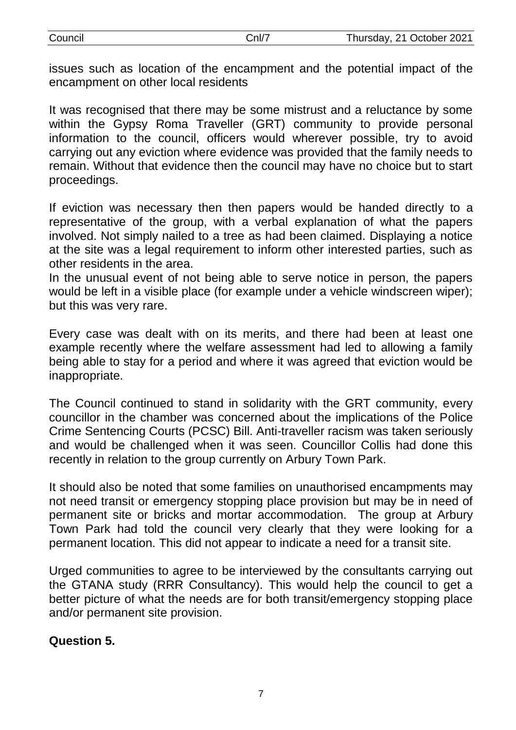issues such as location of the encampment and the potential impact of the encampment on other local residents

It was recognised that there may be some mistrust and a reluctance by some within the Gypsy Roma Traveller (GRT) community to provide personal information to the council, officers would wherever possible, try to avoid carrying out any eviction where evidence was provided that the family needs to remain. Without that evidence then the council may have no choice but to start proceedings.

If eviction was necessary then then papers would be handed directly to a representative of the group, with a verbal explanation of what the papers involved. Not simply nailed to a tree as had been claimed. Displaying a notice at the site was a legal requirement to inform other interested parties, such as other residents in the area.
In the unusual event of not being able to serve notice in person, the papers would be left in a visible place (for example under a vehicle windscreen wiper); but this was very rare.

Every case was dealt with on its merits, and there had been at least one example recently where the welfare assessment had led to allowing a family being able to stay for a period and where it was agreed that eviction would be inappropriate.

The Council continued to stand in solidarity with the GRT community, every councillor in the chamber was concerned about the implications of the Police Crime Sentencing Courts (PCSC) Bill. Anti-traveller racism was taken seriously and would be challenged when it was seen. Councillor Collis had done this recently in relation to the group currently on Arbury Town Park.

It should also be noted that some families on unauthorised encampments may not need transit or emergency stopping place provision but may be in need of permanent site or bricks and mortar accommodation. The group at Arbury Town Park had told the council very clearly that they were looking for a permanent location. This did not appear to indicate a need for a transit site.

Urged communities to agree to be interviewed by the consultants carrying out the GTANA study (RRR Consultancy). This would help the council to get a better picture of what the needs are for both transit/emergency stopping place and/or permanent site provision.

**Question 5.**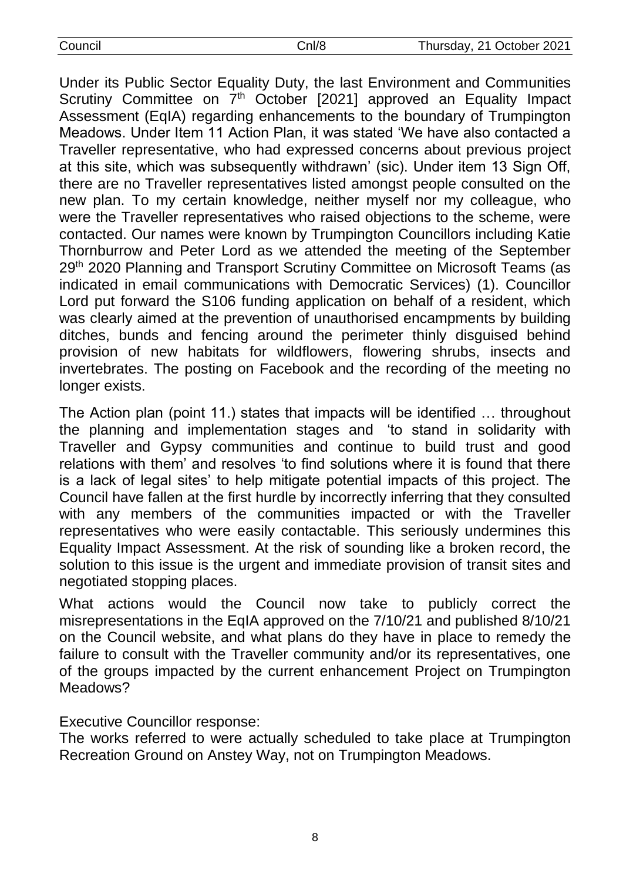Under its Public Sector Equality Duty, the last Environment and Communities Scrutiny Committee on 7th October [2021] approved an Equality Impact Assessment (EqIA) regarding enhancements to the boundary of Trumpington Meadows. Under Item 11 Action Plan, it was stated 'We have also contacted a Traveller representative, who had expressed concerns about previous project at this site, which was subsequently withdrawn' (sic). Under item 13 Sign Off, there are no Traveller representatives listed amongst people consulted on the new plan. To my certain knowledge, neither myself nor my colleague, who were the Traveller representatives who raised objections to the scheme, were contacted. Our names were known by Trumpington Councillors including Katie Thornburrow and Peter Lord as we attended the meeting of the September 29th 2020 Planning and Transport Scrutiny Committee on Microsoft Teams (as indicated in email communications with Democratic Services) (1). Councillor Lord put forward the S106 funding application on behalf of a resident, which was clearly aimed at the prevention of unauthorised encampments by building ditches, bunds and fencing around the perimeter thinly disguised behind provision of new habitats for wildflowers, flowering shrubs, insects and invertebrates. The posting on Facebook and the recording of the meeting no longer exists.

The Action plan (point 11.) states that impacts will be identified … throughout the planning and implementation stages and 'to stand in solidarity with Traveller and Gypsy communities and continue to build trust and good relations with them' and resolves 'to find solutions where it is found that there is a lack of legal sites' to help mitigate potential impacts of this project. The Council have fallen at the first hurdle by incorrectly inferring that they consulted with any members of the communities impacted or with the Traveller representatives who were easily contactable. This seriously undermines this Equality Impact Assessment. At the risk of sounding like a broken record, the solution to this issue is the urgent and immediate provision of transit sites and negotiated stopping places.

What actions would the Council now take to publicly correct the misrepresentations in the EqIA approved on the 7/10/21 and published 8/10/21 on the Council website, and what plans do they have in place to remedy the failure to consult with the Traveller community and/or its representatives, one of the groups impacted by the current enhancement Project on Trumpington Meadows?

Executive Councillor response:

The works referred to were actually scheduled to take place at Trumpington Recreation Ground on Anstey Way, not on Trumpington Meadows.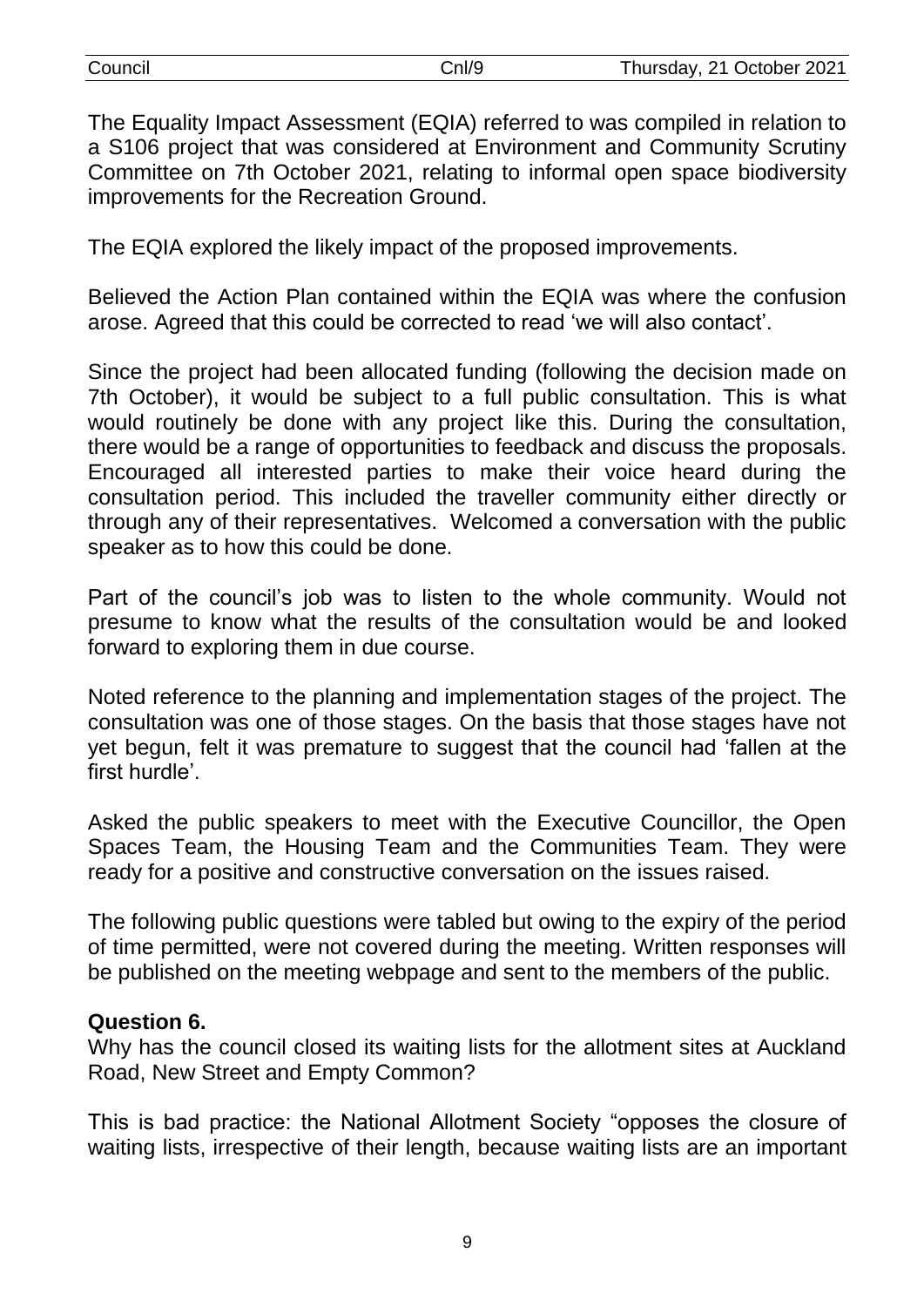The Equality Impact Assessment (EQIA) referred to was compiled in relation to a S106 project that was considered at Environment and Community Scrutiny Committee on 7th October 2021, relating to informal open space biodiversity improvements for the Recreation Ground.

The EQIA explored the likely impact of the proposed improvements.

Believed the Action Plan contained within the EQIA was where the confusion arose. Agreed that this could be corrected to read 'we will also contact'.

Since the project had been allocated funding (following the decision made on 7th October), it would be subject to a full public consultation. This is what would routinely be done with any project like this. During the consultation, there would be a range of opportunities to feedback and discuss the proposals. Encouraged all interested parties to make their voice heard during the consultation period. This included the traveller community either directly or through any of their representatives. Welcomed a conversation with the public speaker as to how this could be done.

Part of the council's job was to listen to the whole community. Would not presume to know what the results of the consultation would be and looked forward to exploring them in due course.

Noted reference to the planning and implementation stages of the project. The consultation was one of those stages. On the basis that those stages have not yet begun, felt it was premature to suggest that the council had 'fallen at the first hurdle'.

Asked the public speakers to meet with the Executive Councillor, the Open Spaces Team, the Housing Team and the Communities Team. They were ready for a positive and constructive conversation on the issues raised.

The following public questions were tabled but owing to the expiry of the period of time permitted, were not covered during the meeting. Written responses will be published on the meeting webpage and sent to the members of the public.

**Question 6.**

Why has the council closed its waiting lists for the allotment sites at Auckland Road, New Street and Empty Common?

This is bad practice: the National Allotment Society "opposes the closure of waiting lists, irrespective of their length, because waiting lists are an important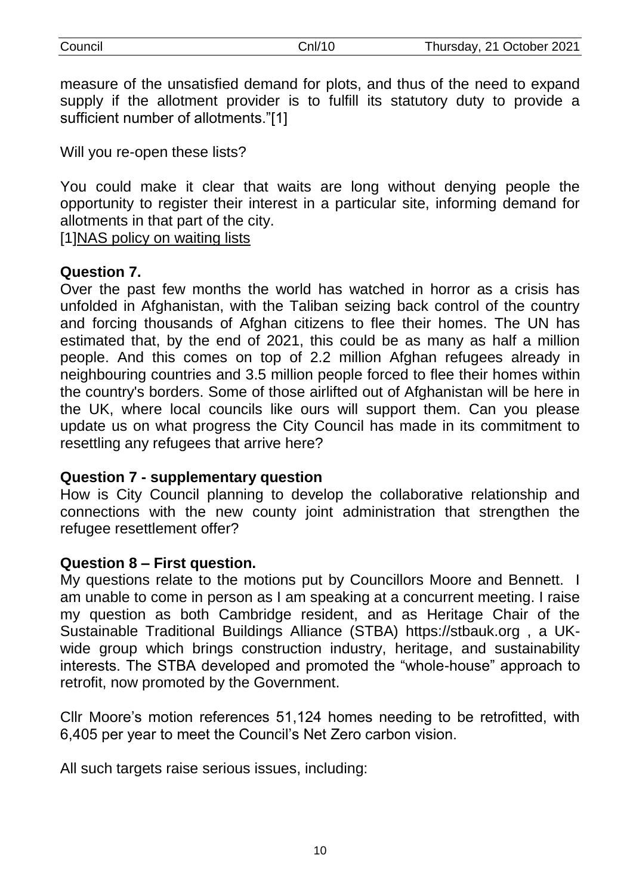measure of the unsatisfied demand for plots, and thus of the need to expand supply if the allotment provider is to fulfill its statutory duty to provide a sufficient number of allotments."[1]

Will you re-open these lists?

You could make it clear that waits are long without denying people the opportunity to register their interest in a particular site, informing demand for allotments in that part of the city.

[1]NAS policy on waiting lists

**Question 7.**

Over the past few months the world has watched in horror as a crisis has unfolded in Afghanistan, with the Taliban seizing back control of the country and forcing thousands of Afghan citizens to flee their homes. The UN has estimated that, by the end of 2021, this could be as many as half a million people. And this comes on top of 2.2 million Afghan refugees already in neighbouring countries and 3.5 million people forced to flee their homes within the country's borders. Some of those airlifted out of Afghanistan will be here in the UK, where local councils like ours will support them. Can you please update us on what progress the City Council has made in its commitment to resettling any refugees that arrive here?

**Question 7 - supplementary question**

How is City Council planning to develop the collaborative relationship and connections with the new county joint administration that strengthen the refugee resettlement offer?

**Question 8 – First question.**

My questions relate to the motions put by Councillors Moore and Bennett. I am unable to come in person as I am speaking at a concurrent meeting. I raise my question as both Cambridge resident, and as Heritage Chair of the Sustainable Traditional Buildings Alliance (STBA) https://stbauk.org , a UK-wide group which brings construction industry, heritage, and sustainability interests. The STBA developed and promoted the "whole-house" approach to retrofit, now promoted by the Government.

Cllr Moore's motion references 51,124 homes needing to be retrofitted, with 6,405 per year to meet the Council's Net Zero carbon vision.

All such targets raise serious issues, including: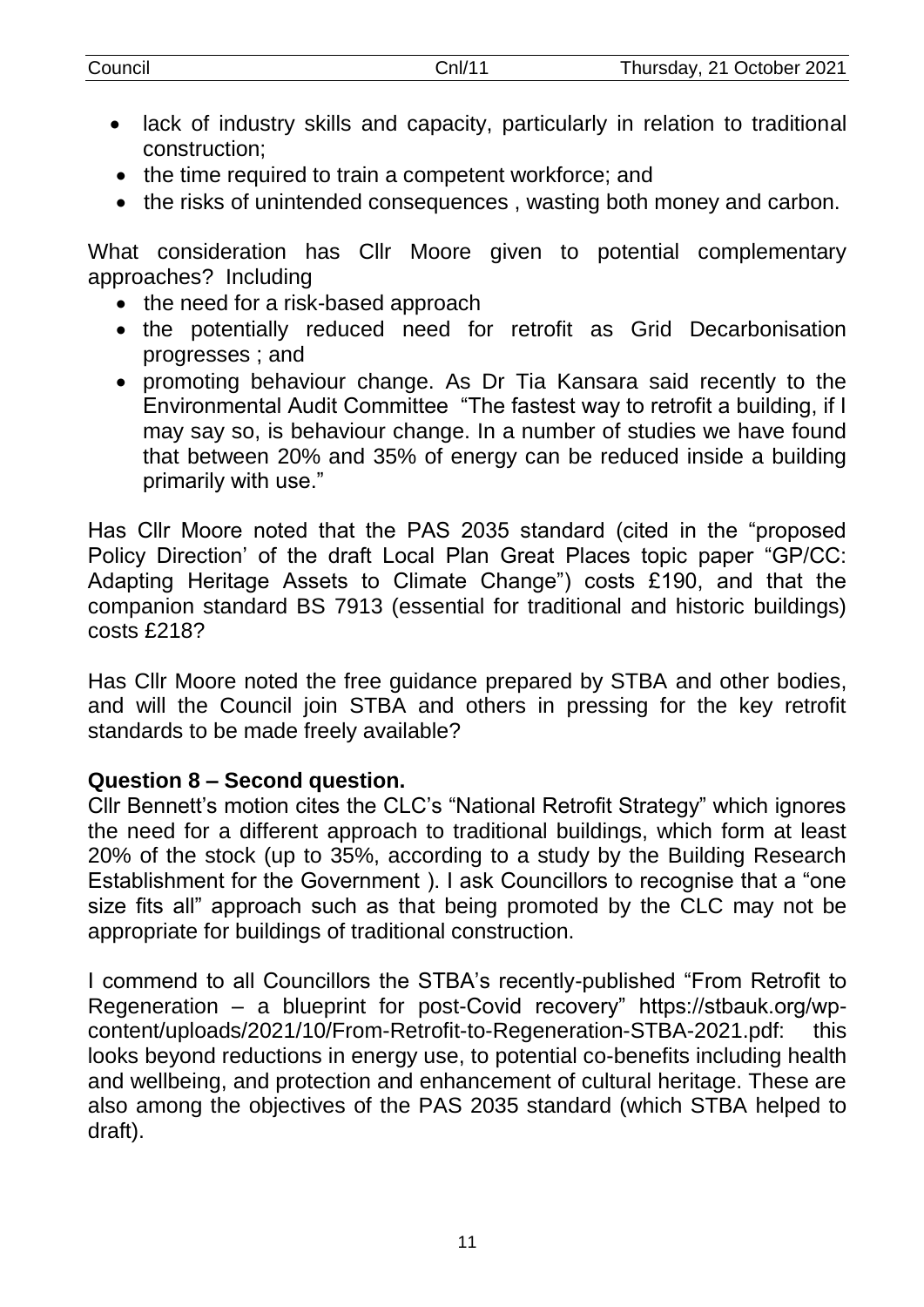- lack of industry skills and capacity, particularly in relation to traditional construction;
- the time required to train a competent workforce; and
- the risks of unintended consequences , wasting both money and carbon.

What consideration has Cllr Moore given to potential complementary approaches? Including

- the need for a risk-based approach
- the potentially reduced need for retrofit as Grid Decarbonisation progresses ; and
- promoting behaviour change. As Dr Tia Kansara said recently to the Environmental Audit Committee "The fastest way to retrofit a building, if I may say so, is behaviour change. In a number of studies we have found that between 20% and 35% of energy can be reduced inside a building primarily with use."

Has Cllr Moore noted that the PAS 2035 standard (cited in the "proposed Policy Direction' of the draft Local Plan Great Places topic paper "GP/CC: Adapting Heritage Assets to Climate Change") costs £190, and that the companion standard BS 7913 (essential for traditional and historic buildings) costs £218?

Has Cllr Moore noted the free guidance prepared by STBA and other bodies, and will the Council join STBA and others in pressing for the key retrofit standards to be made freely available?

**Question 8 – Second question.**

Cllr Bennett's motion cites the CLC's "National Retrofit Strategy" which ignores the need for a different approach to traditional buildings, which form at least 20% of the stock (up to 35%, according to a study by the Building Research Establishment for the Government ). I ask Councillors to recognise that a "one size fits all" approach such as that being promoted by the CLC may not be appropriate for buildings of traditional construction.

I commend to all Councillors the STBA's recently-published "From Retrofit to Regeneration – a blueprint for post-Covid recovery" https://stbauk.org/wp-content/uploads/2021/10/From-Retrofit-to-Regeneration-STBA-2021.pdf: this looks beyond reductions in energy use, to potential co-benefits including health and wellbeing, and protection and enhancement of cultural heritage. These are also among the objectives of the PAS 2035 standard (which STBA helped to draft).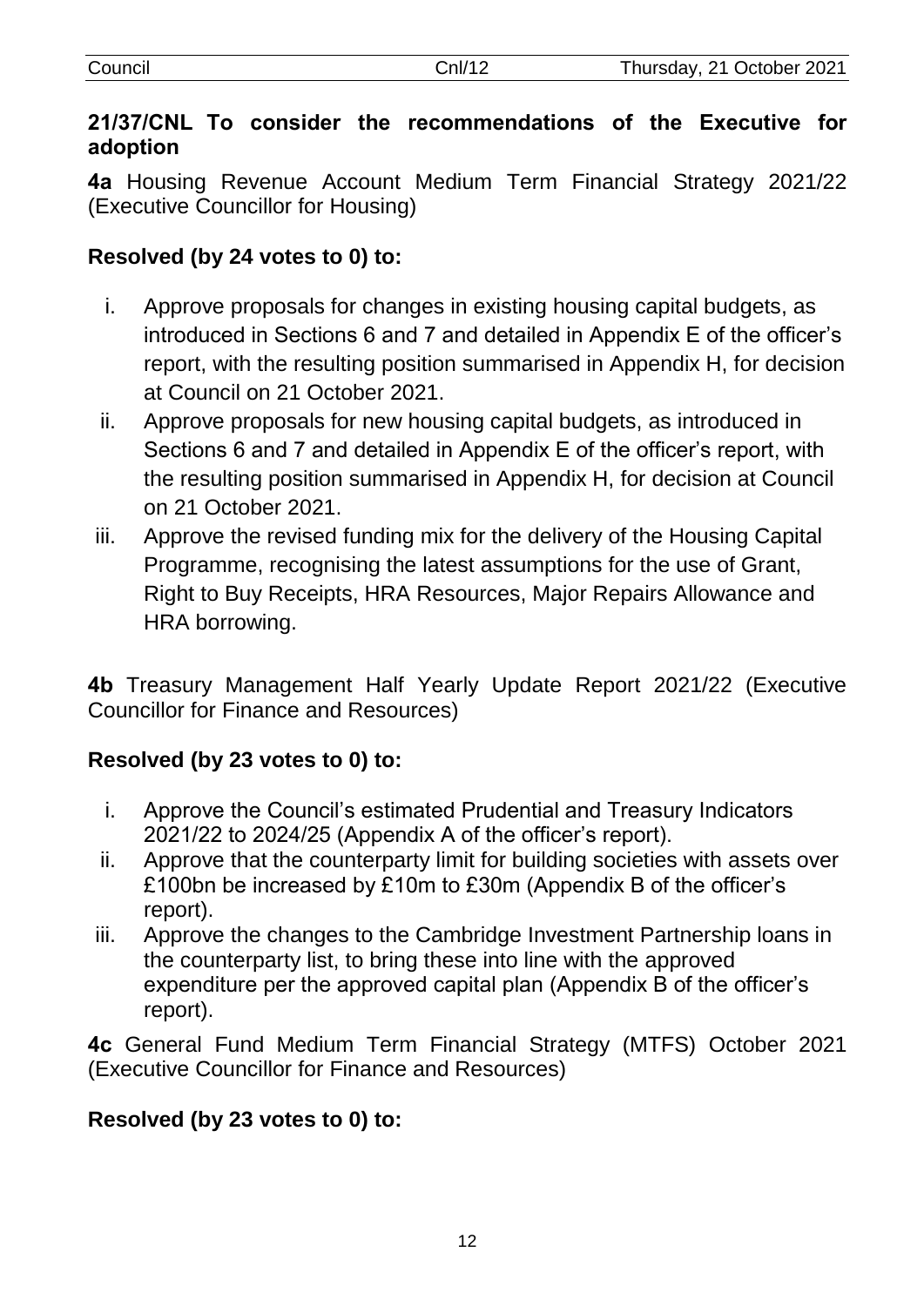## 21/37/CNL To consider the recommendations of the Executive for adoption

**4a** Housing Revenue Account Medium Term Financial Strategy 2021/22 (Executive Councillor for Housing)

**Resolved (by 24 votes to 0) to:**

i. Approve proposals for changes in existing housing capital budgets, as introduced in Sections 6 and 7 and detailed in Appendix E of the officer's report, with the resulting position summarised in Appendix H, for decision at Council on 21 October 2021.
ii. Approve proposals for new housing capital budgets, as introduced in Sections 6 and 7 and detailed in Appendix E of the officer's report, with the resulting position summarised in Appendix H, for decision at Council on 21 October 2021.
iii. Approve the revised funding mix for the delivery of the Housing Capital Programme, recognising the latest assumptions for the use of Grant, Right to Buy Receipts, HRA Resources, Major Repairs Allowance and HRA borrowing.

**4b** Treasury Management Half Yearly Update Report 2021/22 (Executive Councillor for Finance and Resources)

**Resolved (by 23 votes to 0) to:**

i. Approve the Council's estimated Prudential and Treasury Indicators 2021/22 to 2024/25 (Appendix A of the officer's report).
ii. Approve that the counterparty limit for building societies with assets over £100bn be increased by £10m to £30m (Appendix B of the officer's report).
iii. Approve the changes to the Cambridge Investment Partnership loans in the counterparty list, to bring these into line with the approved expenditure per the approved capital plan (Appendix B of the officer's report).

**4c** General Fund Medium Term Financial Strategy (MTFS) October 2021 (Executive Councillor for Finance and Resources)

**Resolved (by 23 votes to 0) to:**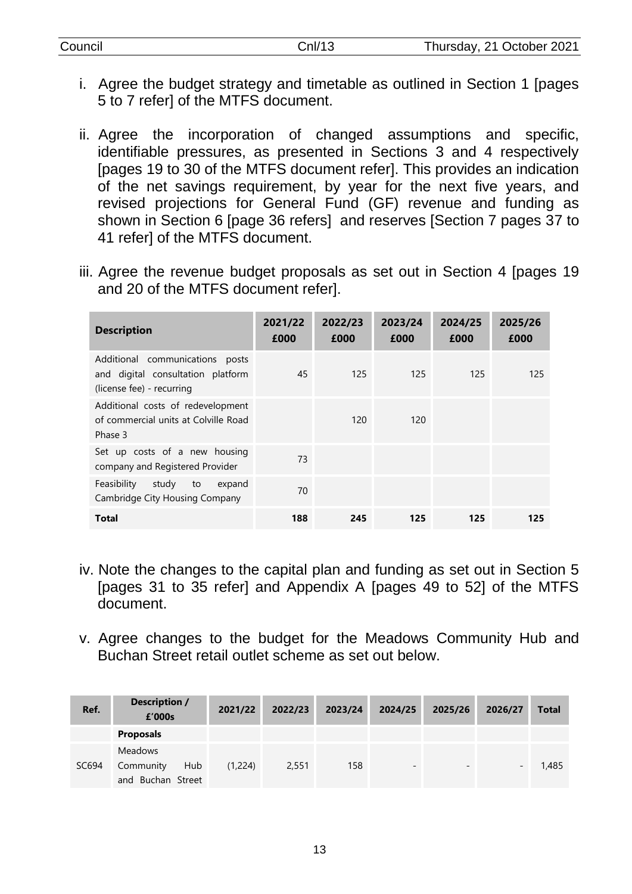i. Agree the budget strategy and timetable as outlined in Section 1 [pages 5 to 7 refer] of the MTFS document.

ii. Agree the incorporation of changed assumptions and specific, identifiable pressures, as presented in Sections 3 and 4 respectively [pages 19 to 30 of the MTFS document refer]. This provides an indication of the net savings requirement, by year for the next five years, and revised projections for General Fund (GF) revenue and funding as shown in Section 6 [page 36 refers] and reserves [Section 7 pages 37 to 41 refer] of the MTFS document.

iii. Agree the revenue budget proposals as set out in Section 4 [pages 19 and 20 of the MTFS document refer].

| Description | 2021/22 £000 | 2022/23 £000 | 2023/24 £000 | 2024/25 £000 | 2025/26 £000 |
|---|---|---|---|---|---|
| Additional communications posts and digital consultation platform (license fee) - recurring | 45 | 125 | 125 | 125 | 125 |
| Additional costs of redevelopment of commercial units at Colville Road Phase 3 | | 120 | 120 | | |
| Set up costs of a new housing company and Registered Provider | 73 | | | | |
| Feasibility study to expand Cambridge City Housing Company | 70 | | | | |
| **Total** | **188** | **245** | **125** | **125** | **125** |

iv. Note the changes to the capital plan and funding as set out in Section 5 [pages 31 to 35 refer] and Appendix A [pages 49 to 52] of the MTFS document.

v. Agree changes to the budget for the Meadows Community Hub and Buchan Street retail outlet scheme as set out below.

| Ref. | Description / £'000s | 2021/22 | 2022/23 | 2023/24 | 2024/25 | 2025/26 | 2026/27 | Total |
|---|---|---|---|---|---|---|---|---|
| | **Proposals** | | | | | | | |
| SC694 | Meadows Community Hub and Buchan Street | (1,224) | 2,551 | 158 | - | - | - | 1,485 |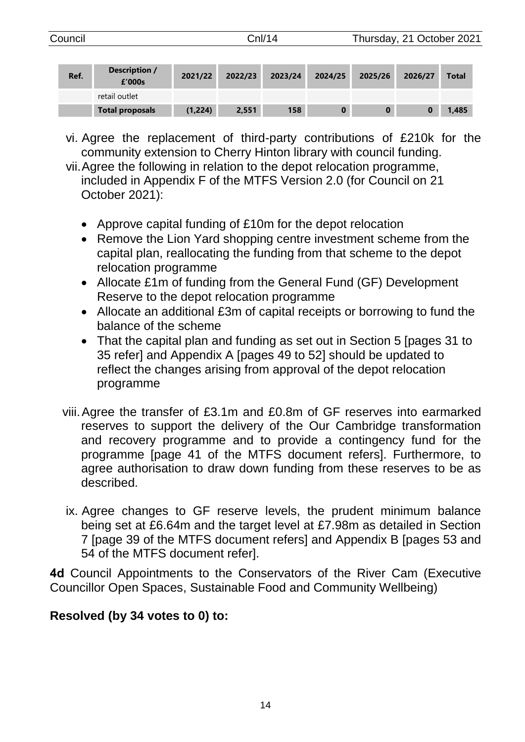| Ref. | Description / £'000s | 2021/22 | 2022/23 | 2023/24 | 2024/25 | 2025/26 | 2026/27 | Total |
|---|---|---|---|---|---|---|---|---|
| | retail outlet | | | | | | | |
| | **Total proposals** | **(1,224)** | **2,551** | **158** | **0** | **0** | **0** | **1,485** |

vi. Agree the replacement of third-party contributions of £210k for the community extension to Cherry Hinton library with council funding.

vii. Agree the following in relation to the depot relocation programme, included in Appendix F of the MTFS Version 2.0 (for Council on 21 October 2021):

- Approve capital funding of £10m for the depot relocation
- Remove the Lion Yard shopping centre investment scheme from the capital plan, reallocating the funding from that scheme to the depot relocation programme
- Allocate £1m of funding from the General Fund (GF) Development Reserve to the depot relocation programme
- Allocate an additional £3m of capital receipts or borrowing to fund the balance of the scheme
- That the capital plan and funding as set out in Section 5 [pages 31 to 35 refer] and Appendix A [pages 49 to 52] should be updated to reflect the changes arising from approval of the depot relocation programme

viii. Agree the transfer of £3.1m and £0.8m of GF reserves into earmarked reserves to support the delivery of the Our Cambridge transformation and recovery programme and to provide a contingency fund for the programme [page 41 of the MTFS document refers]. Furthermore, to agree authorisation to draw down funding from these reserves to be as described.

ix. Agree changes to GF reserve levels, the prudent minimum balance being set at £6.64m and the target level at £7.98m as detailed in Section 7 [page 39 of the MTFS document refers] and Appendix B [pages 53 and 54 of the MTFS document refer].

**4d** Council Appointments to the Conservators of the River Cam (Executive Councillor Open Spaces, Sustainable Food and Community Wellbeing)

**Resolved (by 34 votes to 0) to:**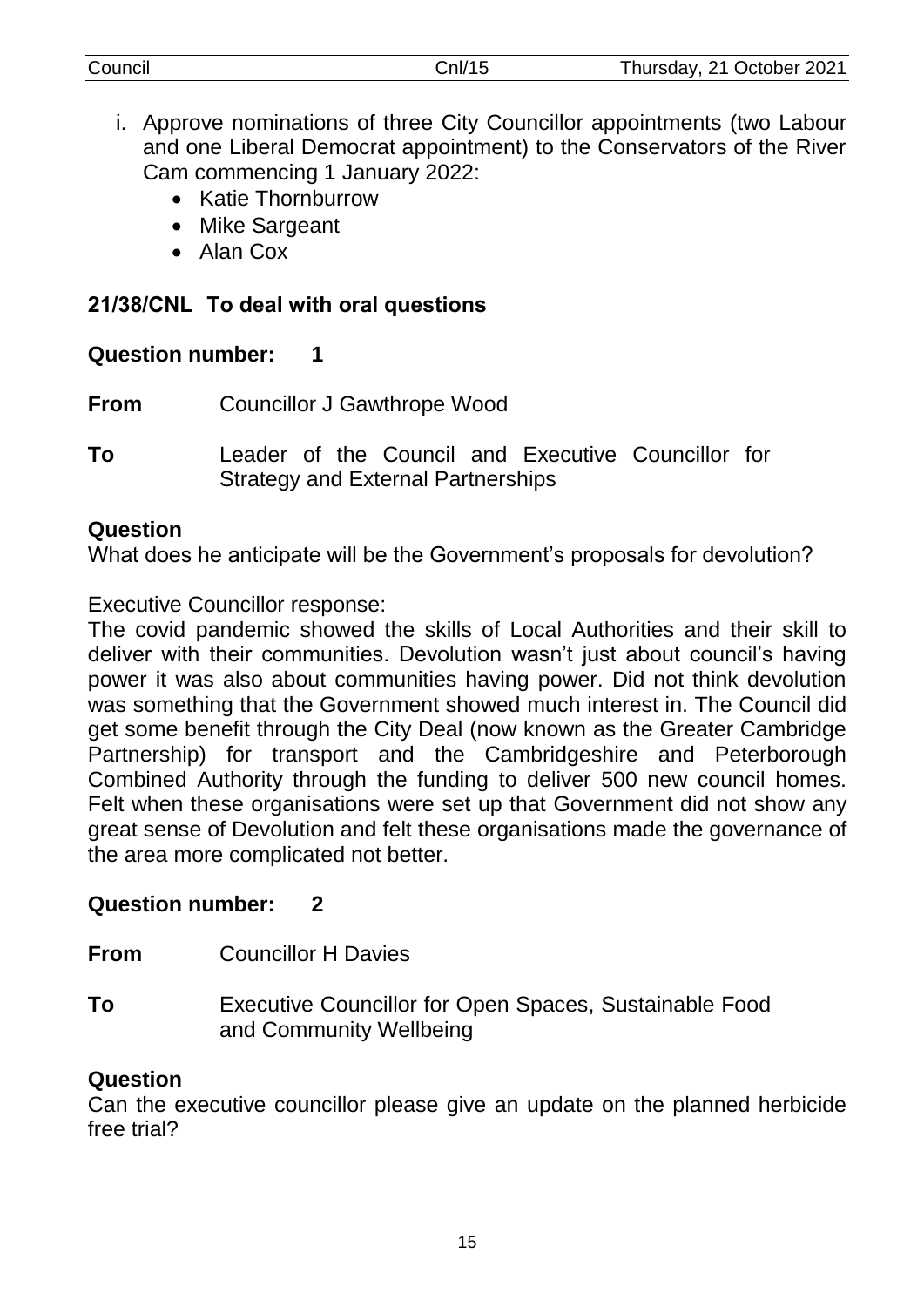i. Approve nominations of three City Councillor appointments (two Labour and one Liberal Democrat appointment) to the Conservators of the River Cam commencing 1 January 2022:
   - Katie Thornburrow
   - Mike Sargeant
   - Alan Cox

## 21/38/CNL To deal with oral questions

**Question number: 1**

**From** Councillor J Gawthrope Wood

**To** Leader of the Council and Executive Councillor for Strategy and External Partnerships

**Question**

What does he anticipate will be the Government's proposals for devolution?

Executive Councillor response:

The covid pandemic showed the skills of Local Authorities and their skill to deliver with their communities. Devolution wasn't just about council's having power it was also about communities having power. Did not think devolution was something that the Government showed much interest in. The Council did get some benefit through the City Deal (now known as the Greater Cambridge Partnership) for transport and the Cambridgeshire and Peterborough Combined Authority through the funding to deliver 500 new council homes. Felt when these organisations were set up that Government did not show any great sense of Devolution and felt these organisations made the governance of the area more complicated not better.

**Question number: 2**

**From** Councillor H Davies

**To** Executive Councillor for Open Spaces, Sustainable Food and Community Wellbeing

**Question**

Can the executive councillor please give an update on the planned herbicide free trial?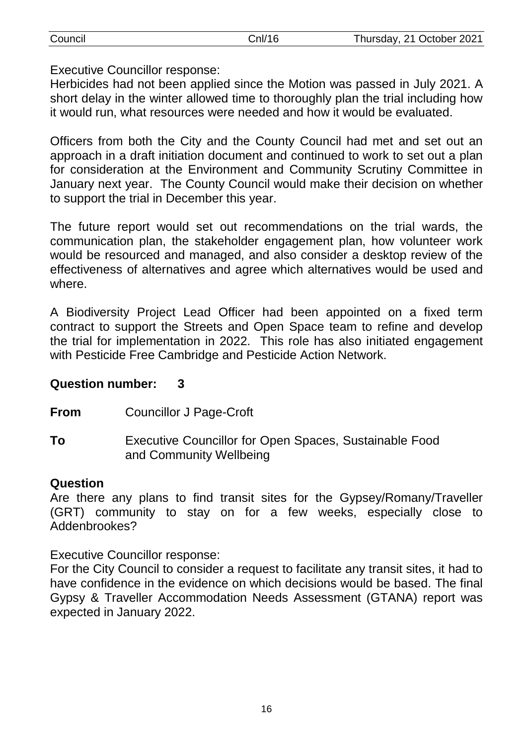Executive Councillor response:
Herbicides had not been applied since the Motion was passed in July 2021. A short delay in the winter allowed time to thoroughly plan the trial including how it would run, what resources were needed and how it would be evaluated.

Officers from both the City and the County Council had met and set out an approach in a draft initiation document and continued to work to set out a plan for consideration at the Environment and Community Scrutiny Committee in January next year. The County Council would make their decision on whether to support the trial in December this year.

The future report would set out recommendations on the trial wards, the communication plan, the stakeholder engagement plan, how volunteer work would be resourced and managed, and also consider a desktop review of the effectiveness of alternatives and agree which alternatives would be used and where.

A Biodiversity Project Lead Officer had been appointed on a fixed term contract to support the Streets and Open Space team to refine and develop the trial for implementation in 2022. This role has also initiated engagement with Pesticide Free Cambridge and Pesticide Action Network.

**Question number: 3**

**From** Councillor J Page-Croft

**To** Executive Councillor for Open Spaces, Sustainable Food and Community Wellbeing

**Question**

Are there any plans to find transit sites for the Gypsey/Romany/Traveller (GRT) community to stay on for a few weeks, especially close to Addenbrookes?

Executive Councillor response:
For the City Council to consider a request to facilitate any transit sites, it had to have confidence in the evidence on which decisions would be based. The final Gypsy & Traveller Accommodation Needs Assessment (GTANA) report was expected in January 2022.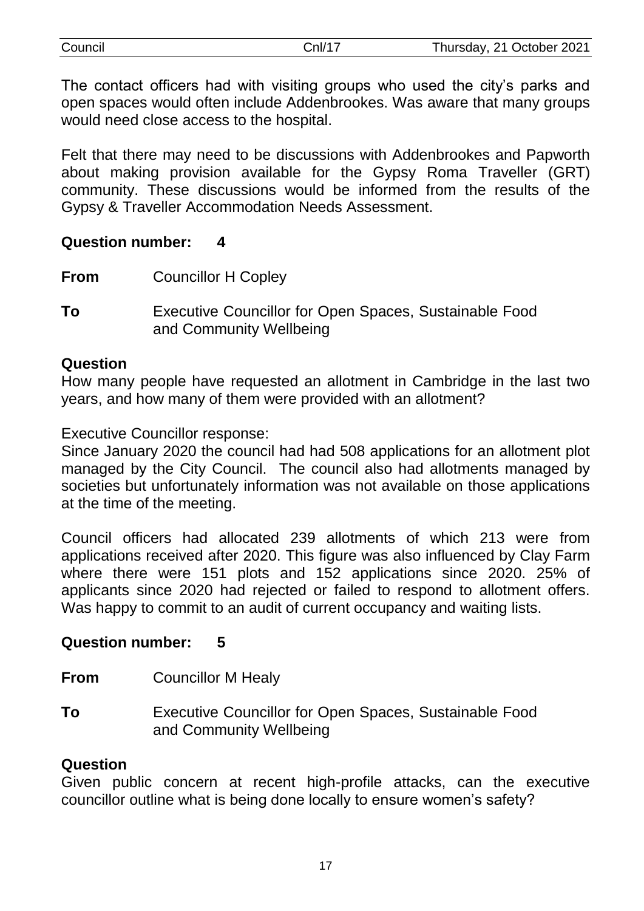The contact officers had with visiting groups who used the city's parks and open spaces would often include Addenbrookes. Was aware that many groups would need close access to the hospital.

Felt that there may need to be discussions with Addenbrookes and Papworth about making provision available for the Gypsy Roma Traveller (GRT) community. These discussions would be informed from the results of the Gypsy & Traveller Accommodation Needs Assessment.

**Question number: 4**

**From** Councillor H Copley

**To** Executive Councillor for Open Spaces, Sustainable Food and Community Wellbeing

**Question**

How many people have requested an allotment in Cambridge in the last two years, and how many of them were provided with an allotment?

Executive Councillor response:

Since January 2020 the council had had 508 applications for an allotment plot managed by the City Council. The council also had allotments managed by societies but unfortunately information was not available on those applications at the time of the meeting.

Council officers had allocated 239 allotments of which 213 were from applications received after 2020. This figure was also influenced by Clay Farm where there were 151 plots and 152 applications since 2020. 25% of applicants since 2020 had rejected or failed to respond to allotment offers. Was happy to commit to an audit of current occupancy and waiting lists.

**Question number: 5**

**From** Councillor M Healy

**To** Executive Councillor for Open Spaces, Sustainable Food and Community Wellbeing

**Question**

Given public concern at recent high-profile attacks, can the executive councillor outline what is being done locally to ensure women's safety?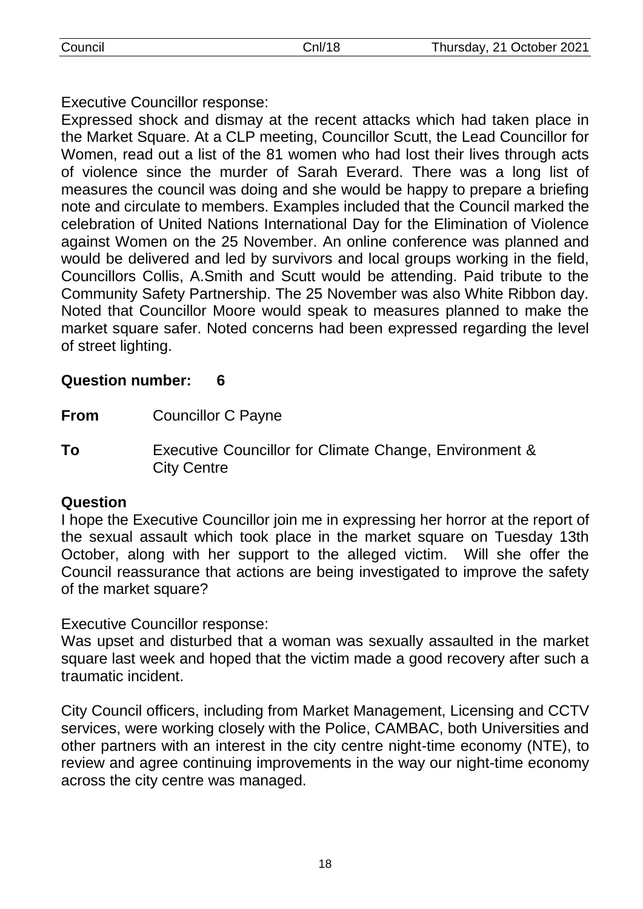Executive Councillor response:
Expressed shock and dismay at the recent attacks which had taken place in the Market Square. At a CLP meeting, Councillor Scutt, the Lead Councillor for Women, read out a list of the 81 women who had lost their lives through acts of violence since the murder of Sarah Everard. There was a long list of measures the council was doing and she would be happy to prepare a briefing note and circulate to members. Examples included that the Council marked the celebration of United Nations International Day for the Elimination of Violence against Women on the 25 November. An online conference was planned and would be delivered and led by survivors and local groups working in the field, Councillors Collis, A.Smith and Scutt would be attending. Paid tribute to the Community Safety Partnership. The 25 November was also White Ribbon day. Noted that Councillor Moore would speak to measures planned to make the market square safer. Noted concerns had been expressed regarding the level of street lighting.

**Question number: 6**

**From** Councillor C Payne

**To** Executive Councillor for Climate Change, Environment & City Centre

**Question**

I hope the Executive Councillor join me in expressing her horror at the report of the sexual assault which took place in the market square on Tuesday 13th October, along with her support to the alleged victim. Will she offer the Council reassurance that actions are being investigated to improve the safety of the market square?

Executive Councillor response:
Was upset and disturbed that a woman was sexually assaulted in the market square last week and hoped that the victim made a good recovery after such a traumatic incident.

City Council officers, including from Market Management, Licensing and CCTV services, were working closely with the Police, CAMBAC, both Universities and other partners with an interest in the city centre night-time economy (NTE), to review and agree continuing improvements in the way our night-time economy across the city centre was managed.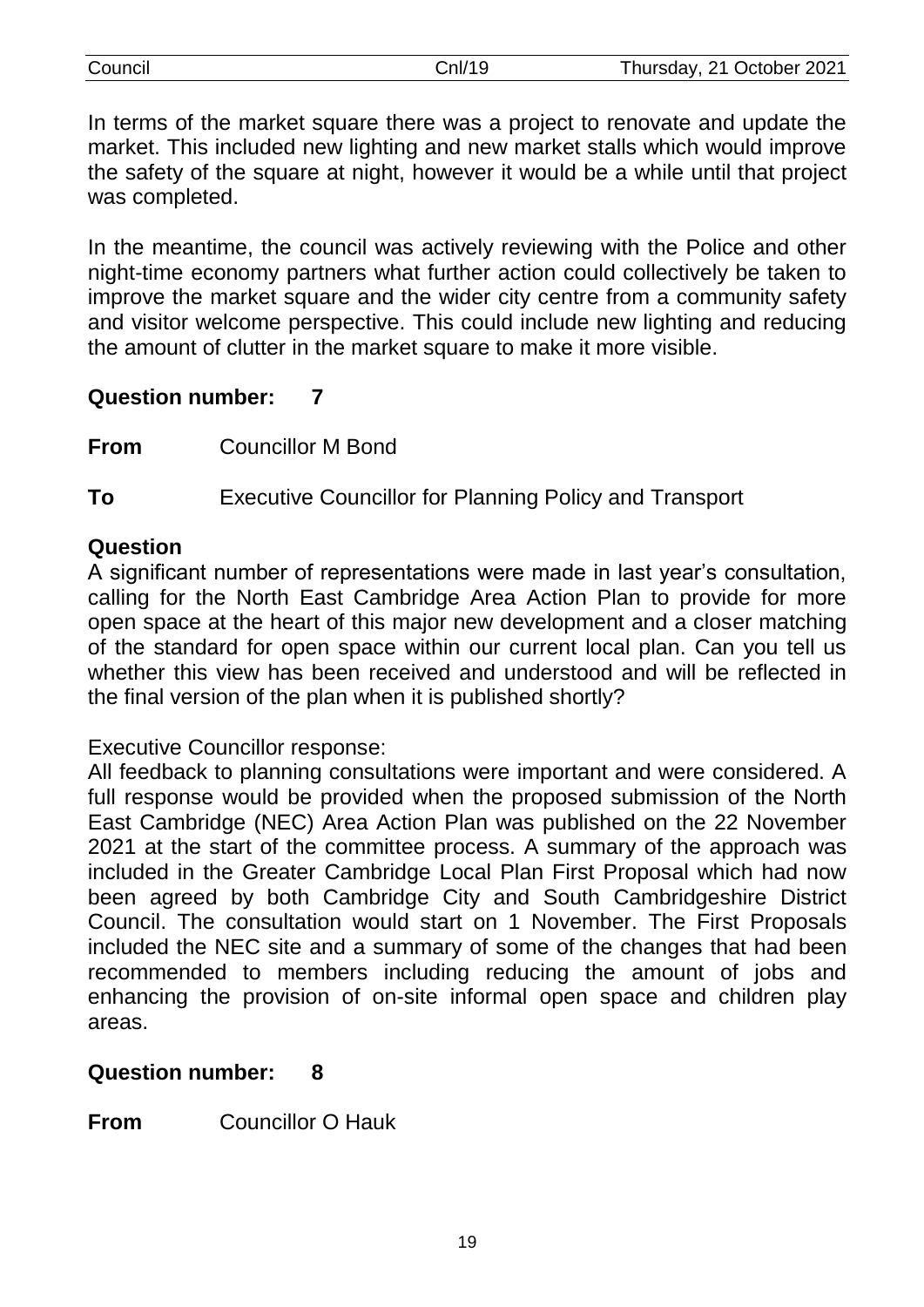In terms of the market square there was a project to renovate and update the market. This included new lighting and new market stalls which would improve the safety of the square at night, however it would be a while until that project was completed.

In the meantime, the council was actively reviewing with the Police and other night-time economy partners what further action could collectively be taken to improve the market square and the wider city centre from a community safety and visitor welcome perspective. This could include new lighting and reducing the amount of clutter in the market square to make it more visible.

**Question number: 7**

**From** Councillor M Bond

**To** Executive Councillor for Planning Policy and Transport

**Question**

A significant number of representations were made in last year's consultation, calling for the North East Cambridge Area Action Plan to provide for more open space at the heart of this major new development and a closer matching of the standard for open space within our current local plan. Can you tell us whether this view has been received and understood and will be reflected in the final version of the plan when it is published shortly?

Executive Councillor response:

All feedback to planning consultations were important and were considered. A full response would be provided when the proposed submission of the North East Cambridge (NEC) Area Action Plan was published on the 22 November 2021 at the start of the committee process. A summary of the approach was included in the Greater Cambridge Local Plan First Proposal which had now been agreed by both Cambridge City and South Cambridgeshire District Council. The consultation would start on 1 November. The First Proposals included the NEC site and a summary of some of the changes that had been recommended to members including reducing the amount of jobs and enhancing the provision of on-site informal open space and children play areas.

**Question number: 8**

**From** Councillor O Hauk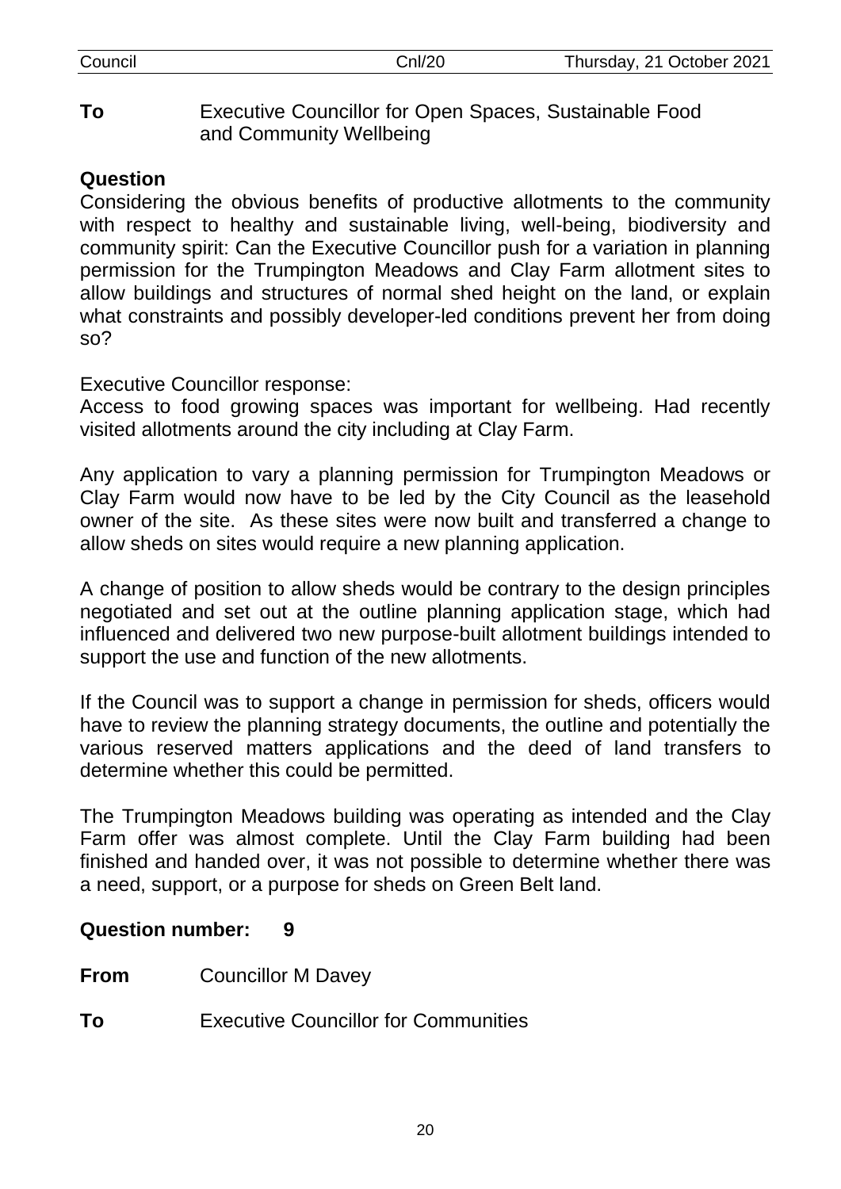**To** Executive Councillor for Open Spaces, Sustainable Food and Community Wellbeing

**Question**

Considering the obvious benefits of productive allotments to the community with respect to healthy and sustainable living, well-being, biodiversity and community spirit: Can the Executive Councillor push for a variation in planning permission for the Trumpington Meadows and Clay Farm allotment sites to allow buildings and structures of normal shed height on the land, or explain what constraints and possibly developer-led conditions prevent her from doing so?

Executive Councillor response:

Access to food growing spaces was important for wellbeing. Had recently visited allotments around the city including at Clay Farm.

Any application to vary a planning permission for Trumpington Meadows or Clay Farm would now have to be led by the City Council as the leasehold owner of the site. As these sites were now built and transferred a change to allow sheds on sites would require a new planning application.

A change of position to allow sheds would be contrary to the design principles negotiated and set out at the outline planning application stage, which had influenced and delivered two new purpose-built allotment buildings intended to support the use and function of the new allotments.

If the Council was to support a change in permission for sheds, officers would have to review the planning strategy documents, the outline and potentially the various reserved matters applications and the deed of land transfers to determine whether this could be permitted.

The Trumpington Meadows building was operating as intended and the Clay Farm offer was almost complete. Until the Clay Farm building had been finished and handed over, it was not possible to determine whether there was a need, support, or a purpose for sheds on Green Belt land.

**Question number: 9**

**From** Councillor M Davey

**To** Executive Councillor for Communities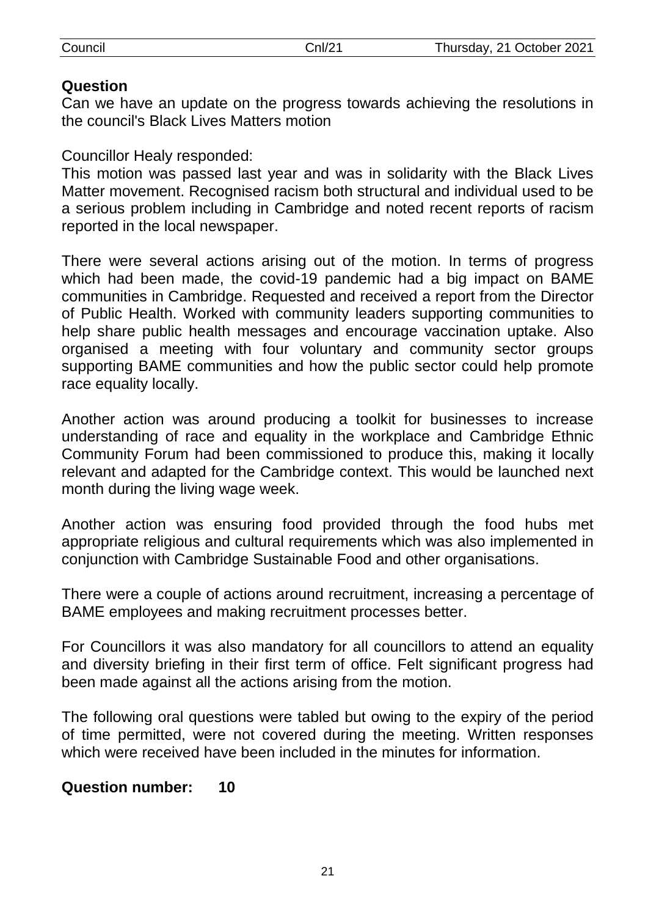**Question**

Can we have an update on the progress towards achieving the resolutions in the council's Black Lives Matters motion

Councillor Healy responded:

This motion was passed last year and was in solidarity with the Black Lives Matter movement. Recognised racism both structural and individual used to be a serious problem including in Cambridge and noted recent reports of racism reported in the local newspaper.

There were several actions arising out of the motion. In terms of progress which had been made, the covid-19 pandemic had a big impact on BAME communities in Cambridge. Requested and received a report from the Director of Public Health. Worked with community leaders supporting communities to help share public health messages and encourage vaccination uptake. Also organised a meeting with four voluntary and community sector groups supporting BAME communities and how the public sector could help promote race equality locally.

Another action was around producing a toolkit for businesses to increase understanding of race and equality in the workplace and Cambridge Ethnic Community Forum had been commissioned to produce this, making it locally relevant and adapted for the Cambridge context. This would be launched next month during the living wage week.

Another action was ensuring food provided through the food hubs met appropriate religious and cultural requirements which was also implemented in conjunction with Cambridge Sustainable Food and other organisations.

There were a couple of actions around recruitment, increasing a percentage of BAME employees and making recruitment processes better.

For Councillors it was also mandatory for all councillors to attend an equality and diversity briefing in their first term of office. Felt significant progress had been made against all the actions arising from the motion.

The following oral questions were tabled but owing to the expiry of the period of time permitted, were not covered during the meeting. Written responses which were received have been included in the minutes for information.

**Question number: 10**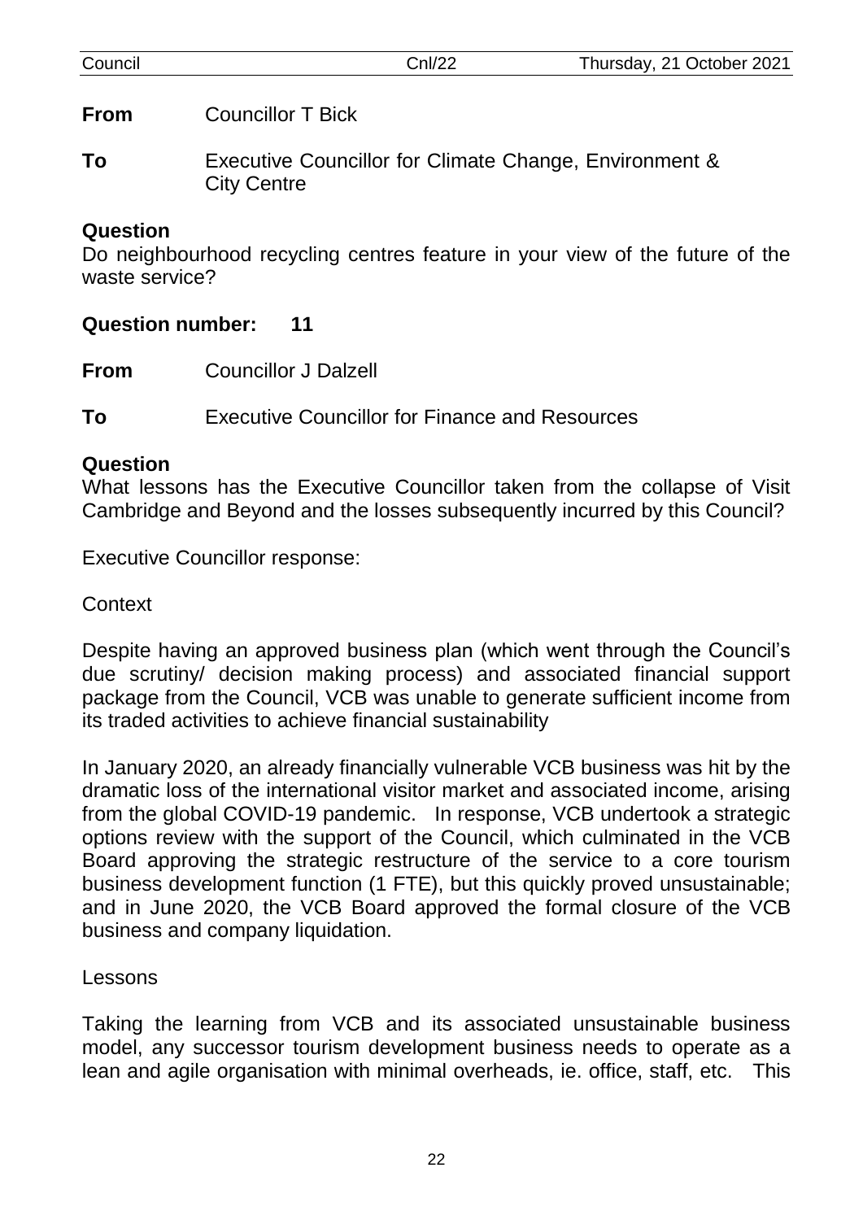**From** Councillor T Bick

**To** Executive Councillor for Climate Change, Environment & City Centre

**Question**

Do neighbourhood recycling centres feature in your view of the future of the waste service?

**Question number: 11**

**From** Councillor J Dalzell

**To** Executive Councillor for Finance and Resources

**Question**

What lessons has the Executive Councillor taken from the collapse of Visit Cambridge and Beyond and the losses subsequently incurred by this Council?

Executive Councillor response:

Context

Despite having an approved business plan (which went through the Council's due scrutiny/ decision making process) and associated financial support package from the Council, VCB was unable to generate sufficient income from its traded activities to achieve financial sustainability

In January 2020, an already financially vulnerable VCB business was hit by the dramatic loss of the international visitor market and associated income, arising from the global COVID-19 pandemic. In response, VCB undertook a strategic options review with the support of the Council, which culminated in the VCB Board approving the strategic restructure of the service to a core tourism business development function (1 FTE), but this quickly proved unsustainable; and in June 2020, the VCB Board approved the formal closure of the VCB business and company liquidation.

Lessons

Taking the learning from VCB and its associated unsustainable business model, any successor tourism development business needs to operate as a lean and agile organisation with minimal overheads, ie. office, staff, etc. This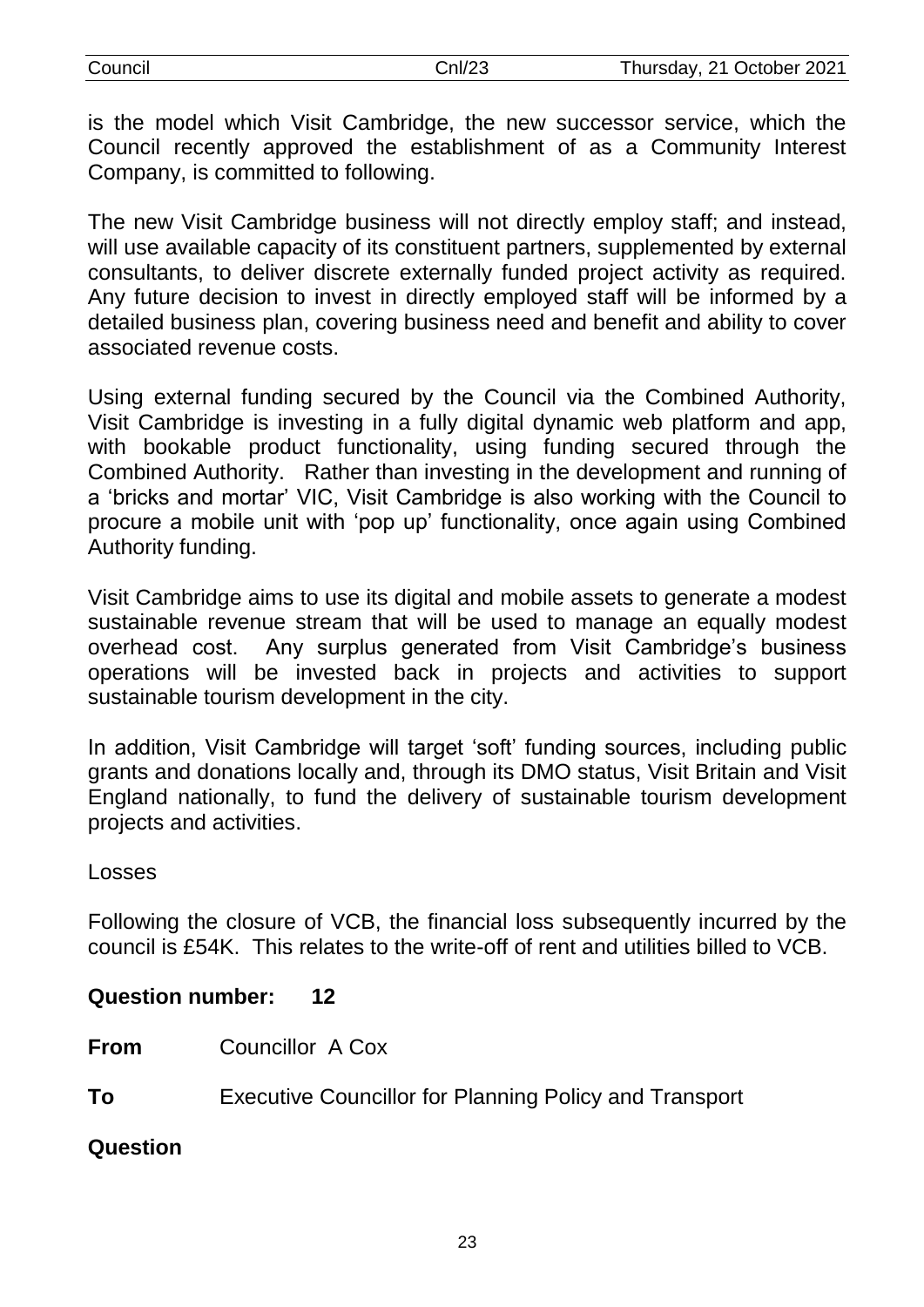is the model which Visit Cambridge, the new successor service, which the Council recently approved the establishment of as a Community Interest Company, is committed to following.

The new Visit Cambridge business will not directly employ staff; and instead, will use available capacity of its constituent partners, supplemented by external consultants, to deliver discrete externally funded project activity as required. Any future decision to invest in directly employed staff will be informed by a detailed business plan, covering business need and benefit and ability to cover associated revenue costs.

Using external funding secured by the Council via the Combined Authority, Visit Cambridge is investing in a fully digital dynamic web platform and app, with bookable product functionality, using funding secured through the Combined Authority. Rather than investing in the development and running of a 'bricks and mortar' VIC, Visit Cambridge is also working with the Council to procure a mobile unit with 'pop up' functionality, once again using Combined Authority funding.

Visit Cambridge aims to use its digital and mobile assets to generate a modest sustainable revenue stream that will be used to manage an equally modest overhead cost. Any surplus generated from Visit Cambridge's business operations will be invested back in projects and activities to support sustainable tourism development in the city.

In addition, Visit Cambridge will target 'soft' funding sources, including public grants and donations locally and, through its DMO status, Visit Britain and Visit England nationally, to fund the delivery of sustainable tourism development projects and activities.

Losses

Following the closure of VCB, the financial loss subsequently incurred by the council is £54K. This relates to the write-off of rent and utilities billed to VCB.

**Question number: 12**

**From** Councillor A Cox

**To** Executive Councillor for Planning Policy and Transport

**Question**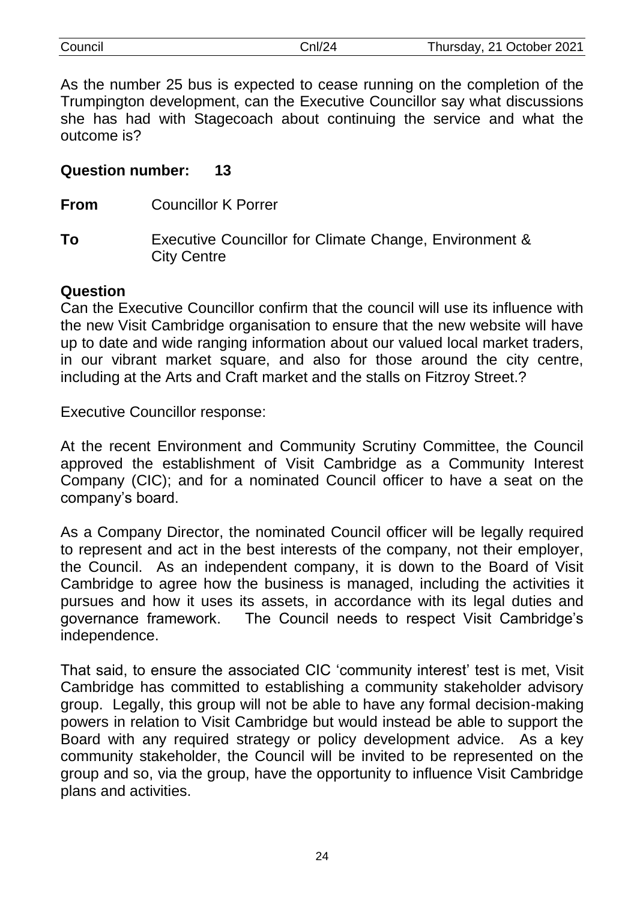As the number 25 bus is expected to cease running on the completion of the Trumpington development, can the Executive Councillor say what discussions she has had with Stagecoach about continuing the service and what the outcome is?

**Question number: 13**

**From** Councillor K Porrer

**To** Executive Councillor for Climate Change, Environment & City Centre

**Question**

Can the Executive Councillor confirm that the council will use its influence with the new Visit Cambridge organisation to ensure that the new website will have up to date and wide ranging information about our valued local market traders, in our vibrant market square, and also for those around the city centre, including at the Arts and Craft market and the stalls on Fitzroy Street.?

Executive Councillor response:

At the recent Environment and Community Scrutiny Committee, the Council approved the establishment of Visit Cambridge as a Community Interest Company (CIC); and for a nominated Council officer to have a seat on the company's board.

As a Company Director, the nominated Council officer will be legally required to represent and act in the best interests of the company, not their employer, the Council. As an independent company, it is down to the Board of Visit Cambridge to agree how the business is managed, including the activities it pursues and how it uses its assets, in accordance with its legal duties and governance framework. The Council needs to respect Visit Cambridge's independence.

That said, to ensure the associated CIC 'community interest' test is met, Visit Cambridge has committed to establishing a community stakeholder advisory group. Legally, this group will not be able to have any formal decision-making powers in relation to Visit Cambridge but would instead be able to support the Board with any required strategy or policy development advice. As a key community stakeholder, the Council will be invited to be represented on the group and so, via the group, have the opportunity to influence Visit Cambridge plans and activities.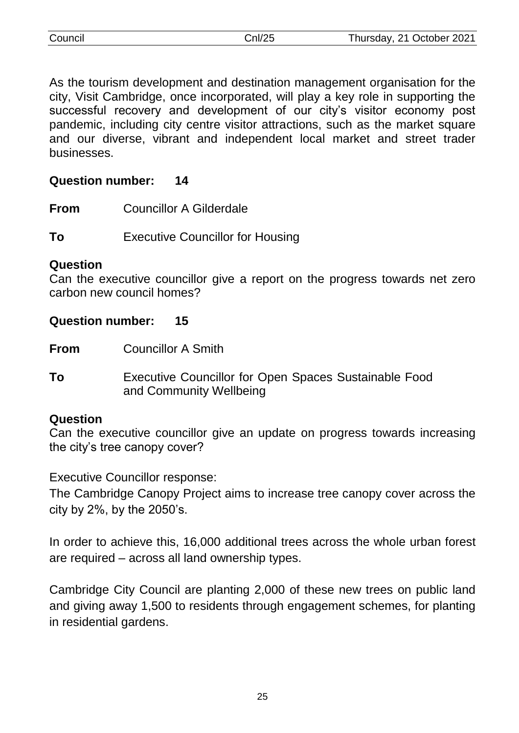As the tourism development and destination management organisation for the city, Visit Cambridge, once incorporated, will play a key role in supporting the successful recovery and development of our city's visitor economy post pandemic, including city centre visitor attractions, such as the market square and our diverse, vibrant and independent local market and street trader businesses.

**Question number: 14**

**From** Councillor A Gilderdale

**To** Executive Councillor for Housing

**Question**

Can the executive councillor give a report on the progress towards net zero carbon new council homes?

**Question number: 15**

**From** Councillor A Smith

**To** Executive Councillor for Open Spaces Sustainable Food and Community Wellbeing

**Question**

Can the executive councillor give an update on progress towards increasing the city's tree canopy cover?

Executive Councillor response:

The Cambridge Canopy Project aims to increase tree canopy cover across the city by 2%, by the 2050's.

In order to achieve this, 16,000 additional trees across the whole urban forest are required – across all land ownership types.

Cambridge City Council are planting 2,000 of these new trees on public land and giving away 1,500 to residents through engagement schemes, for planting in residential gardens.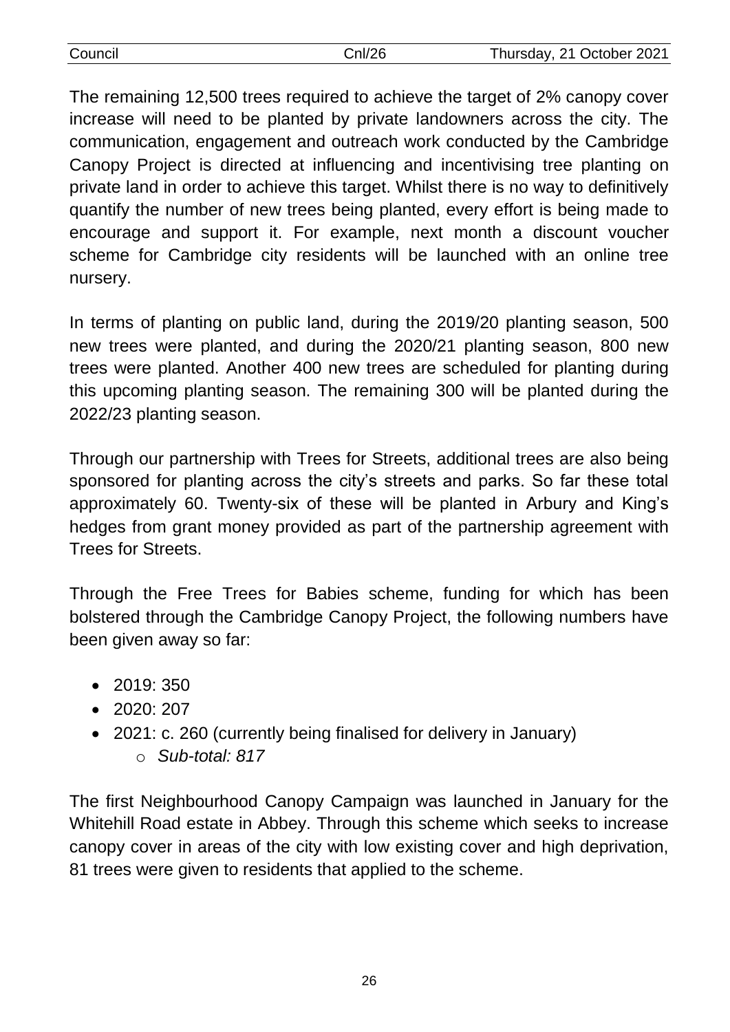The remaining 12,500 trees required to achieve the target of 2% canopy cover increase will need to be planted by private landowners across the city. The communication, engagement and outreach work conducted by the Cambridge Canopy Project is directed at influencing and incentivising tree planting on private land in order to achieve this target. Whilst there is no way to definitively quantify the number of new trees being planted, every effort is being made to encourage and support it. For example, next month a discount voucher scheme for Cambridge city residents will be launched with an online tree nursery.

In terms of planting on public land, during the 2019/20 planting season, 500 new trees were planted, and during the 2020/21 planting season, 800 new trees were planted. Another 400 new trees are scheduled for planting during this upcoming planting season. The remaining 300 will be planted during the 2022/23 planting season.

Through our partnership with Trees for Streets, additional trees are also being sponsored for planting across the city's streets and parks. So far these total approximately 60. Twenty-six of these will be planted in Arbury and King's hedges from grant money provided as part of the partnership agreement with Trees for Streets.

Through the Free Trees for Babies scheme, funding for which has been bolstered through the Cambridge Canopy Project, the following numbers have been given away so far:

- 2019: 350
- 2020: 207
- 2021: c. 260 (currently being finalised for delivery in January)
  - *Sub-total: 817*

The first Neighbourhood Canopy Campaign was launched in January for the Whitehill Road estate in Abbey. Through this scheme which seeks to increase canopy cover in areas of the city with low existing cover and high deprivation, 81 trees were given to residents that applied to the scheme.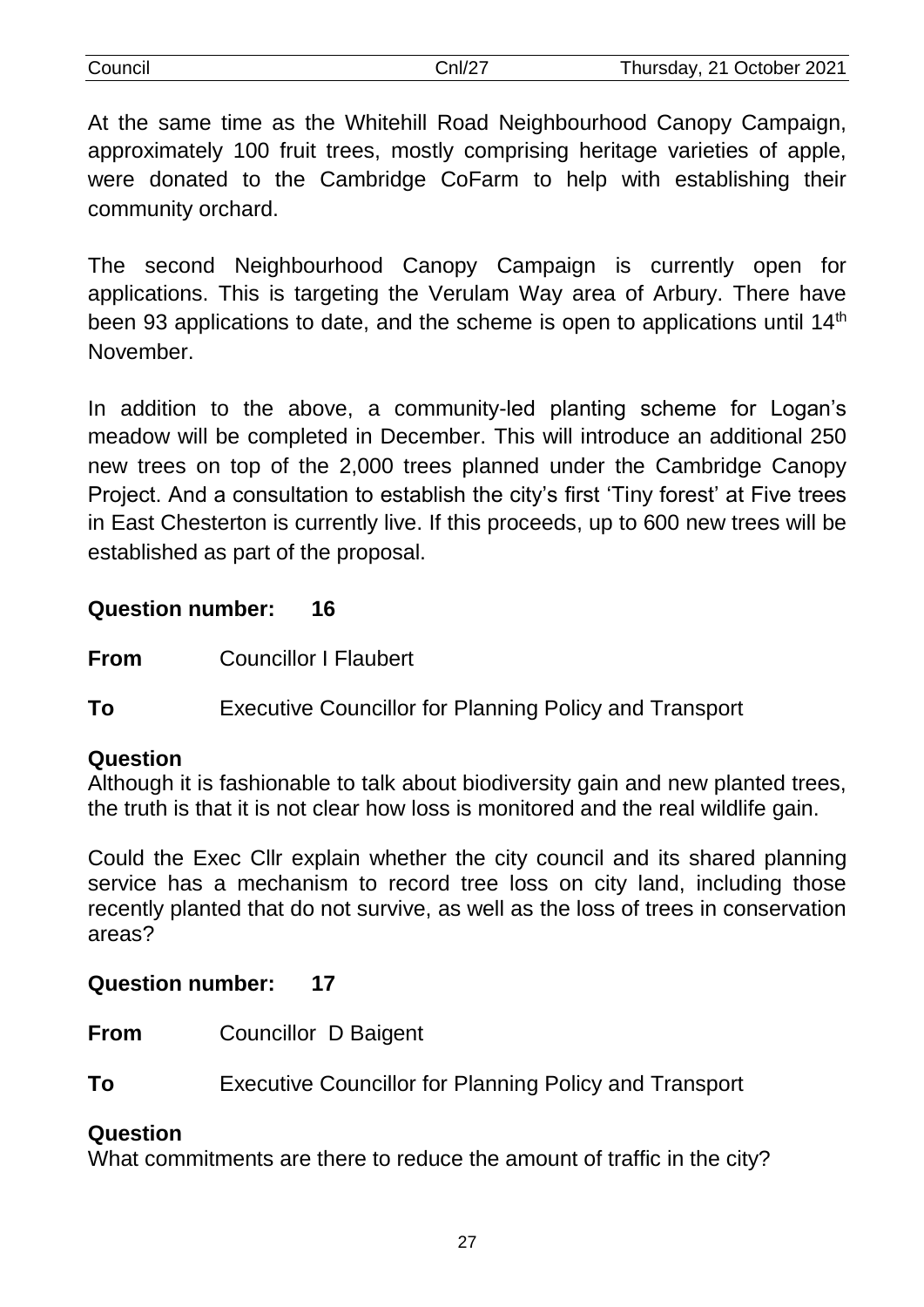At the same time as the Whitehill Road Neighbourhood Canopy Campaign, approximately 100 fruit trees, mostly comprising heritage varieties of apple, were donated to the Cambridge CoFarm to help with establishing their community orchard.

The second Neighbourhood Canopy Campaign is currently open for applications. This is targeting the Verulam Way area of Arbury. There have been 93 applications to date, and the scheme is open to applications until 14th November.

In addition to the above, a community-led planting scheme for Logan's meadow will be completed in December. This will introduce an additional 250 new trees on top of the 2,000 trees planned under the Cambridge Canopy Project. And a consultation to establish the city's first 'Tiny forest' at Five trees in East Chesterton is currently live. If this proceeds, up to 600 new trees will be established as part of the proposal.

**Question number: 16**

**From** Councillor I Flaubert

**To** Executive Councillor for Planning Policy and Transport

**Question**

Although it is fashionable to talk about biodiversity gain and new planted trees, the truth is that it is not clear how loss is monitored and the real wildlife gain.

Could the Exec Cllr explain whether the city council and its shared planning service has a mechanism to record tree loss on city land, including those recently planted that do not survive, as well as the loss of trees in conservation areas?

**Question number: 17**

**From** Councillor D Baigent

**To** Executive Councillor for Planning Policy and Transport

**Question**

What commitments are there to reduce the amount of traffic in the city?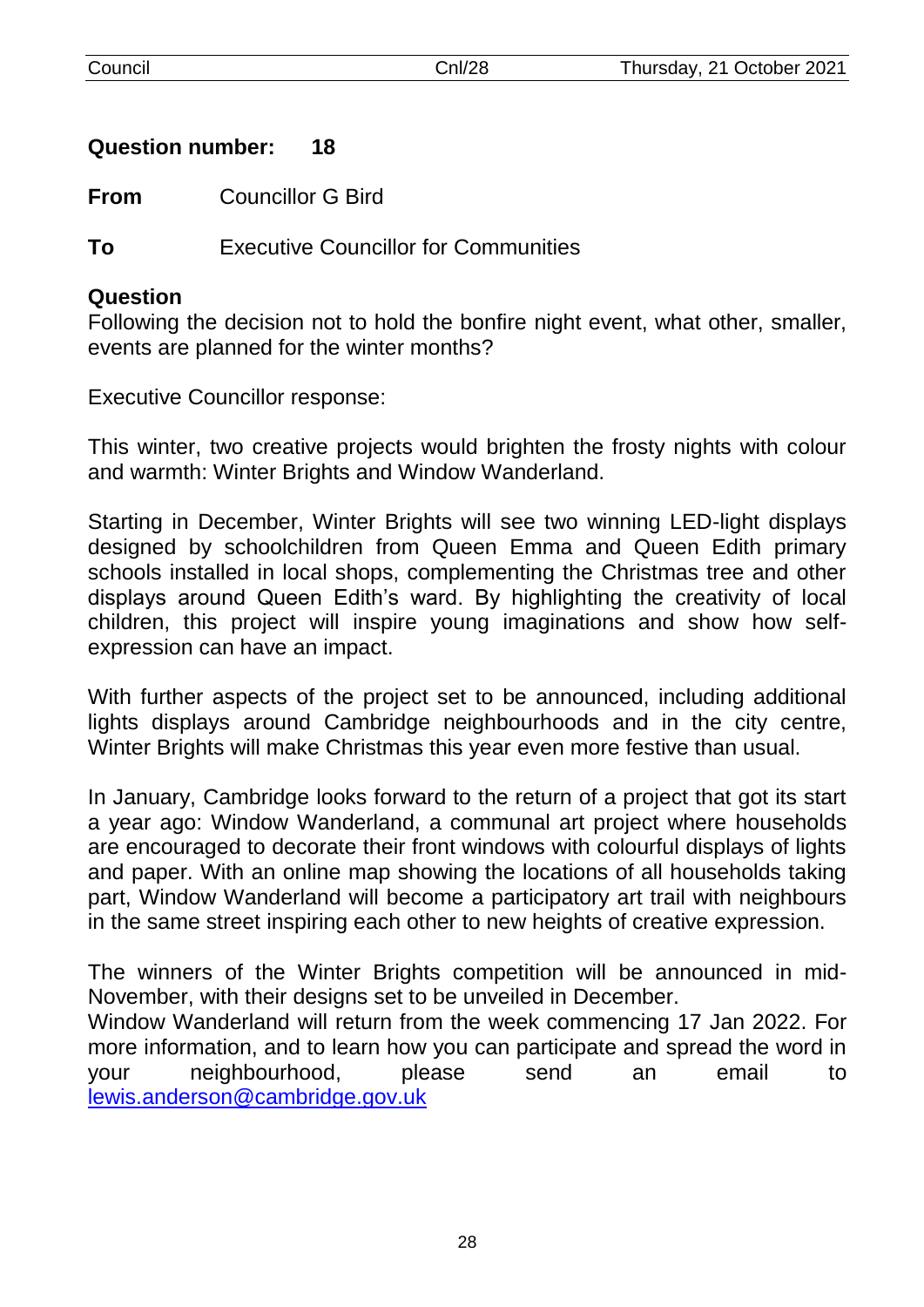**Question number: 18**

**From** Councillor G Bird

**To** Executive Councillor for Communities

**Question**
Following the decision not to hold the bonfire night event, what other, smaller, events are planned for the winter months?

Executive Councillor response:

This winter, two creative projects would brighten the frosty nights with colour and warmth: Winter Brights and Window Wanderland.

Starting in December, Winter Brights will see two winning LED-light displays designed by schoolchildren from Queen Emma and Queen Edith primary schools installed in local shops, complementing the Christmas tree and other displays around Queen Edith's ward. By highlighting the creativity of local children, this project will inspire young imaginations and show how self-expression can have an impact.

With further aspects of the project set to be announced, including additional lights displays around Cambridge neighbourhoods and in the city centre, Winter Brights will make Christmas this year even more festive than usual.

In January, Cambridge looks forward to the return of a project that got its start a year ago: Window Wanderland, a communal art project where households are encouraged to decorate their front windows with colourful displays of lights and paper. With an online map showing the locations of all households taking part, Window Wanderland will become a participatory art trail with neighbours in the same street inspiring each other to new heights of creative expression.

The winners of the Winter Brights competition will be announced in mid-November, with their designs set to be unveiled in December.
Window Wanderland will return from the week commencing 17 Jan 2022. For more information, and to learn how you can participate and spread the word in your neighbourhood, please send an email to lewis.anderson@cambridge.gov.uk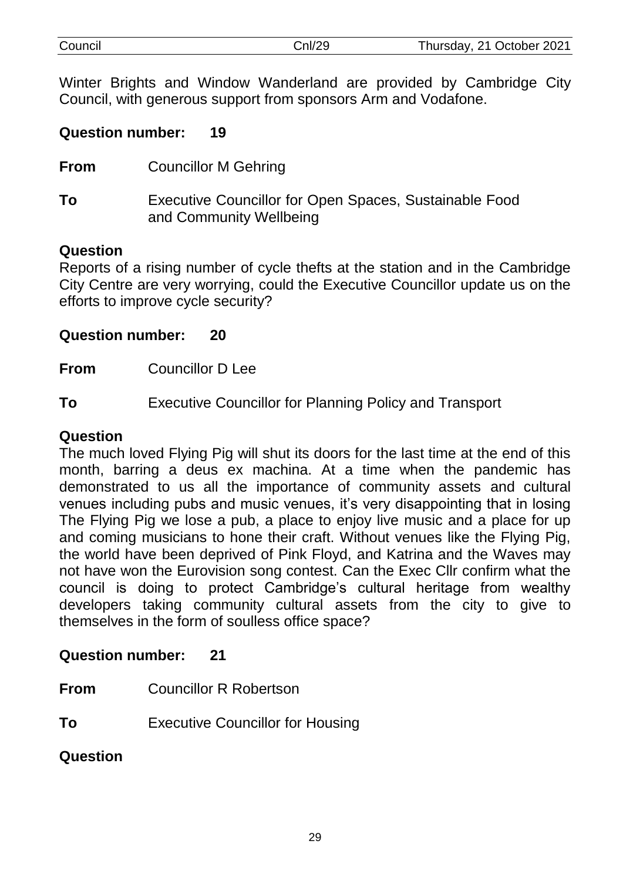Winter Brights and Window Wanderland are provided by Cambridge City Council, with generous support from sponsors Arm and Vodafone.

**Question number: 19**

**From** Councillor M Gehring

**To** Executive Councillor for Open Spaces, Sustainable Food and Community Wellbeing

**Question**

Reports of a rising number of cycle thefts at the station and in the Cambridge City Centre are very worrying, could the Executive Councillor update us on the efforts to improve cycle security?

**Question number: 20**

**From** Councillor D Lee

**To** Executive Councillor for Planning Policy and Transport

**Question**

The much loved Flying Pig will shut its doors for the last time at the end of this month, barring a deus ex machina. At a time when the pandemic has demonstrated to us all the importance of community assets and cultural venues including pubs and music venues, it's very disappointing that in losing The Flying Pig we lose a pub, a place to enjoy live music and a place for up and coming musicians to hone their craft. Without venues like the Flying Pig, the world have been deprived of Pink Floyd, and Katrina and the Waves may not have won the Eurovision song contest. Can the Exec Cllr confirm what the council is doing to protect Cambridge's cultural heritage from wealthy developers taking community cultural assets from the city to give to themselves in the form of soulless office space?

**Question number: 21**

**From** Councillor R Robertson

**To** Executive Councillor for Housing

**Question**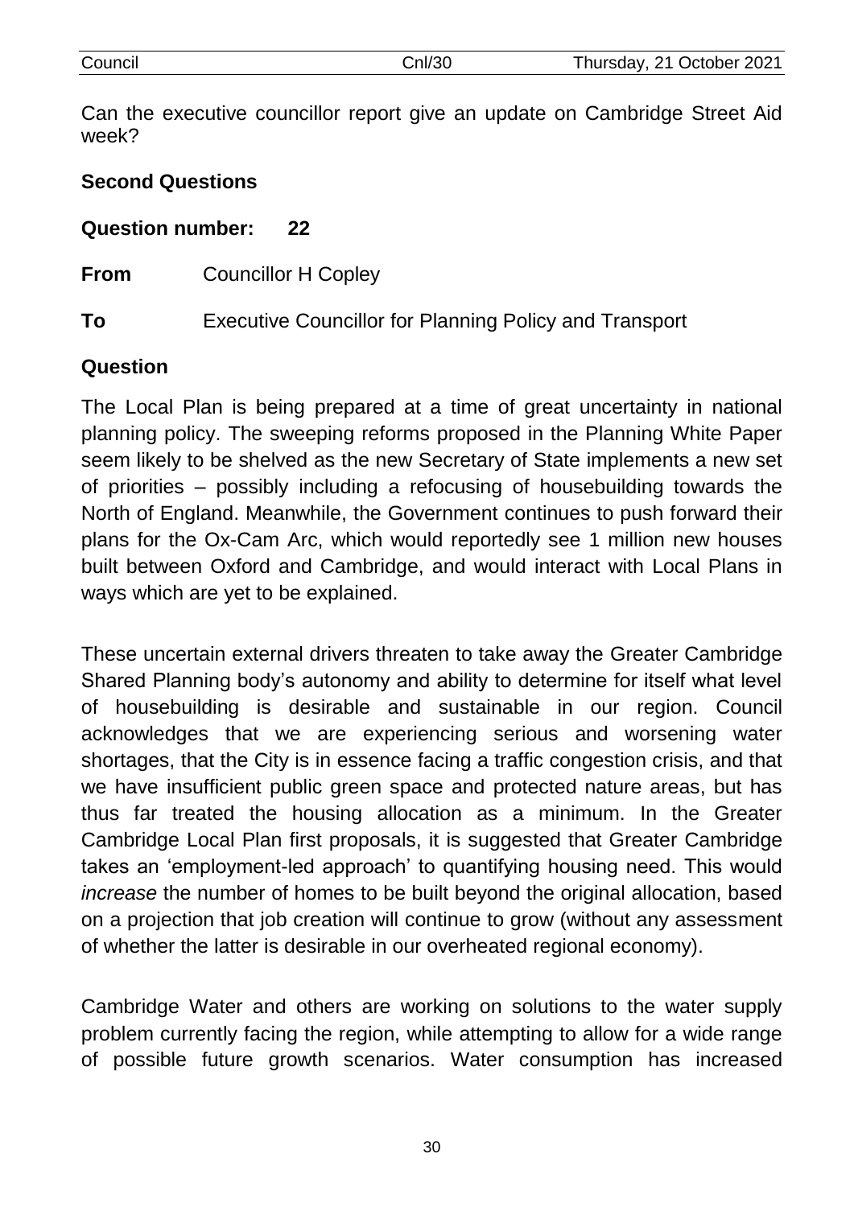Can the executive councillor report give an update on Cambridge Street Aid week?

**Second Questions**

**Question number: 22**

**From** Councillor H Copley

**To** Executive Councillor for Planning Policy and Transport

**Question**

The Local Plan is being prepared at a time of great uncertainty in national planning policy. The sweeping reforms proposed in the Planning White Paper seem likely to be shelved as the new Secretary of State implements a new set of priorities – possibly including a refocusing of housebuilding towards the North of England. Meanwhile, the Government continues to push forward their plans for the Ox-Cam Arc, which would reportedly see 1 million new houses built between Oxford and Cambridge, and would interact with Local Plans in ways which are yet to be explained.

These uncertain external drivers threaten to take away the Greater Cambridge Shared Planning body's autonomy and ability to determine for itself what level of housebuilding is desirable and sustainable in our region. Council acknowledges that we are experiencing serious and worsening water shortages, that the City is in essence facing a traffic congestion crisis, and that we have insufficient public green space and protected nature areas, but has thus far treated the housing allocation as a minimum. In the Greater Cambridge Local Plan first proposals, it is suggested that Greater Cambridge takes an 'employment-led approach' to quantifying housing need. This would *increase* the number of homes to be built beyond the original allocation, based on a projection that job creation will continue to grow (without any assessment of whether the latter is desirable in our overheated regional economy).

Cambridge Water and others are working on solutions to the water supply problem currently facing the region, while attempting to allow for a wide range of possible future growth scenarios. Water consumption has increased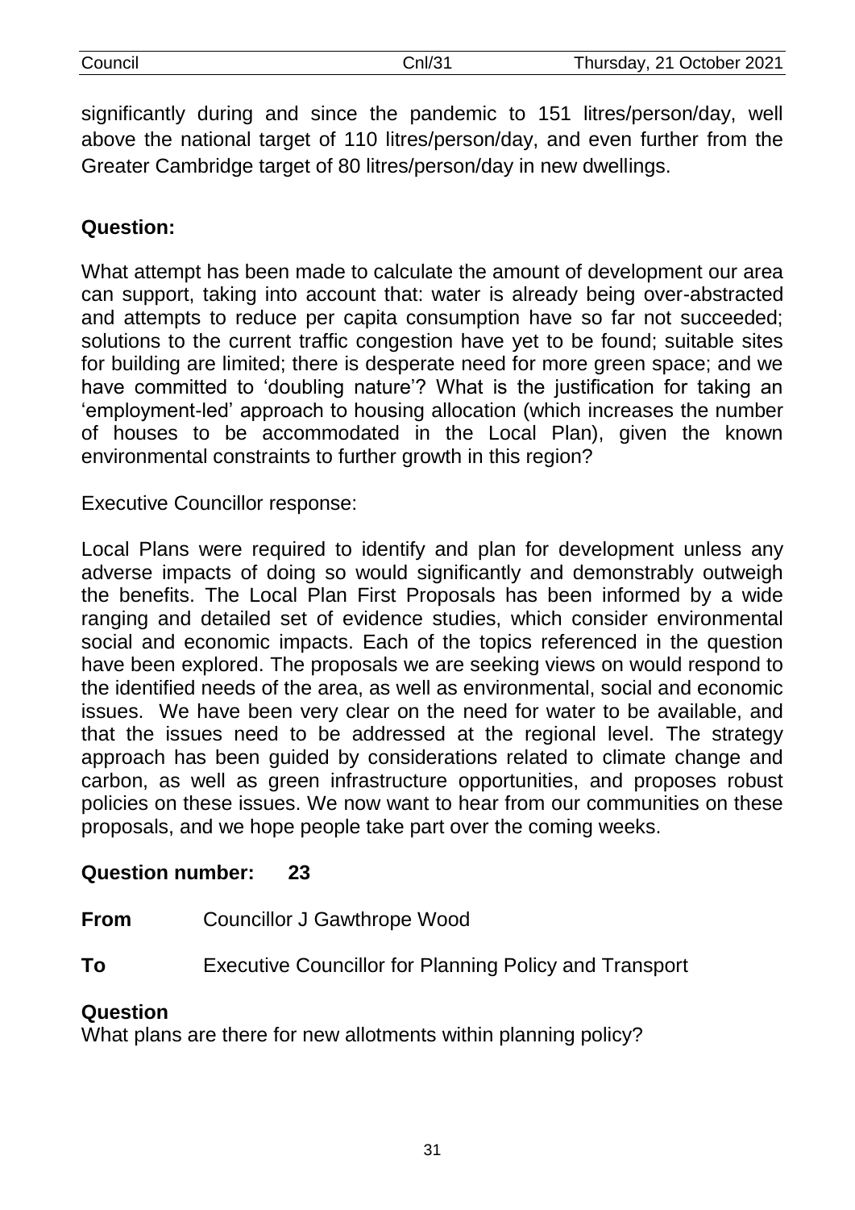significantly during and since the pandemic to 151 litres/person/day, well above the national target of 110 litres/person/day, and even further from the Greater Cambridge target of 80 litres/person/day in new dwellings.

**Question:**

What attempt has been made to calculate the amount of development our area can support, taking into account that: water is already being over-abstracted and attempts to reduce per capita consumption have so far not succeeded; solutions to the current traffic congestion have yet to be found; suitable sites for building are limited; there is desperate need for more green space; and we have committed to 'doubling nature'? What is the justification for taking an 'employment-led' approach to housing allocation (which increases the number of houses to be accommodated in the Local Plan), given the known environmental constraints to further growth in this region?

Executive Councillor response:

Local Plans were required to identify and plan for development unless any adverse impacts of doing so would significantly and demonstrably outweigh the benefits. The Local Plan First Proposals has been informed by a wide ranging and detailed set of evidence studies, which consider environmental social and economic impacts. Each of the topics referenced in the question have been explored. The proposals we are seeking views on would respond to the identified needs of the area, as well as environmental, social and economic issues. We have been very clear on the need for water to be available, and that the issues need to be addressed at the regional level. The strategy approach has been guided by considerations related to climate change and carbon, as well as green infrastructure opportunities, and proposes robust policies on these issues. We now want to hear from our communities on these proposals, and we hope people take part over the coming weeks.

**Question number: 23**

**From** Councillor J Gawthrope Wood

**To** Executive Councillor for Planning Policy and Transport

**Question**

What plans are there for new allotments within planning policy?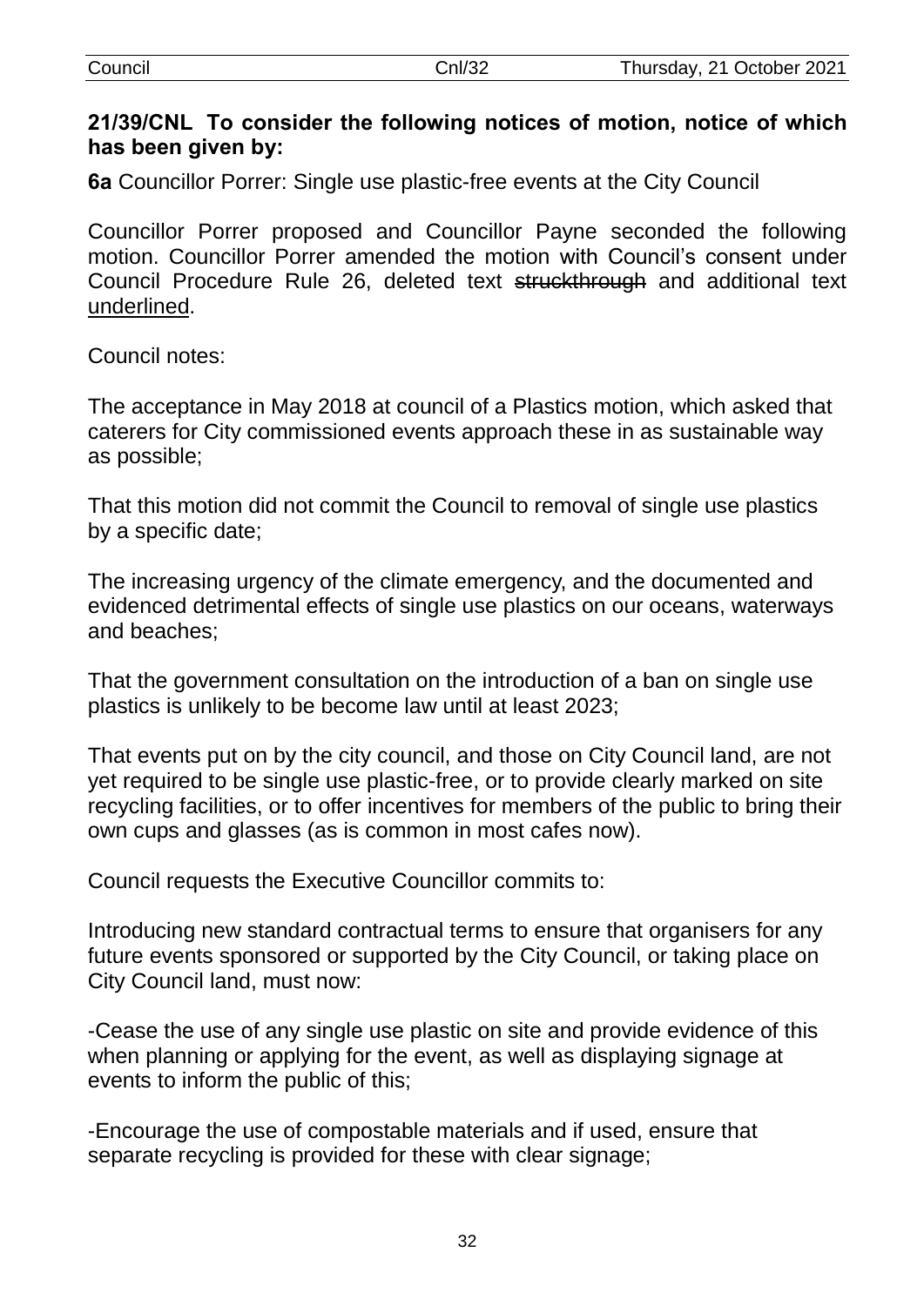**21/39/CNL To consider the following notices of motion, notice of which has been given by:**

**6a** Councillor Porrer: Single use plastic-free events at the City Council

Councillor Porrer proposed and Councillor Payne seconded the following motion. Councillor Porrer amended the motion with Council's consent under Council Procedure Rule 26, deleted text ~~struckthrough~~ and additional text <u>underlined</u>.

Council notes:

The acceptance in May 2018 at council of a Plastics motion, which asked that caterers for City commissioned events approach these in as sustainable way as possible;

That this motion did not commit the Council to removal of single use plastics by a specific date;

The increasing urgency of the climate emergency, and the documented and evidenced detrimental effects of single use plastics on our oceans, waterways and beaches;

That the government consultation on the introduction of a ban on single use plastics is unlikely to be become law until at least 2023;

That events put on by the city council, and those on City Council land, are not yet required to be single use plastic-free, or to provide clearly marked on site recycling facilities, or to offer incentives for members of the public to bring their own cups and glasses (as is common in most cafes now).

Council requests the Executive Councillor commits to:

Introducing new standard contractual terms to ensure that organisers for any future events sponsored or supported by the City Council, or taking place on City Council land, must now:

-Cease the use of any single use plastic on site and provide evidence of this when planning or applying for the event, as well as displaying signage at events to inform the public of this;

-Encourage the use of compostable materials and if used, ensure that separate recycling is provided for these with clear signage;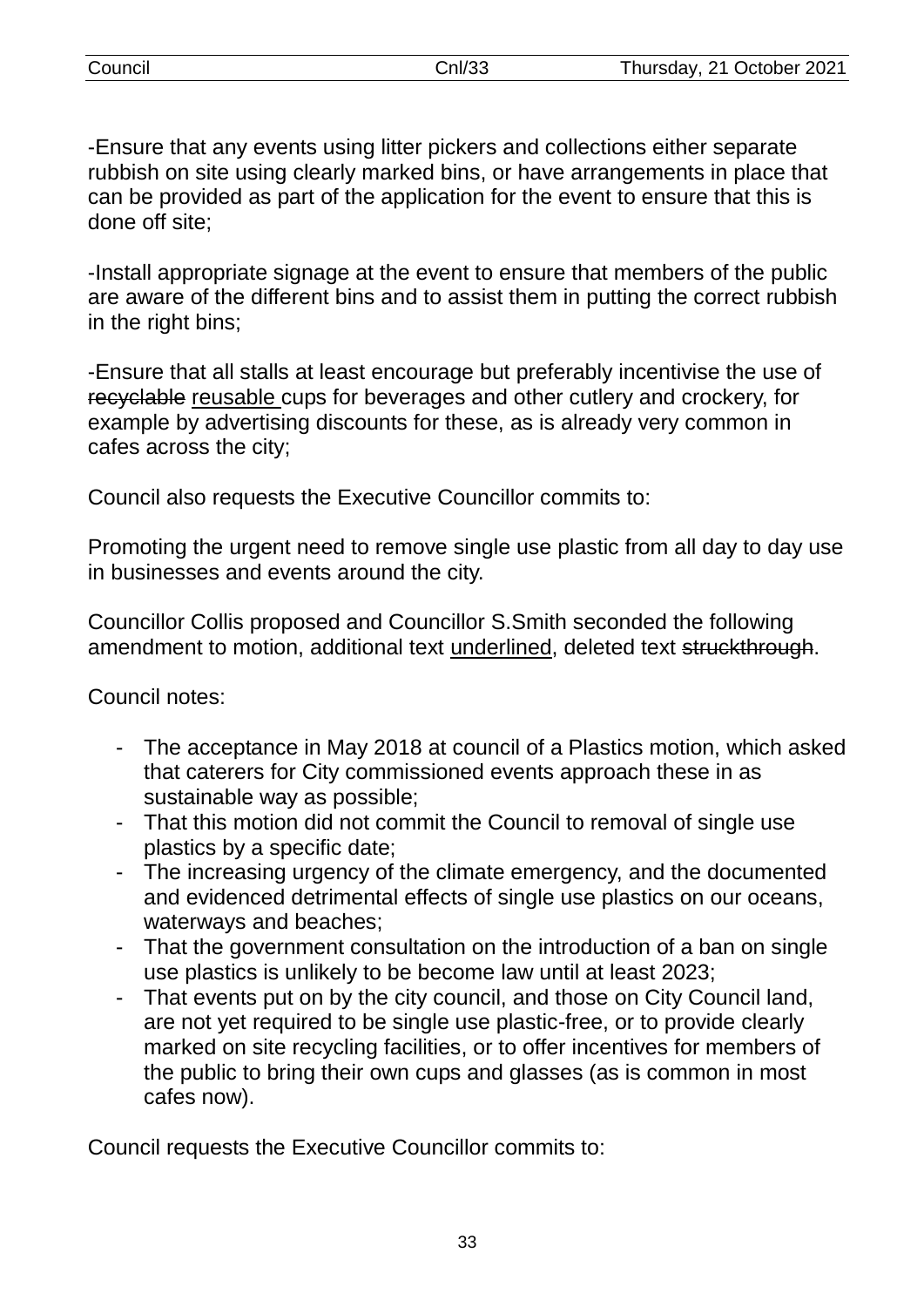-Ensure that any events using litter pickers and collections either separate rubbish on site using clearly marked bins, or have arrangements in place that can be provided as part of the application for the event to ensure that this is done off site;

-Install appropriate signage at the event to ensure that members of the public are aware of the different bins and to assist them in putting the correct rubbish in the right bins;

-Ensure that all stalls at least encourage but preferably incentivise the use of ~~recyclable~~ <u>reusable</u> cups for beverages and other cutlery and crockery, for example by advertising discounts for these, as is already very common in cafes across the city;

Council also requests the Executive Councillor commits to:

Promoting the urgent need to remove single use plastic from all day to day use in businesses and events around the city.

Councillor Collis proposed and Councillor S.Smith seconded the following amendment to motion, additional text <u>underlined</u>, deleted text ~~struckthrough~~.

Council notes:

- The acceptance in May 2018 at council of a Plastics motion, which asked that caterers for City commissioned events approach these in as sustainable way as possible;
- That this motion did not commit the Council to removal of single use plastics by a specific date;
- The increasing urgency of the climate emergency, and the documented and evidenced detrimental effects of single use plastics on our oceans, waterways and beaches;
- That the government consultation on the introduction of a ban on single use plastics is unlikely to be become law until at least 2023;
- That events put on by the city council, and those on City Council land, are not yet required to be single use plastic-free, or to provide clearly marked on site recycling facilities, or to offer incentives for members of the public to bring their own cups and glasses (as is common in most cafes now).

Council requests the Executive Councillor commits to: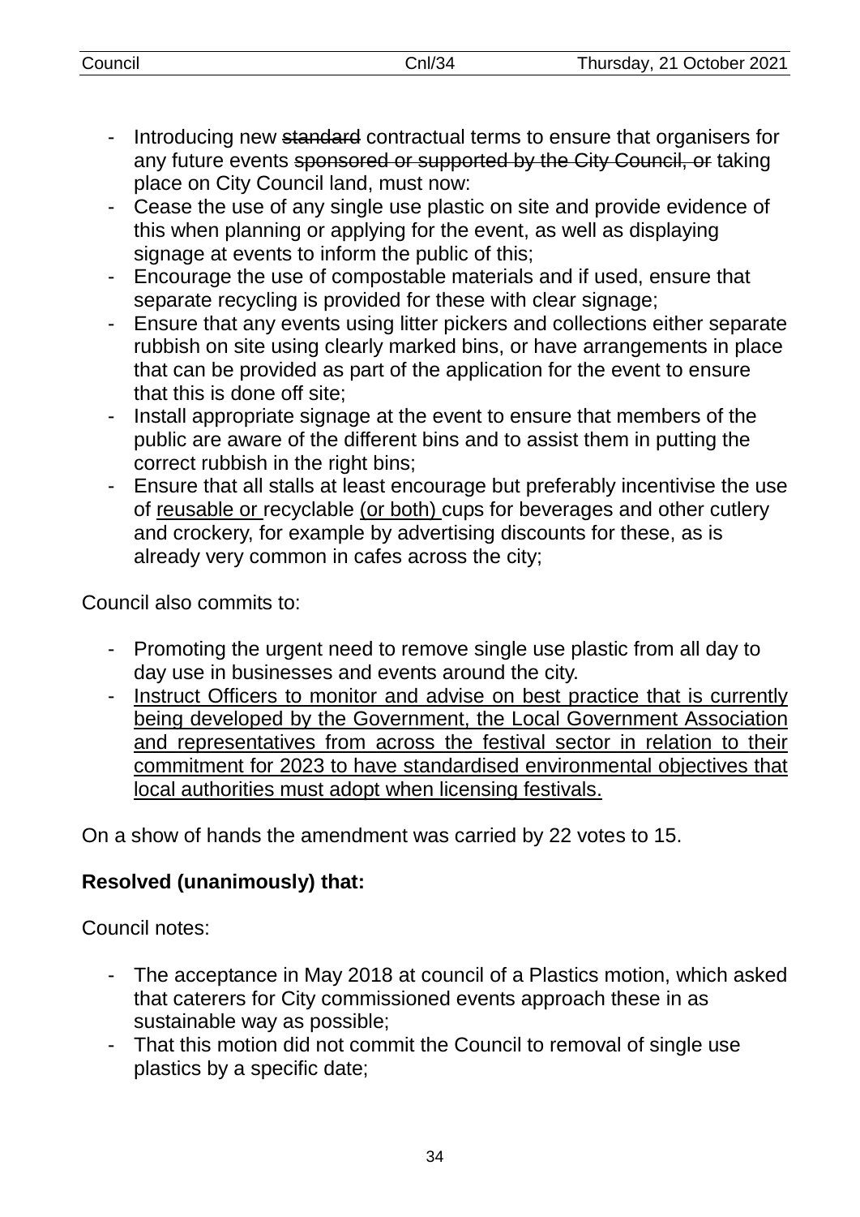- Introducing new ~~standard~~ contractual terms to ensure that organisers for any future events ~~sponsored or supported by the City Council, or~~ taking place on City Council land, must now:
- Cease the use of any single use plastic on site and provide evidence of this when planning or applying for the event, as well as displaying signage at events to inform the public of this;
- Encourage the use of compostable materials and if used, ensure that separate recycling is provided for these with clear signage;
- Ensure that any events using litter pickers and collections either separate rubbish on site using clearly marked bins, or have arrangements in place that can be provided as part of the application for the event to ensure that this is done off site;
- Install appropriate signage at the event to ensure that members of the public are aware of the different bins and to assist them in putting the correct rubbish in the right bins;
- Ensure that all stalls at least encourage but preferably incentivise the use of <u>reusable or</u> recyclable <u>(or both)</u> cups for beverages and other cutlery and crockery, for example by advertising discounts for these, as is already very common in cafes across the city;

Council also commits to:

- Promoting the urgent need to remove single use plastic from all day to day use in businesses and events around the city.
- <u>Instruct Officers to monitor and advise on best practice that is currently being developed by the Government, the Local Government Association and representatives from across the festival sector in relation to their commitment for 2023 to have standardised environmental objectives that local authorities must adopt when licensing festivals.</u>

On a show of hands the amendment was carried by 22 votes to 15.

**Resolved (unanimously) that:**

Council notes:

- The acceptance in May 2018 at council of a Plastics motion, which asked that caterers for City commissioned events approach these in as sustainable way as possible;
- That this motion did not commit the Council to removal of single use plastics by a specific date;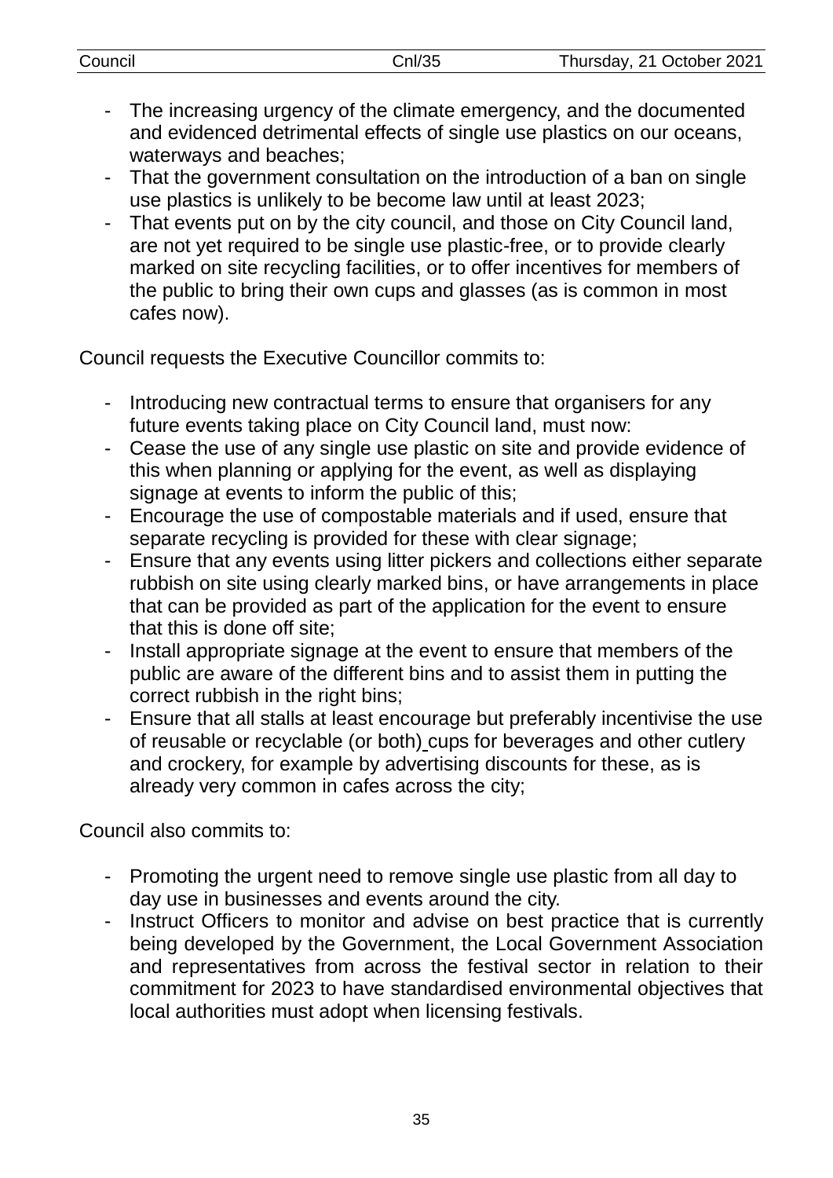- The increasing urgency of the climate emergency, and the documented and evidenced detrimental effects of single use plastics on our oceans, waterways and beaches;
- That the government consultation on the introduction of a ban on single use plastics is unlikely to be become law until at least 2023;
- That events put on by the city council, and those on City Council land, are not yet required to be single use plastic-free, or to provide clearly marked on site recycling facilities, or to offer incentives for members of the public to bring their own cups and glasses (as is common in most cafes now).

Council requests the Executive Councillor commits to:

- Introducing new contractual terms to ensure that organisers for any future events taking place on City Council land, must now:
- Cease the use of any single use plastic on site and provide evidence of this when planning or applying for the event, as well as displaying signage at events to inform the public of this;
- Encourage the use of compostable materials and if used, ensure that separate recycling is provided for these with clear signage;
- Ensure that any events using litter pickers and collections either separate rubbish on site using clearly marked bins, or have arrangements in place that can be provided as part of the application for the event to ensure that this is done off site;
- Install appropriate signage at the event to ensure that members of the public are aware of the different bins and to assist them in putting the correct rubbish in the right bins;
- Ensure that all stalls at least encourage but preferably incentivise the use of reusable or recyclable (or both) cups for beverages and other cutlery and crockery, for example by advertising discounts for these, as is already very common in cafes across the city;

Council also commits to:

- Promoting the urgent need to remove single use plastic from all day to day use in businesses and events around the city.
- Instruct Officers to monitor and advise on best practice that is currently being developed by the Government, the Local Government Association and representatives from across the festival sector in relation to their commitment for 2023 to have standardised environmental objectives that local authorities must adopt when licensing festivals.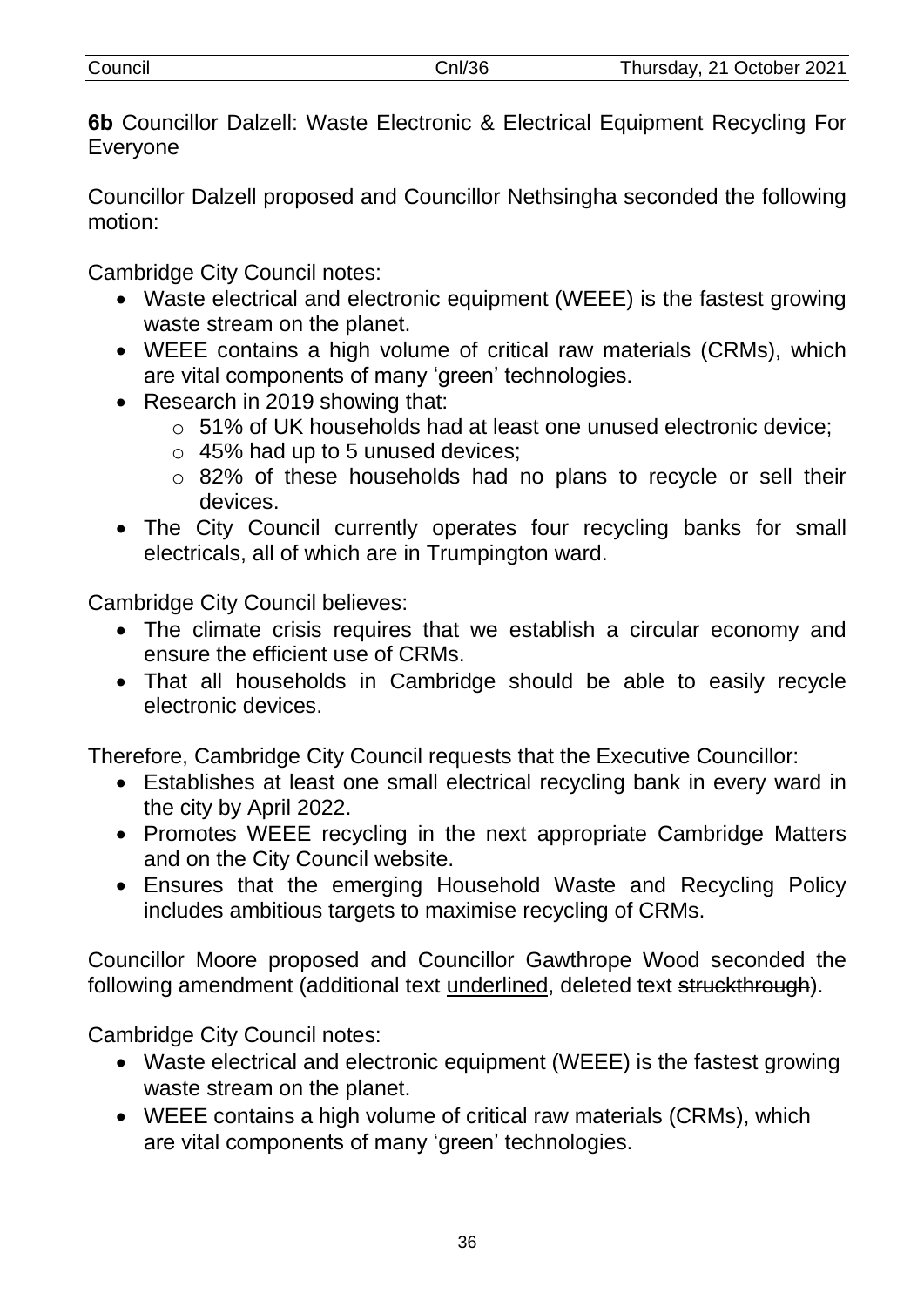**6b** Councillor Dalzell: Waste Electronic & Electrical Equipment Recycling For Everyone

Councillor Dalzell proposed and Councillor Nethsingha seconded the following motion:

Cambridge City Council notes:

- Waste electrical and electronic equipment (WEEE) is the fastest growing waste stream on the planet.
- WEEE contains a high volume of critical raw materials (CRMs), which are vital components of many 'green' technologies.
- Research in 2019 showing that:
    - 51% of UK households had at least one unused electronic device;
    - 45% had up to 5 unused devices;
    - 82% of these households had no plans to recycle or sell their devices.
- The City Council currently operates four recycling banks for small electricals, all of which are in Trumpington ward.

Cambridge City Council believes:

- The climate crisis requires that we establish a circular economy and ensure the efficient use of CRMs.
- That all households in Cambridge should be able to easily recycle electronic devices.

Therefore, Cambridge City Council requests that the Executive Councillor:

- Establishes at least one small electrical recycling bank in every ward in the city by April 2022.
- Promotes WEEE recycling in the next appropriate Cambridge Matters and on the City Council website.
- Ensures that the emerging Household Waste and Recycling Policy includes ambitious targets to maximise recycling of CRMs.

Councillor Moore proposed and Councillor Gawthrope Wood seconded the following amendment (additional text <u>underlined</u>, deleted text ~~struckthrough~~).

Cambridge City Council notes:

- Waste electrical and electronic equipment (WEEE) is the fastest growing waste stream on the planet.
- WEEE contains a high volume of critical raw materials (CRMs), which are vital components of many 'green' technologies.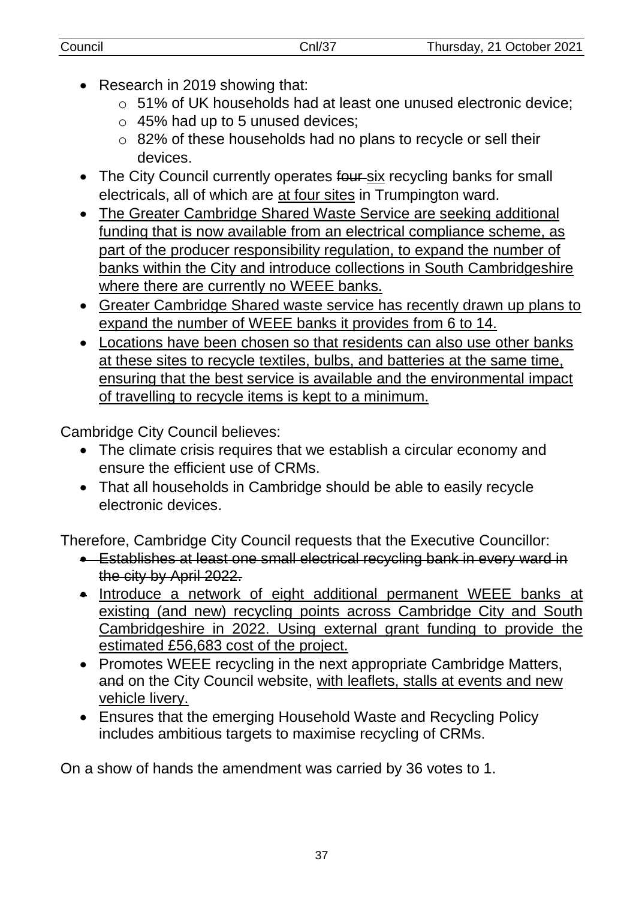- Research in 2019 showing that:
  - 51% of UK households had at least one unused electronic device;
  - 45% had up to 5 unused devices;
  - 82% of these households had no plans to recycle or sell their devices.
- The City Council currently operates ~~four~~ <u>six</u> recycling banks for small electricals, all of which are <u>at four sites</u> in Trumpington ward.
- <u>The Greater Cambridge Shared Waste Service are seeking additional funding that is now available from an electrical compliance scheme, as part of the producer responsibility regulation, to expand the number of banks within the City and introduce collections in South Cambridgeshire where there are currently no WEEE banks.</u>
- <u>Greater Cambridge Shared waste service has recently drawn up plans to expand the number of WEEE banks it provides from 6 to 14.</u>
- <u>Locations have been chosen so that residents can also use other banks at these sites to recycle textiles, bulbs, and batteries at the same time, ensuring that the best service is available and the environmental impact of travelling to recycle items is kept to a minimum.</u>

Cambridge City Council believes:

- The climate crisis requires that we establish a circular economy and ensure the efficient use of CRMs.
- That all households in Cambridge should be able to easily recycle electronic devices.

Therefore, Cambridge City Council requests that the Executive Councillor:

- ~~Establishes at least one small electrical recycling bank in every ward in the city by April 2022.~~
- <u>Introduce a network of eight additional permanent WEEE banks at existing (and new) recycling points across Cambridge City and South Cambridgeshire in 2022. Using external grant funding to provide the estimated £56,683 cost of the project.</u>
- Promotes WEEE recycling in the next appropriate Cambridge Matters, ~~and~~ on the City Council website, <u>with leaflets, stalls at events and new vehicle livery.</u>
- Ensures that the emerging Household Waste and Recycling Policy includes ambitious targets to maximise recycling of CRMs.

On a show of hands the amendment was carried by 36 votes to 1.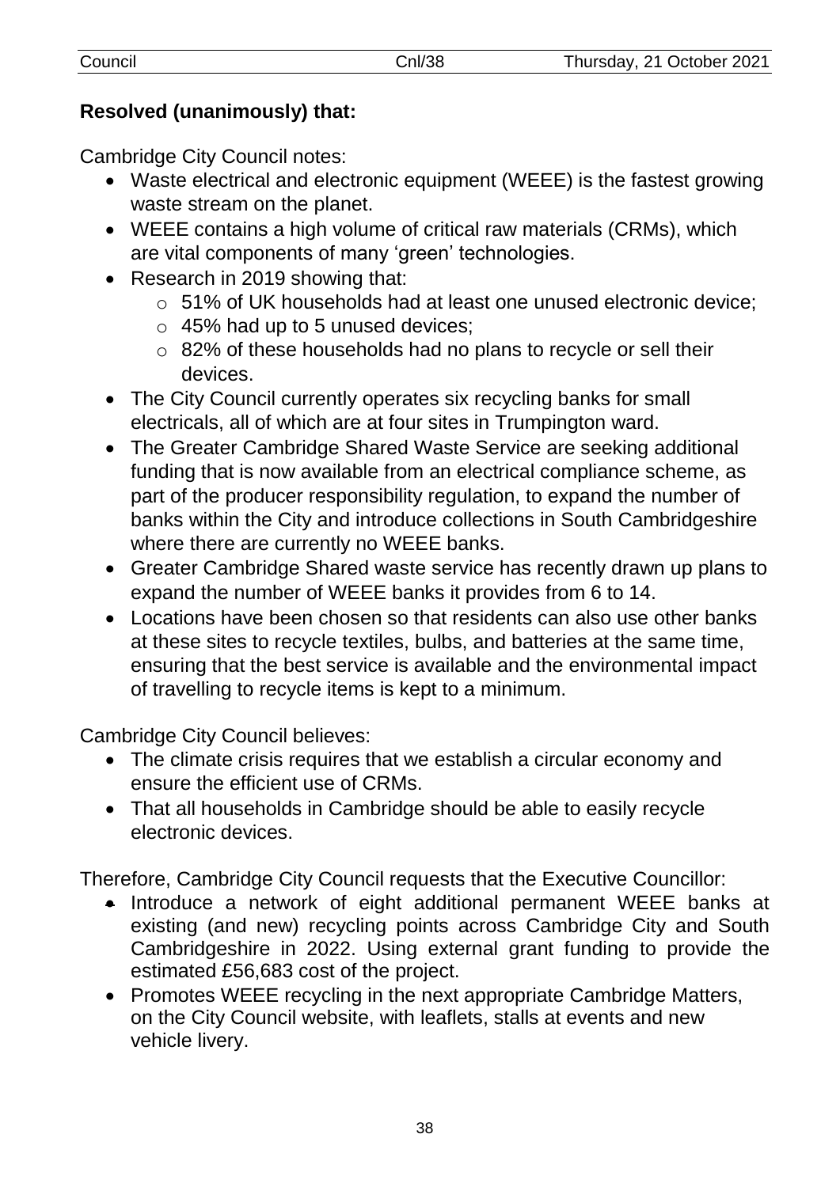**Resolved (unanimously) that:**

Cambridge City Council notes:

- Waste electrical and electronic equipment (WEEE) is the fastest growing waste stream on the planet.
- WEEE contains a high volume of critical raw materials (CRMs), which are vital components of many 'green' technologies.
- Research in 2019 showing that:
  - 51% of UK households had at least one unused electronic device;
  - 45% had up to 5 unused devices;
  - 82% of these households had no plans to recycle or sell their devices.
- The City Council currently operates six recycling banks for small electricals, all of which are at four sites in Trumpington ward.
- The Greater Cambridge Shared Waste Service are seeking additional funding that is now available from an electrical compliance scheme, as part of the producer responsibility regulation, to expand the number of banks within the City and introduce collections in South Cambridgeshire where there are currently no WEEE banks.
- Greater Cambridge Shared waste service has recently drawn up plans to expand the number of WEEE banks it provides from 6 to 14.
- Locations have been chosen so that residents can also use other banks at these sites to recycle textiles, bulbs, and batteries at the same time, ensuring that the best service is available and the environmental impact of travelling to recycle items is kept to a minimum.

Cambridge City Council believes:

- The climate crisis requires that we establish a circular economy and ensure the efficient use of CRMs.
- That all households in Cambridge should be able to easily recycle electronic devices.

Therefore, Cambridge City Council requests that the Executive Councillor:

- Introduce a network of eight additional permanent WEEE banks at existing (and new) recycling points across Cambridge City and South Cambridgeshire in 2022. Using external grant funding to provide the estimated £56,683 cost of the project.
- Promotes WEEE recycling in the next appropriate Cambridge Matters, on the City Council website, with leaflets, stalls at events and new vehicle livery.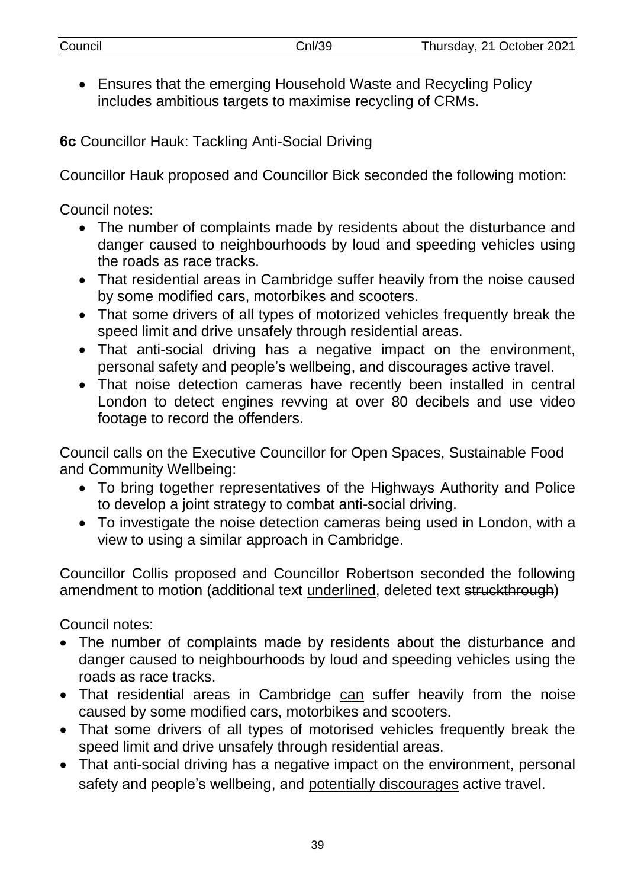- Ensures that the emerging Household Waste and Recycling Policy includes ambitious targets to maximise recycling of CRMs.

**6c** Councillor Hauk: Tackling Anti-Social Driving

Councillor Hauk proposed and Councillor Bick seconded the following motion:

Council notes:

- The number of complaints made by residents about the disturbance and danger caused to neighbourhoods by loud and speeding vehicles using the roads as race tracks.
- That residential areas in Cambridge suffer heavily from the noise caused by some modified cars, motorbikes and scooters.
- That some drivers of all types of motorized vehicles frequently break the speed limit and drive unsafely through residential areas.
- That anti-social driving has a negative impact on the environment, personal safety and people's wellbeing, and discourages active travel.
- That noise detection cameras have recently been installed in central London to detect engines revving at over 80 decibels and use video footage to record the offenders.

Council calls on the Executive Councillor for Open Spaces, Sustainable Food and Community Wellbeing:

- To bring together representatives of the Highways Authority and Police to develop a joint strategy to combat anti-social driving.
- To investigate the noise detection cameras being used in London, with a view to using a similar approach in Cambridge.

Councillor Collis proposed and Councillor Robertson seconded the following amendment to motion (additional text <u>underlined</u>, deleted text ~~struckthrough~~)

Council notes:

- The number of complaints made by residents about the disturbance and danger caused to neighbourhoods by loud and speeding vehicles using the roads as race tracks.
- That residential areas in Cambridge <u>can</u> suffer heavily from the noise caused by some modified cars, motorbikes and scooters.
- That some drivers of all types of motorised vehicles frequently break the speed limit and drive unsafely through residential areas.
- That anti-social driving has a negative impact on the environment, personal safety and people's wellbeing, and <u>potentially discourages</u> active travel.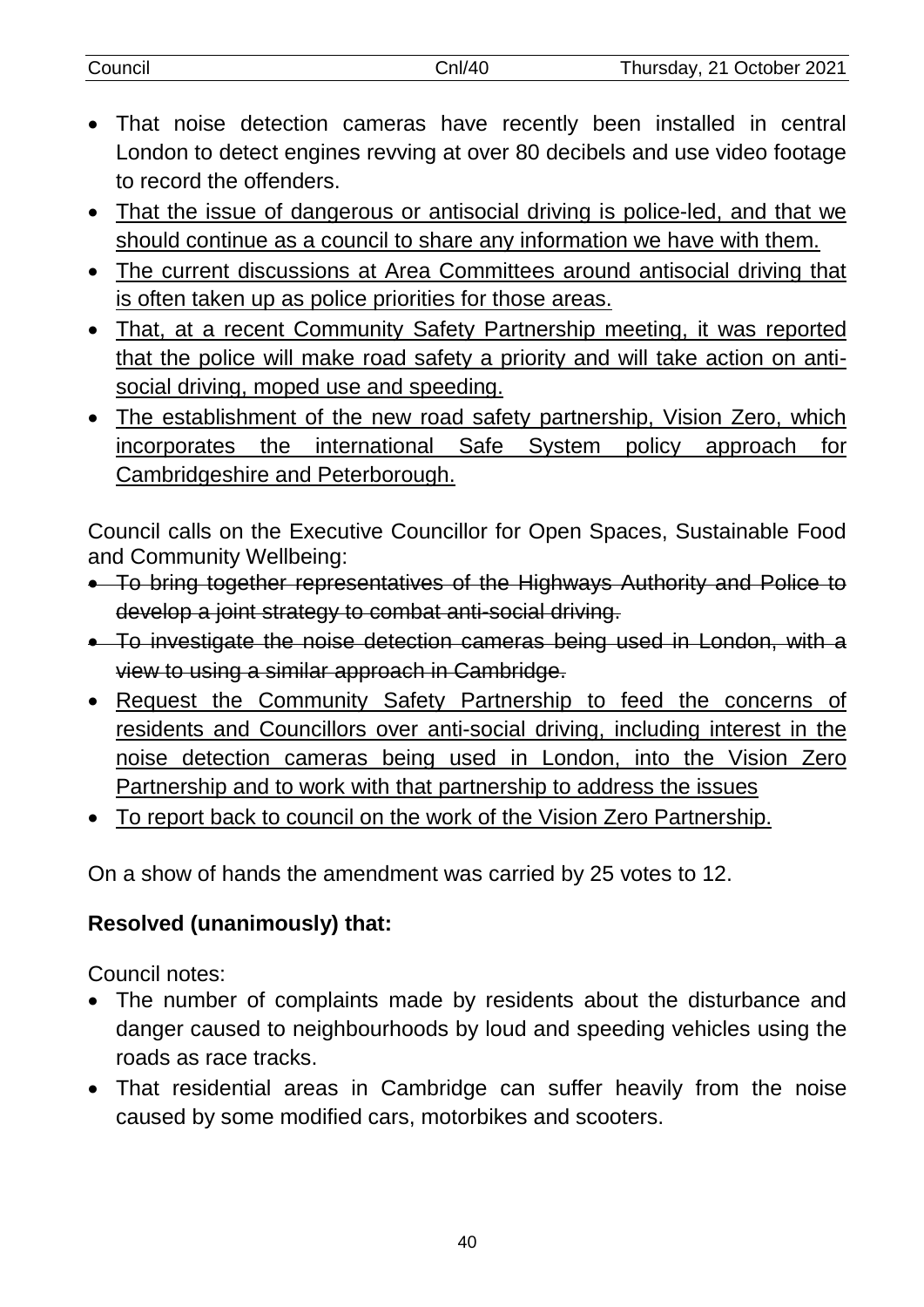- That noise detection cameras have recently been installed in central London to detect engines revving at over 80 decibels and use video footage to record the offenders.
- <u>That the issue of dangerous or antisocial driving is police-led, and that we should continue as a council to share any information we have with them.</u>
- <u>The current discussions at Area Committees around antisocial driving that is often taken up as police priorities for those areas.</u>
- <u>That, at a recent Community Safety Partnership meeting, it was reported that the police will make road safety a priority and will take action on anti-social driving, moped use and speeding.</u>
- <u>The establishment of the new road safety partnership, Vision Zero, which incorporates the international Safe System policy approach for Cambridgeshire and Peterborough.</u>

Council calls on the Executive Councillor for Open Spaces, Sustainable Food and Community Wellbeing:

- ~~To bring together representatives of the Highways Authority and Police to develop a joint strategy to combat anti-social driving.~~
- ~~To investigate the noise detection cameras being used in London, with a view to using a similar approach in Cambridge.~~
- <u>Request the Community Safety Partnership to feed the concerns of residents and Councillors over anti-social driving, including interest in the noise detection cameras being used in London, into the Vision Zero Partnership and to work with that partnership to address the issues</u>
- <u>To report back to council on the work of the Vision Zero Partnership.</u>

On a show of hands the amendment was carried by 25 votes to 12.

**Resolved (unanimously) that:**

Council notes:

- The number of complaints made by residents about the disturbance and danger caused to neighbourhoods by loud and speeding vehicles using the roads as race tracks.
- That residential areas in Cambridge can suffer heavily from the noise caused by some modified cars, motorbikes and scooters.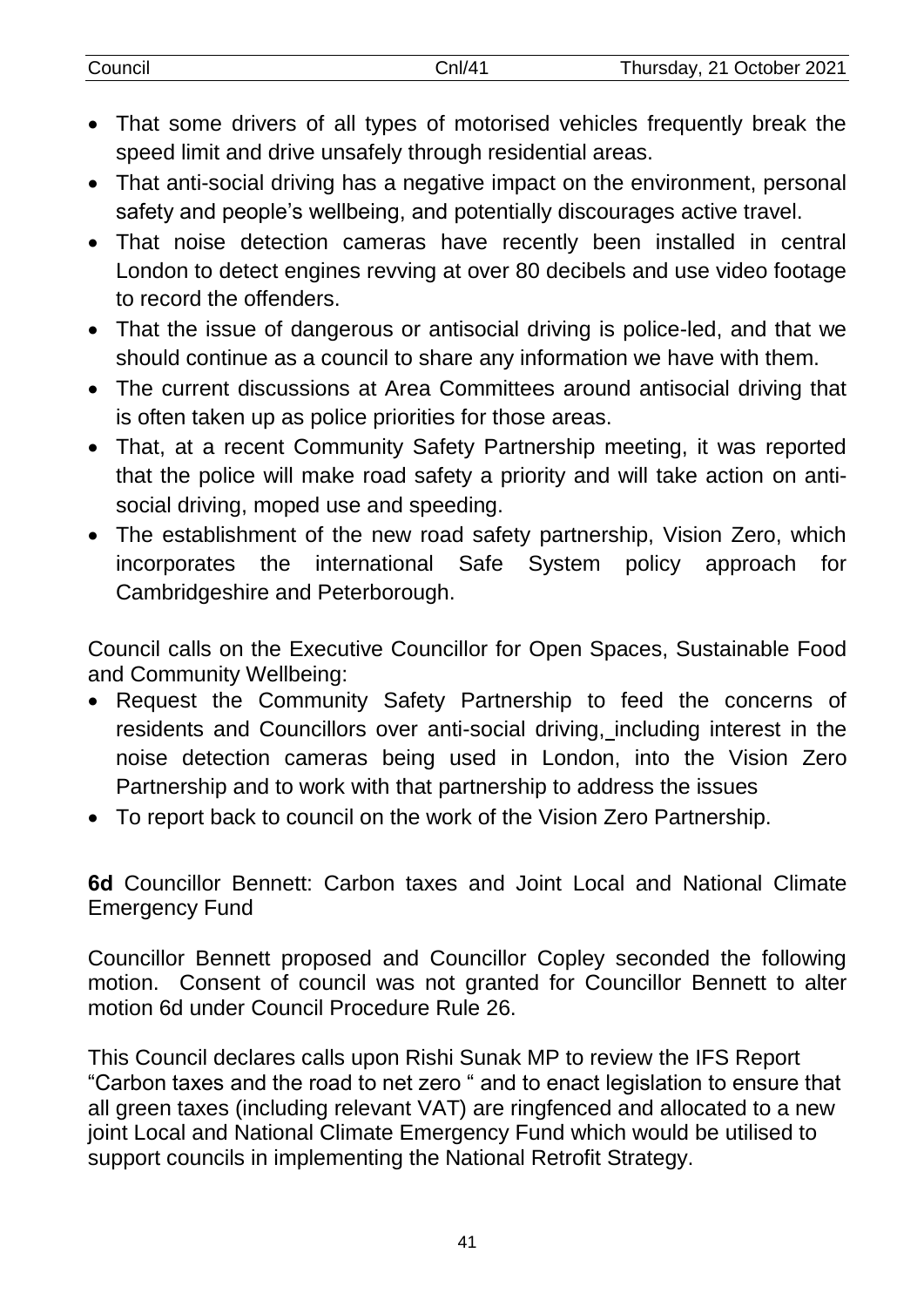- That some drivers of all types of motorised vehicles frequently break the speed limit and drive unsafely through residential areas.
- That anti-social driving has a negative impact on the environment, personal safety and people's wellbeing, and potentially discourages active travel.
- That noise detection cameras have recently been installed in central London to detect engines revving at over 80 decibels and use video footage to record the offenders.
- That the issue of dangerous or antisocial driving is police-led, and that we should continue as a council to share any information we have with them.
- The current discussions at Area Committees around antisocial driving that is often taken up as police priorities for those areas.
- That, at a recent Community Safety Partnership meeting, it was reported that the police will make road safety a priority and will take action on anti-social driving, moped use and speeding.
- The establishment of the new road safety partnership, Vision Zero, which incorporates the international Safe System policy approach for Cambridgeshire and Peterborough.

Council calls on the Executive Councillor for Open Spaces, Sustainable Food and Community Wellbeing:

- Request the Community Safety Partnership to feed the concerns of residents and Councillors over anti-social driving, including interest in the noise detection cameras being used in London, into the Vision Zero Partnership and to work with that partnership to address the issues
- To report back to council on the work of the Vision Zero Partnership.

**6d** Councillor Bennett: Carbon taxes and Joint Local and National Climate Emergency Fund

Councillor Bennett proposed and Councillor Copley seconded the following motion. Consent of council was not granted for Councillor Bennett to alter motion 6d under Council Procedure Rule 26.

This Council declares calls upon Rishi Sunak MP to review the IFS Report "Carbon taxes and the road to net zero " and to enact legislation to ensure that all green taxes (including relevant VAT) are ringfenced and allocated to a new joint Local and National Climate Emergency Fund which would be utilised to support councils in implementing the National Retrofit Strategy.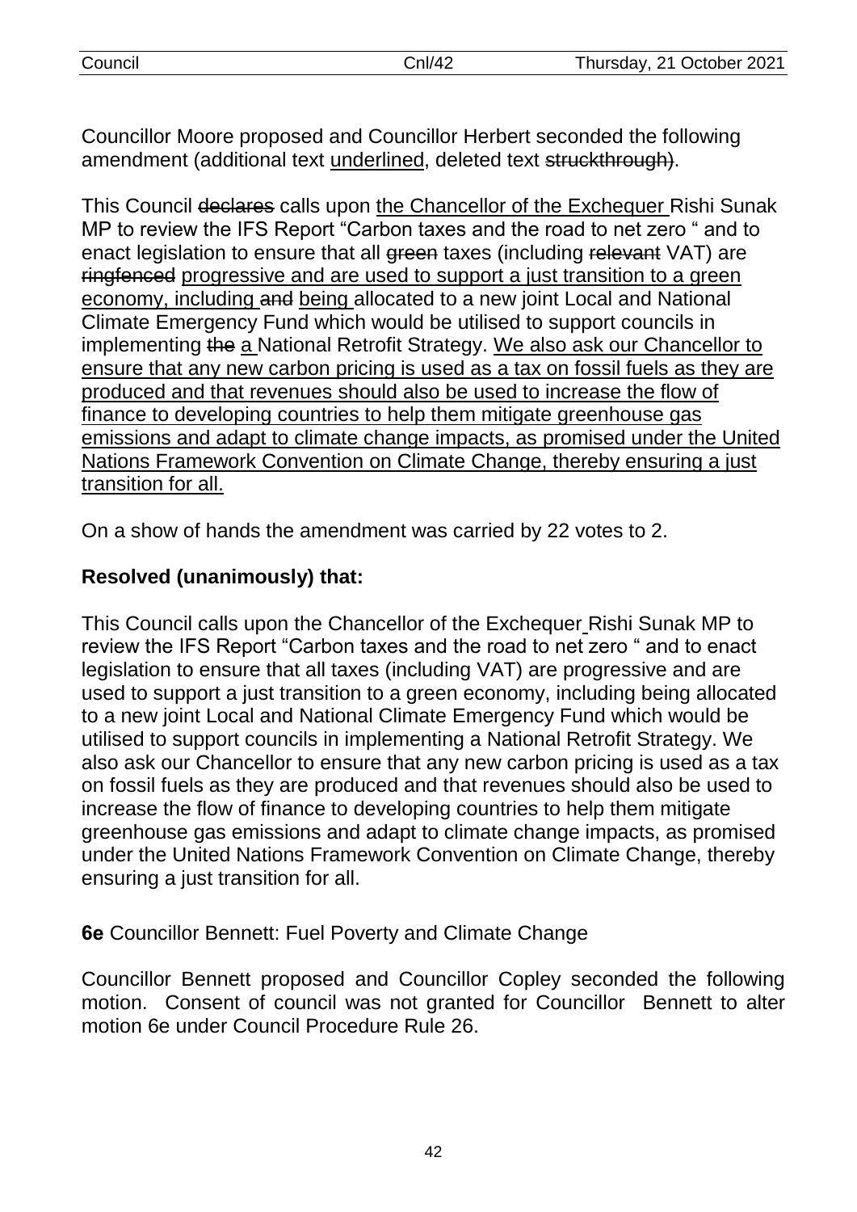Councillor Moore proposed and Councillor Herbert seconded the following amendment (additional text <u>underlined</u>, deleted text ~~struckthrough~~).

This Council ~~declares~~ calls upon <u>the Chancellor of the Exchequer</u> Rishi Sunak MP to review the IFS Report "Carbon taxes and the road to net zero " and to enact legislation to ensure that all ~~green~~ taxes (including ~~relevant~~ VAT) are ~~ringfenced~~ <u>progressive and are used to support a just transition to a green economy, including</u> ~~and~~ <u>being</u> allocated to a new joint Local and National Climate Emergency Fund which would be utilised to support councils in implementing ~~the~~ <u>a</u> National Retrofit Strategy. <u>We also ask our Chancellor to ensure that any new carbon pricing is used as a tax on fossil fuels as they are produced and that revenues should also be used to increase the flow of finance to developing countries to help them mitigate greenhouse gas emissions and adapt to climate change impacts, as promised under the United Nations Framework Convention on Climate Change, thereby ensuring a just transition for all.</u>

On a show of hands the amendment was carried by 22 votes to 2.

**Resolved (unanimously) that:**

This Council calls upon the Chancellor of the Exchequer Rishi Sunak MP to review the IFS Report "Carbon taxes and the road to net zero " and to enact legislation to ensure that all taxes (including VAT) are progressive and are used to support a just transition to a green economy, including being allocated to a new joint Local and National Climate Emergency Fund which would be utilised to support councils in implementing a National Retrofit Strategy. We also ask our Chancellor to ensure that any new carbon pricing is used as a tax on fossil fuels as they are produced and that revenues should also be used to increase the flow of finance to developing countries to help them mitigate greenhouse gas emissions and adapt to climate change impacts, as promised under the United Nations Framework Convention on Climate Change, thereby ensuring a just transition for all.

**6e** Councillor Bennett: Fuel Poverty and Climate Change

Councillor Bennett proposed and Councillor Copley seconded the following motion. Consent of council was not granted for Councillor Bennett to alter motion 6e under Council Procedure Rule 26.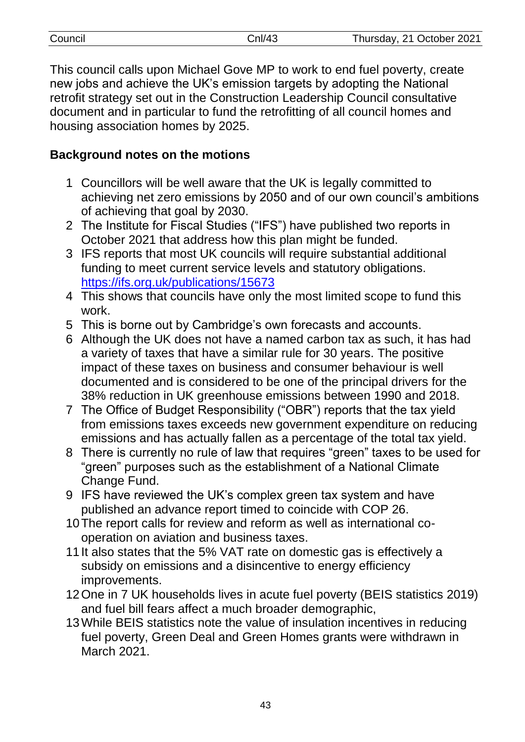This council calls upon Michael Gove MP to work to end fuel poverty, create new jobs and achieve the UK's emission targets by adopting the National retrofit strategy set out in the Construction Leadership Council consultative document and in particular to fund the retrofitting of all council homes and housing association homes by 2025.

**Background notes on the motions**

1. Councillors will be well aware that the UK is legally committed to achieving net zero emissions by 2050 and of our own council's ambitions of achieving that goal by 2030.
2. The Institute for Fiscal Studies ("IFS") have published two reports in October 2021 that address how this plan might be funded.
3. IFS reports that most UK councils will require substantial additional funding to meet current service levels and statutory obligations. https://ifs.org.uk/publications/15673
4. This shows that councils have only the most limited scope to fund this work.
5. This is borne out by Cambridge's own forecasts and accounts.
6. Although the UK does not have a named carbon tax as such, it has had a variety of taxes that have a similar rule for 30 years. The positive impact of these taxes on business and consumer behaviour is well documented and is considered to be one of the principal drivers for the 38% reduction in UK greenhouse emissions between 1990 and 2018.
7. The Office of Budget Responsibility ("OBR") reports that the tax yield from emissions taxes exceeds new government expenditure on reducing emissions and has actually fallen as a percentage of the total tax yield.
8. There is currently no rule of law that requires "green" taxes to be used for "green" purposes such as the establishment of a National Climate Change Fund.
9. IFS have reviewed the UK's complex green tax system and have published an advance report timed to coincide with COP 26.
10. The report calls for review and reform as well as international co-operation on aviation and business taxes.
11. It also states that the 5% VAT rate on domestic gas is effectively a subsidy on emissions and a disincentive to energy efficiency improvements.
12. One in 7 UK households lives in acute fuel poverty (BEIS statistics 2019) and fuel bill fears affect a much broader demographic,
13. While BEIS statistics note the value of insulation incentives in reducing fuel poverty, Green Deal and Green Homes grants were withdrawn in March 2021.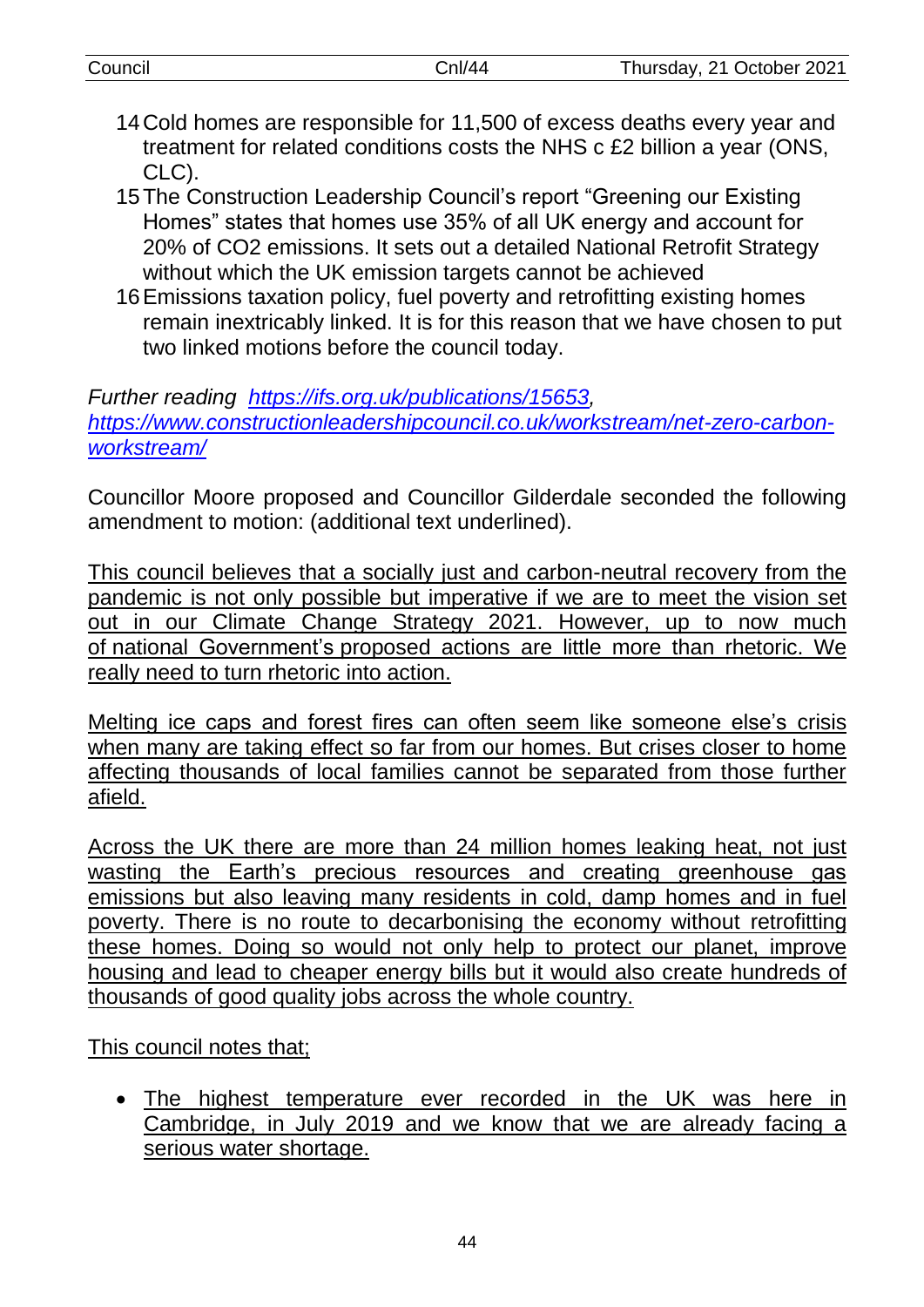14. Cold homes are responsible for 11,500 of excess deaths every year and treatment for related conditions costs the NHS c £2 billion a year (ONS, CLC).
15. The Construction Leadership Council's report "Greening our Existing Homes" states that homes use 35% of all UK energy and account for 20% of $CO_2$ emissions. It sets out a detailed National Retrofit Strategy without which the UK emission targets cannot be achieved
16. Emissions taxation policy, fuel poverty and retrofitting existing homes remain inextricably linked. It is for this reason that we have chosen to put two linked motions before the council today.

*Further reading [https://ifs.org.uk/publications/15653](https://ifs.org.uk/publications/15653), [https://www.constructionleadershipcouncil.co.uk/workstream/net-zero-carbon-workstream/](https://www.constructionleadershipcouncil.co.uk/workstream/net-zero-carbon-workstream/)*

Councillor Moore proposed and Councillor Gilderdale seconded the following amendment to motion: (additional text underlined).

<u>This council believes that a socially just and carbon-neutral recovery from the pandemic is not only possible but imperative if we are to meet the vision set out in our Climate Change Strategy 2021. However, up to now much of national Government's proposed actions are little more than rhetoric. We really need to turn rhetoric into action.</u>

<u>Melting ice caps and forest fires can often seem like someone else's crisis when many are taking effect so far from our homes. But crises closer to home affecting thousands of local families cannot be separated from those further afield.</u>

<u>Across the UK there are more than 24 million homes leaking heat, not just wasting the Earth's precious resources and creating greenhouse gas emissions but also leaving many residents in cold, damp homes and in fuel poverty. There is no route to decarbonising the economy without retrofitting these homes. Doing so would not only help to protect our planet, improve housing and lead to cheaper energy bills but it would also create hundreds of thousands of good quality jobs across the whole country.</u>

<u>This council notes that;</u>

- <u>The highest temperature ever recorded in the UK was here in Cambridge, in July 2019 and we know that we are already facing a serious water shortage.</u>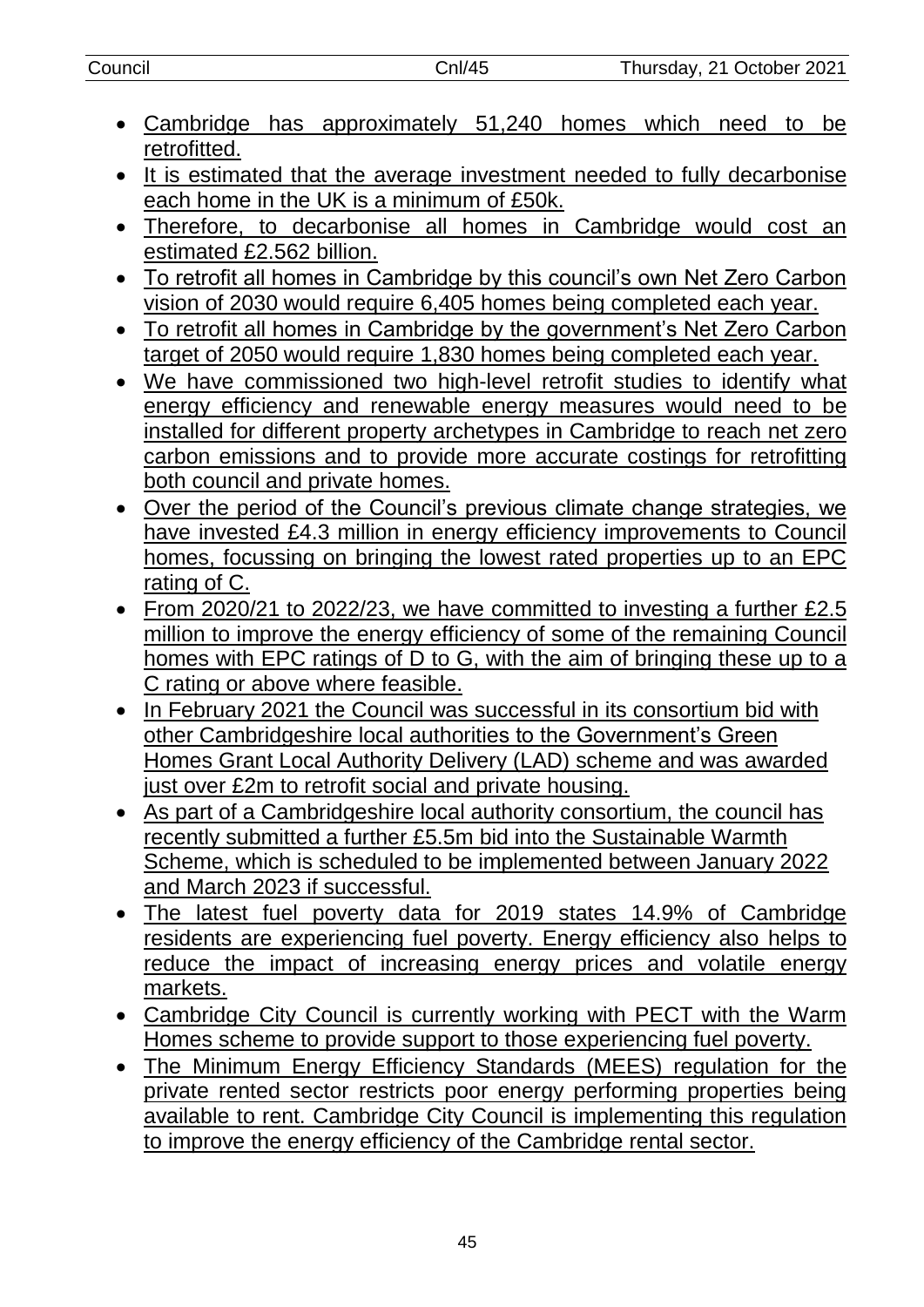- Cambridge has approximately 51,240 homes which need to be retrofitted.
- It is estimated that the average investment needed to fully decarbonise each home in the UK is a minimum of £50k.
- Therefore, to decarbonise all homes in Cambridge would cost an estimated £2.562 billion.
- To retrofit all homes in Cambridge by this council's own Net Zero Carbon vision of 2030 would require 6,405 homes being completed each year.
- To retrofit all homes in Cambridge by the government's Net Zero Carbon target of 2050 would require 1,830 homes being completed each year.
- We have commissioned two high-level retrofit studies to identify what energy efficiency and renewable energy measures would need to be installed for different property archetypes in Cambridge to reach net zero carbon emissions and to provide more accurate costings for retrofitting both council and private homes.
- Over the period of the Council's previous climate change strategies, we have invested £4.3 million in energy efficiency improvements to Council homes, focussing on bringing the lowest rated properties up to an EPC rating of C.
- From 2020/21 to 2022/23, we have committed to investing a further £2.5 million to improve the energy efficiency of some of the remaining Council homes with EPC ratings of D to G, with the aim of bringing these up to a C rating or above where feasible.
- In February 2021 the Council was successful in its consortium bid with other Cambridgeshire local authorities to the Government's Green Homes Grant Local Authority Delivery (LAD) scheme and was awarded just over £2m to retrofit social and private housing.
- As part of a Cambridgeshire local authority consortium, the council has recently submitted a further £5.5m bid into the Sustainable Warmth Scheme, which is scheduled to be implemented between January 2022 and March 2023 if successful.
- The latest fuel poverty data for 2019 states 14.9% of Cambridge residents are experiencing fuel poverty. Energy efficiency also helps to reduce the impact of increasing energy prices and volatile energy markets.
- Cambridge City Council is currently working with PECT with the Warm Homes scheme to provide support to those experiencing fuel poverty.
- The Minimum Energy Efficiency Standards (MEES) regulation for the private rented sector restricts poor energy performing properties being available to rent. Cambridge City Council is implementing this regulation to improve the energy efficiency of the Cambridge rental sector.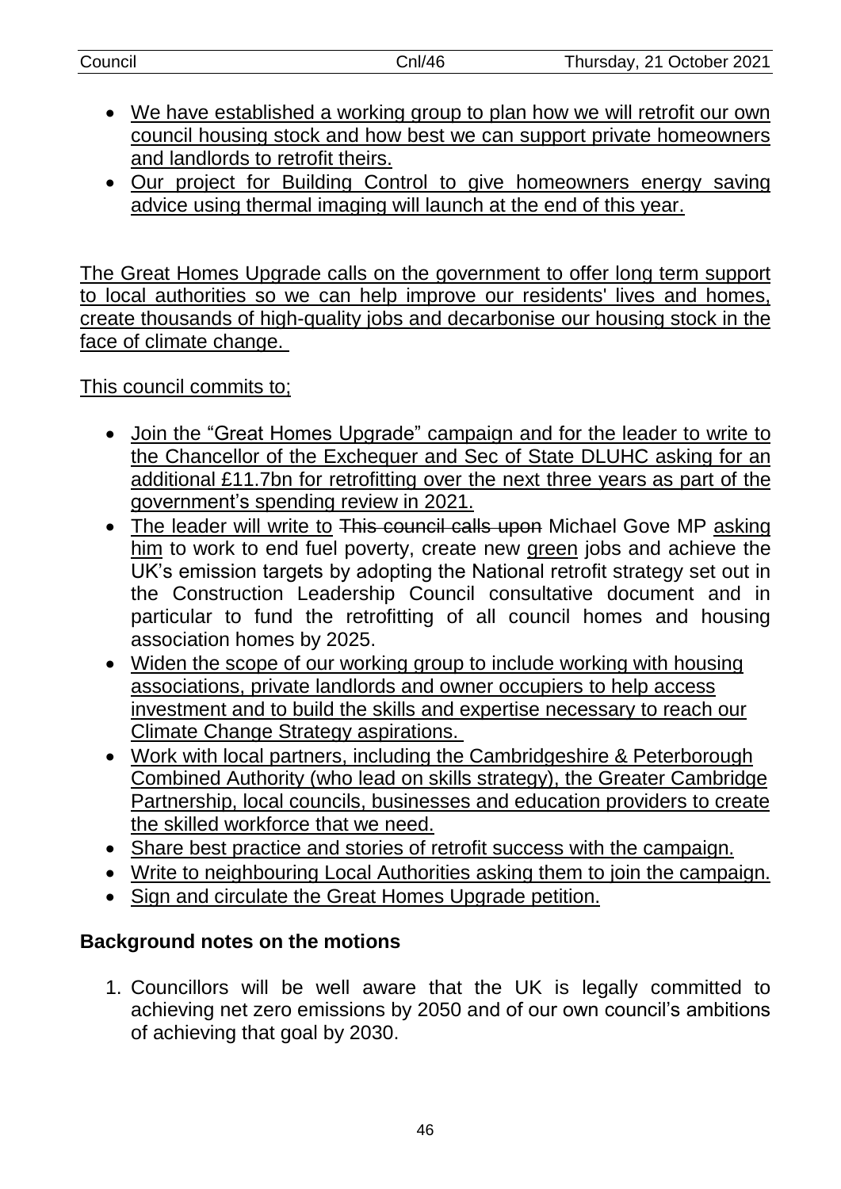- We have established a working group to plan how we will retrofit our own council housing stock and how best we can support private homeowners and landlords to retrofit theirs.
- Our project for Building Control to give homeowners energy saving advice using thermal imaging will launch at the end of this year.

The Great Homes Upgrade calls on the government to offer long term support to local authorities so we can help improve our residents' lives and homes, create thousands of high-quality jobs and decarbonise our housing stock in the face of climate change.

This council commits to;

- Join the "Great Homes Upgrade" campaign and for the leader to write to the Chancellor of the Exchequer and Sec of State DLUHC asking for an additional £11.7bn for retrofitting over the next three years as part of the government's spending review in 2021.
- The leader will write to ~~This council calls upon~~ Michael Gove MP asking him to work to end fuel poverty, create new green jobs and achieve the UK's emission targets by adopting the National retrofit strategy set out in the Construction Leadership Council consultative document and in particular to fund the retrofitting of all council homes and housing association homes by 2025.
- Widen the scope of our working group to include working with housing associations, private landlords and owner occupiers to help access investment and to build the skills and expertise necessary to reach our Climate Change Strategy aspirations.
- Work with local partners, including the Cambridgeshire & Peterborough Combined Authority (who lead on skills strategy), the Greater Cambridge Partnership, local councils, businesses and education providers to create the skilled workforce that we need.
- Share best practice and stories of retrofit success with the campaign.
- Write to neighbouring Local Authorities asking them to join the campaign.
- Sign and circulate the Great Homes Upgrade petition.

**Background notes on the motions**

1. Councillors will be well aware that the UK is legally committed to achieving net zero emissions by 2050 and of our own council's ambitions of achieving that goal by 2030.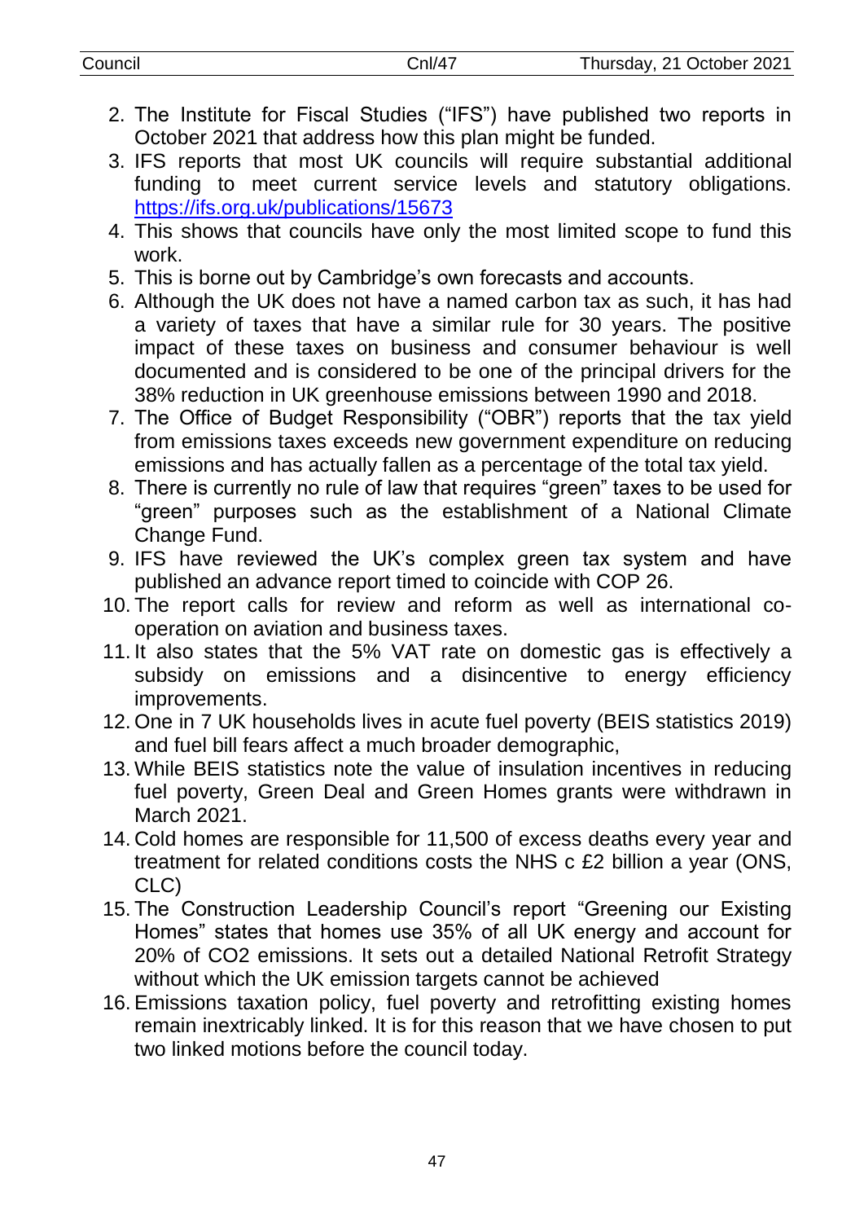2. The Institute for Fiscal Studies ("IFS") have published two reports in October 2021 that address how this plan might be funded.
3. IFS reports that most UK councils will require substantial additional funding to meet current service levels and statutory obligations. https://ifs.org.uk/publications/15673
4. This shows that councils have only the most limited scope to fund this work.
5. This is borne out by Cambridge's own forecasts and accounts.
6. Although the UK does not have a named carbon tax as such, it has had a variety of taxes that have a similar rule for 30 years. The positive impact of these taxes on business and consumer behaviour is well documented and is considered to be one of the principal drivers for the 38% reduction in UK greenhouse emissions between 1990 and 2018.
7. The Office of Budget Responsibility ("OBR") reports that the tax yield from emissions taxes exceeds new government expenditure on reducing emissions and has actually fallen as a percentage of the total tax yield.
8. There is currently no rule of law that requires "green" taxes to be used for "green" purposes such as the establishment of a National Climate Change Fund.
9. IFS have reviewed the UK's complex green tax system and have published an advance report timed to coincide with COP 26.
10. The report calls for review and reform as well as international co-operation on aviation and business taxes.
11. It also states that the 5% VAT rate on domestic gas is effectively a subsidy on emissions and a disincentive to energy efficiency improvements.
12. One in 7 UK households lives in acute fuel poverty (BEIS statistics 2019) and fuel bill fears affect a much broader demographic,
13. While BEIS statistics note the value of insulation incentives in reducing fuel poverty, Green Deal and Green Homes grants were withdrawn in March 2021.
14. Cold homes are responsible for 11,500 of excess deaths every year and treatment for related conditions costs the NHS c £2 billion a year (ONS, CLC)
15. The Construction Leadership Council's report "Greening our Existing Homes" states that homes use 35% of all UK energy and account for 20% of CO2 emissions. It sets out a detailed National Retrofit Strategy without which the UK emission targets cannot be achieved
16. Emissions taxation policy, fuel poverty and retrofitting existing homes remain inextricably linked. It is for this reason that we have chosen to put two linked motions before the council today.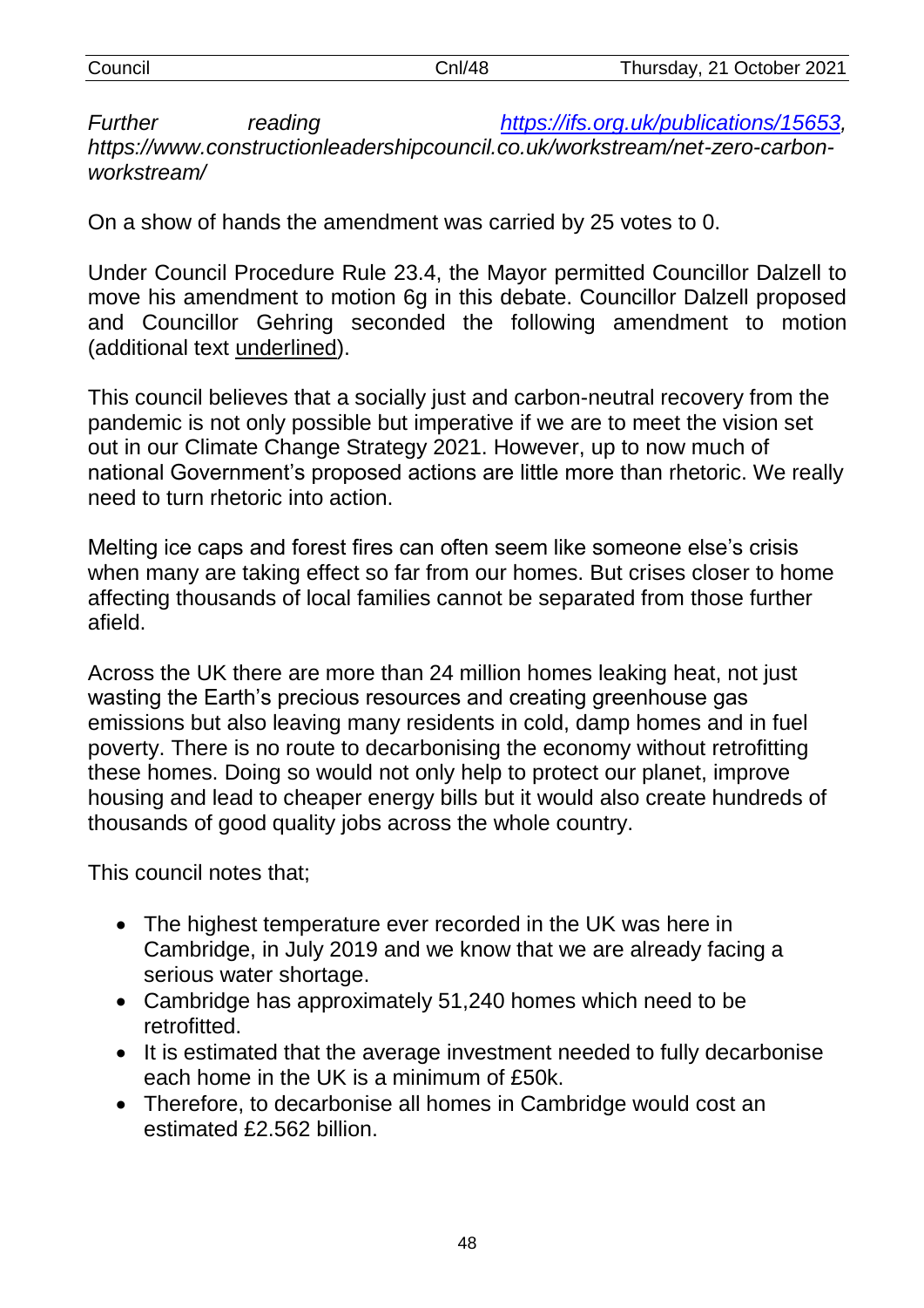*Further reading [https://ifs.org.uk/publications/15653](https://ifs.org.uk/publications/15653), https://www.constructionleadershipcouncil.co.uk/workstream/net-zero-carbon-workstream/*

On a show of hands the amendment was carried by 25 votes to 0.

Under Council Procedure Rule 23.4, the Mayor permitted Councillor Dalzell to move his amendment to motion 6g in this debate. Councillor Dalzell proposed and Councillor Gehring seconded the following amendment to motion (additional text <u>underlined</u>).

This council believes that a socially just and carbon-neutral recovery from the pandemic is not only possible but imperative if we are to meet the vision set out in our Climate Change Strategy 2021. However, up to now much of national Government's proposed actions are little more than rhetoric. We really need to turn rhetoric into action.

Melting ice caps and forest fires can often seem like someone else's crisis when many are taking effect so far from our homes. But crises closer to home affecting thousands of local families cannot be separated from those further afield.

Across the UK there are more than 24 million homes leaking heat, not just wasting the Earth's precious resources and creating greenhouse gas emissions but also leaving many residents in cold, damp homes and in fuel poverty. There is no route to decarbonising the economy without retrofitting these homes. Doing so would not only help to protect our planet, improve housing and lead to cheaper energy bills but it would also create hundreds of thousands of good quality jobs across the whole country.

This council notes that;

- The highest temperature ever recorded in the UK was here in Cambridge, in July 2019 and we know that we are already facing a serious water shortage.
- Cambridge has approximately 51,240 homes which need to be retrofitted.
- It is estimated that the average investment needed to fully decarbonise each home in the UK is a minimum of £50k.
- Therefore, to decarbonise all homes in Cambridge would cost an estimated £2.562 billion.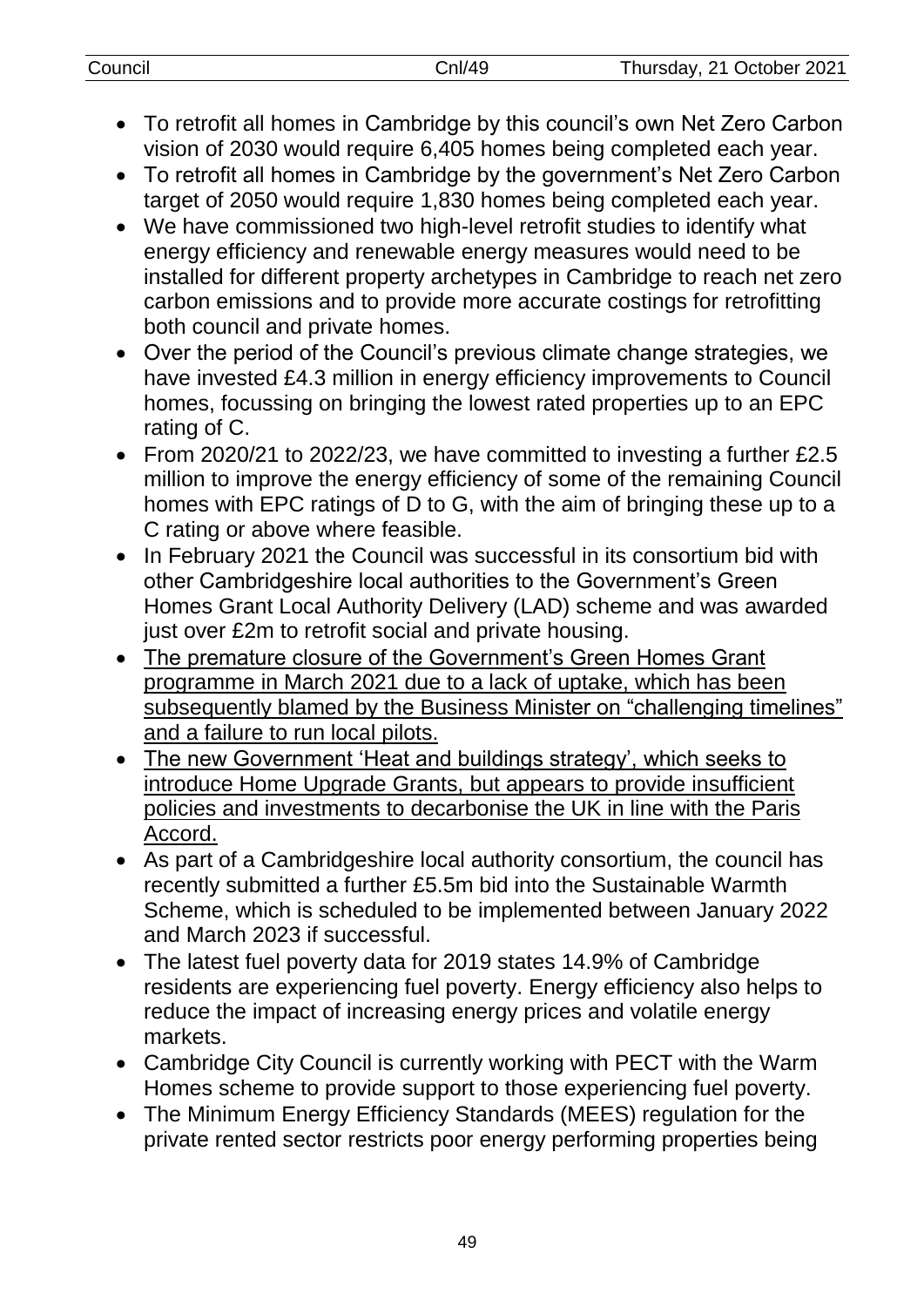- To retrofit all homes in Cambridge by this council's own Net Zero Carbon vision of 2030 would require 6,405 homes being completed each year.
- To retrofit all homes in Cambridge by the government's Net Zero Carbon target of 2050 would require 1,830 homes being completed each year.
- We have commissioned two high-level retrofit studies to identify what energy efficiency and renewable energy measures would need to be installed for different property archetypes in Cambridge to reach net zero carbon emissions and to provide more accurate costings for retrofitting both council and private homes.
- Over the period of the Council's previous climate change strategies, we have invested £4.3 million in energy efficiency improvements to Council homes, focussing on bringing the lowest rated properties up to an EPC rating of C.
- From 2020/21 to 2022/23, we have committed to investing a further £2.5 million to improve the energy efficiency of some of the remaining Council homes with EPC ratings of D to G, with the aim of bringing these up to a C rating or above where feasible.
- In February 2021 the Council was successful in its consortium bid with other Cambridgeshire local authorities to the Government's Green Homes Grant Local Authority Delivery (LAD) scheme and was awarded just over £2m to retrofit social and private housing.
- <u>The premature closure of the Government's Green Homes Grant programme in March 2021 due to a lack of uptake, which has been subsequently blamed by the Business Minister on "challenging timelines" and a failure to run local pilots.</u>
- <u>The new Government 'Heat and buildings strategy', which seeks to introduce Home Upgrade Grants, but appears to provide insufficient policies and investments to decarbonise the UK in line with the Paris Accord.</u>
- As part of a Cambridgeshire local authority consortium, the council has recently submitted a further £5.5m bid into the Sustainable Warmth Scheme, which is scheduled to be implemented between January 2022 and March 2023 if successful.
- The latest fuel poverty data for 2019 states 14.9% of Cambridge residents are experiencing fuel poverty. Energy efficiency also helps to reduce the impact of increasing energy prices and volatile energy markets.
- Cambridge City Council is currently working with PECT with the Warm Homes scheme to provide support to those experiencing fuel poverty.
- The Minimum Energy Efficiency Standards (MEES) regulation for the private rented sector restricts poor energy performing properties being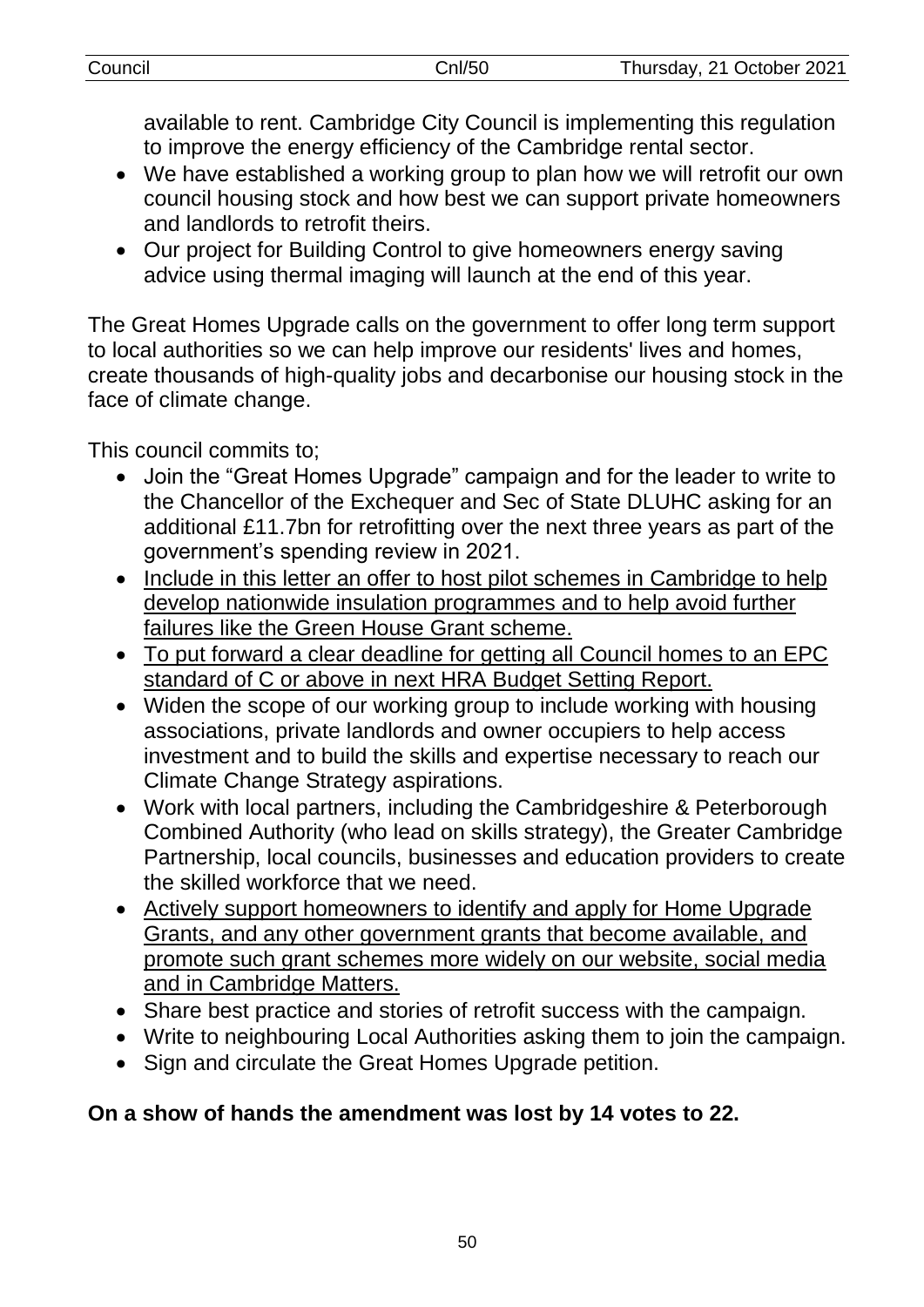available to rent. Cambridge City Council is implementing this regulation to improve the energy efficiency of the Cambridge rental sector.

- We have established a working group to plan how we will retrofit our own council housing stock and how best we can support private homeowners and landlords to retrofit theirs.
- Our project for Building Control to give homeowners energy saving advice using thermal imaging will launch at the end of this year.

The Great Homes Upgrade calls on the government to offer long term support to local authorities so we can help improve our residents' lives and homes, create thousands of high-quality jobs and decarbonise our housing stock in the face of climate change.

This council commits to;

- Join the "Great Homes Upgrade" campaign and for the leader to write to the Chancellor of the Exchequer and Sec of State DLUHC asking for an additional £11.7bn for retrofitting over the next three years as part of the government's spending review in 2021.
- <u>Include in this letter an offer to host pilot schemes in Cambridge to help develop nationwide insulation programmes and to help avoid further failures like the Green House Grant scheme.</u>
- <u>To put forward a clear deadline for getting all Council homes to an EPC standard of C or above in next HRA Budget Setting Report.</u>
- Widen the scope of our working group to include working with housing associations, private landlords and owner occupiers to help access investment and to build the skills and expertise necessary to reach our Climate Change Strategy aspirations.
- Work with local partners, including the Cambridgeshire & Peterborough Combined Authority (who lead on skills strategy), the Greater Cambridge Partnership, local councils, businesses and education providers to create the skilled workforce that we need.
- <u>Actively support homeowners to identify and apply for Home Upgrade Grants, and any other government grants that become available, and promote such grant schemes more widely on our website, social media and in Cambridge Matters.</u>
- Share best practice and stories of retrofit success with the campaign.
- Write to neighbouring Local Authorities asking them to join the campaign.
- Sign and circulate the Great Homes Upgrade petition.

**On a show of hands the amendment was lost by 14 votes to 22.**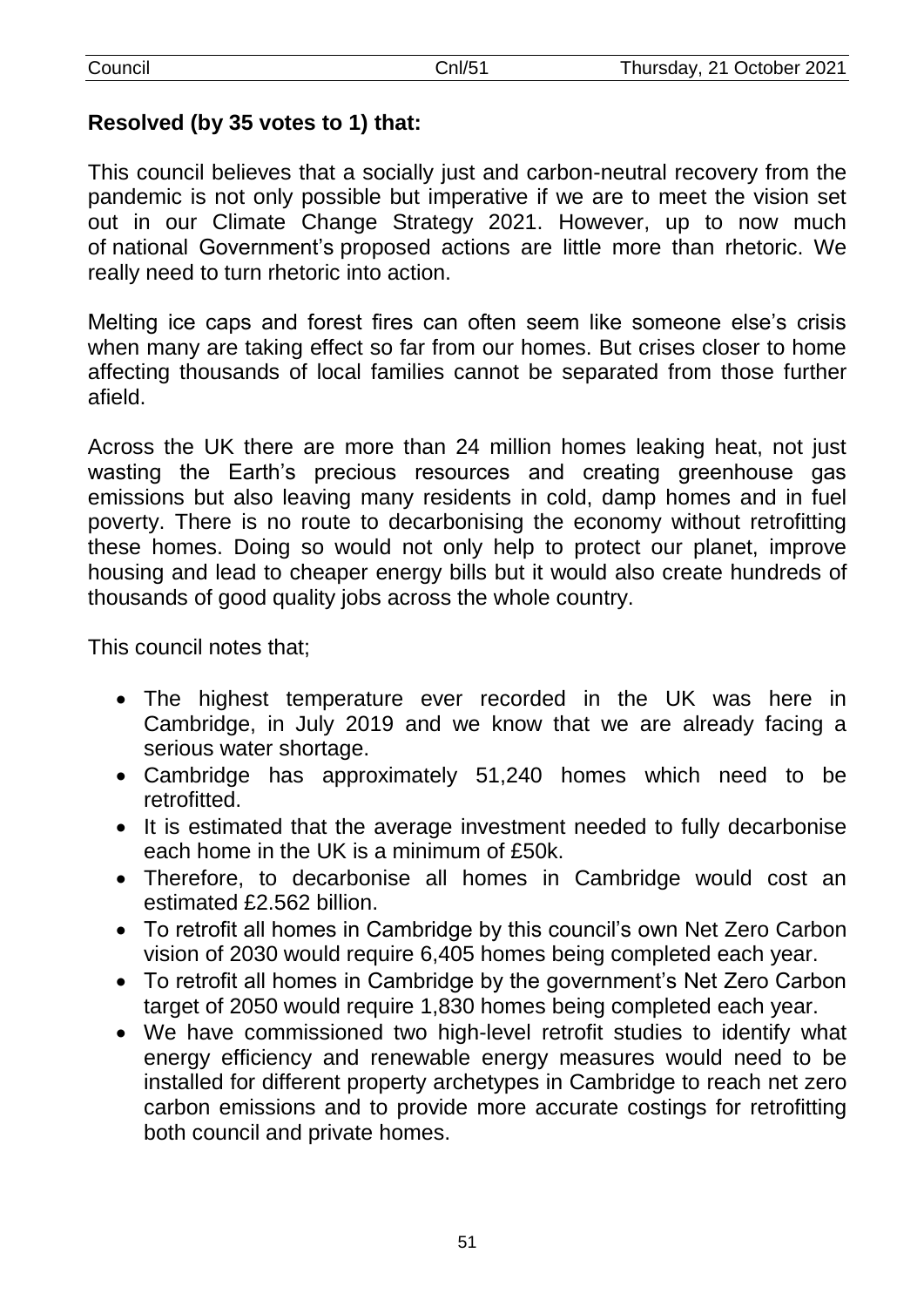**Resolved (by 35 votes to 1) that:**

This council believes that a socially just and carbon-neutral recovery from the pandemic is not only possible but imperative if we are to meet the vision set out in our Climate Change Strategy 2021. However, up to now much of national Government's proposed actions are little more than rhetoric. We really need to turn rhetoric into action.

Melting ice caps and forest fires can often seem like someone else's crisis when many are taking effect so far from our homes. But crises closer to home affecting thousands of local families cannot be separated from those further afield.

Across the UK there are more than 24 million homes leaking heat, not just wasting the Earth's precious resources and creating greenhouse gas emissions but also leaving many residents in cold, damp homes and in fuel poverty. There is no route to decarbonising the economy without retrofitting these homes. Doing so would not only help to protect our planet, improve housing and lead to cheaper energy bills but it would also create hundreds of thousands of good quality jobs across the whole country.

This council notes that;

- The highest temperature ever recorded in the UK was here in Cambridge, in July 2019 and we know that we are already facing a serious water shortage.
- Cambridge has approximately 51,240 homes which need to be retrofitted.
- It is estimated that the average investment needed to fully decarbonise each home in the UK is a minimum of £50k.
- Therefore, to decarbonise all homes in Cambridge would cost an estimated £2.562 billion.
- To retrofit all homes in Cambridge by this council's own Net Zero Carbon vision of 2030 would require 6,405 homes being completed each year.
- To retrofit all homes in Cambridge by the government's Net Zero Carbon target of 2050 would require 1,830 homes being completed each year.
- We have commissioned two high-level retrofit studies to identify what energy efficiency and renewable energy measures would need to be installed for different property archetypes in Cambridge to reach net zero carbon emissions and to provide more accurate costings for retrofitting both council and private homes.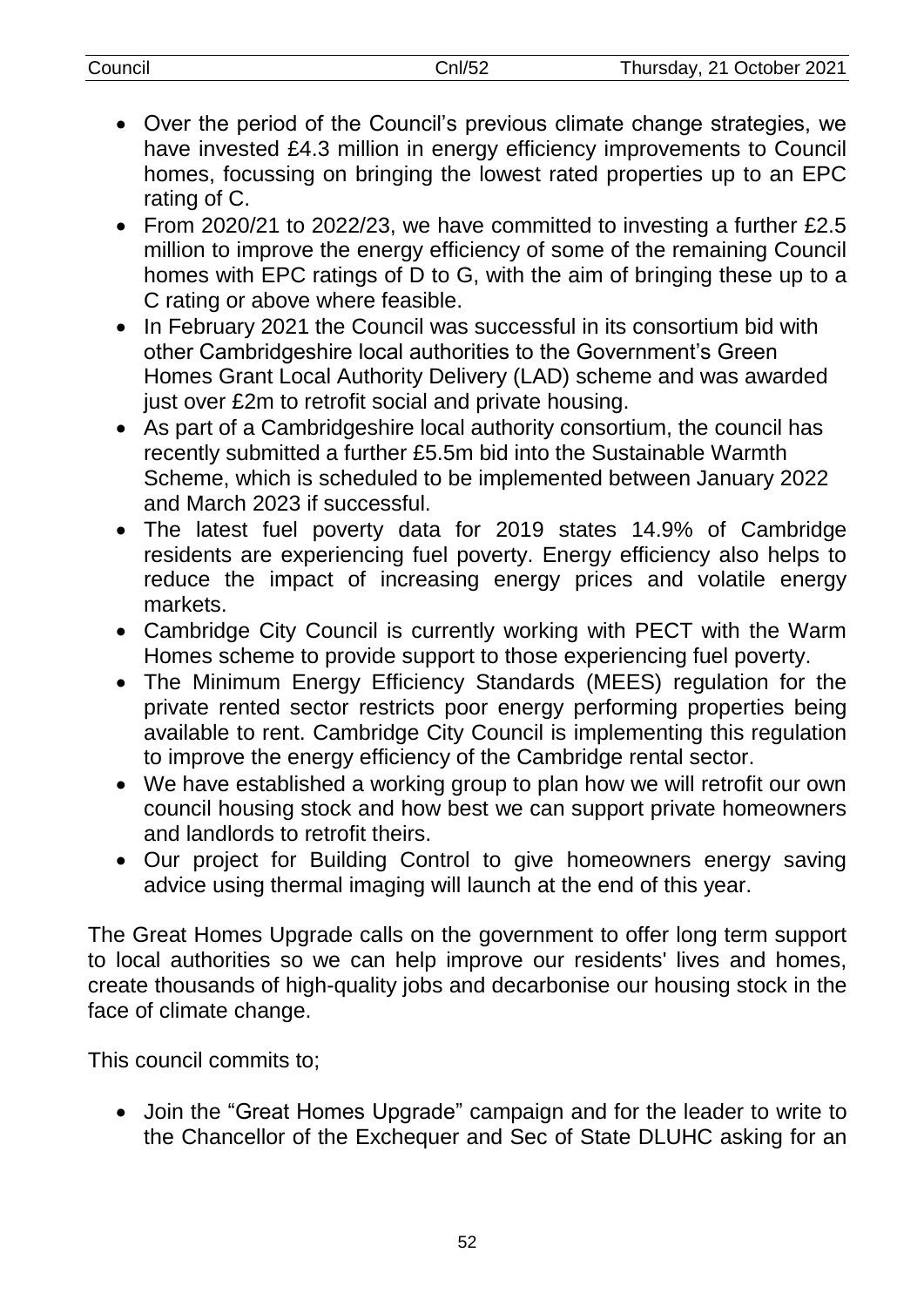- Over the period of the Council's previous climate change strategies, we have invested £4.3 million in energy efficiency improvements to Council homes, focussing on bringing the lowest rated properties up to an EPC rating of C.
- From 2020/21 to 2022/23, we have committed to investing a further £2.5 million to improve the energy efficiency of some of the remaining Council homes with EPC ratings of D to G, with the aim of bringing these up to a C rating or above where feasible.
- In February 2021 the Council was successful in its consortium bid with other Cambridgeshire local authorities to the Government's Green Homes Grant Local Authority Delivery (LAD) scheme and was awarded just over £2m to retrofit social and private housing.
- As part of a Cambridgeshire local authority consortium, the council has recently submitted a further £5.5m bid into the Sustainable Warmth Scheme, which is scheduled to be implemented between January 2022 and March 2023 if successful.
- The latest fuel poverty data for 2019 states 14.9% of Cambridge residents are experiencing fuel poverty. Energy efficiency also helps to reduce the impact of increasing energy prices and volatile energy markets.
- Cambridge City Council is currently working with PECT with the Warm Homes scheme to provide support to those experiencing fuel poverty.
- The Minimum Energy Efficiency Standards (MEES) regulation for the private rented sector restricts poor energy performing properties being available to rent. Cambridge City Council is implementing this regulation to improve the energy efficiency of the Cambridge rental sector.
- We have established a working group to plan how we will retrofit our own council housing stock and how best we can support private homeowners and landlords to retrofit theirs.
- Our project for Building Control to give homeowners energy saving advice using thermal imaging will launch at the end of this year.

The Great Homes Upgrade calls on the government to offer long term support to local authorities so we can help improve our residents' lives and homes, create thousands of high-quality jobs and decarbonise our housing stock in the face of climate change.

This council commits to;

- Join the "Great Homes Upgrade" campaign and for the leader to write to the Chancellor of the Exchequer and Sec of State DLUHC asking for an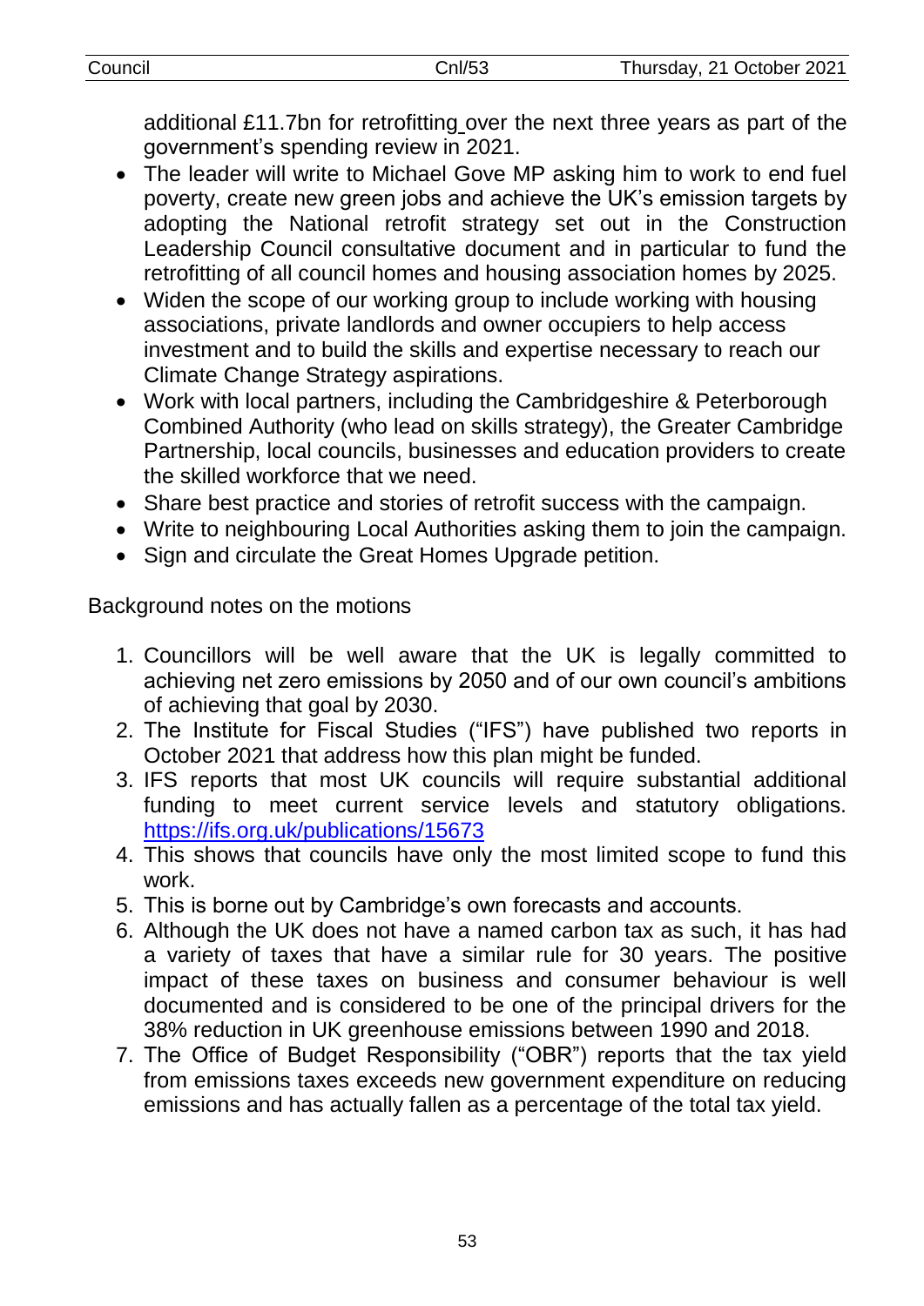additional £11.7bn for retrofitting over the next three years as part of the government's spending review in 2021.

- The leader will write to Michael Gove MP asking him to work to end fuel poverty, create new green jobs and achieve the UK's emission targets by adopting the National retrofit strategy set out in the Construction Leadership Council consultative document and in particular to fund the retrofitting of all council homes and housing association homes by 2025.
- Widen the scope of our working group to include working with housing associations, private landlords and owner occupiers to help access investment and to build the skills and expertise necessary to reach our Climate Change Strategy aspirations.
- Work with local partners, including the Cambridgeshire & Peterborough Combined Authority (who lead on skills strategy), the Greater Cambridge Partnership, local councils, businesses and education providers to create the skilled workforce that we need.
- Share best practice and stories of retrofit success with the campaign.
- Write to neighbouring Local Authorities asking them to join the campaign.
- Sign and circulate the Great Homes Upgrade petition.

Background notes on the motions

1. Councillors will be well aware that the UK is legally committed to achieving net zero emissions by 2050 and of our own council's ambitions of achieving that goal by 2030.
2. The Institute for Fiscal Studies ("IFS") have published two reports in October 2021 that address how this plan might be funded.
3. IFS reports that most UK councils will require substantial additional funding to meet current service levels and statutory obligations. https://ifs.org.uk/publications/15673
4. This shows that councils have only the most limited scope to fund this work.
5. This is borne out by Cambridge's own forecasts and accounts.
6. Although the UK does not have a named carbon tax as such, it has had a variety of taxes that have a similar rule for 30 years. The positive impact of these taxes on business and consumer behaviour is well documented and is considered to be one of the principal drivers for the 38% reduction in UK greenhouse emissions between 1990 and 2018.
7. The Office of Budget Responsibility ("OBR") reports that the tax yield from emissions taxes exceeds new government expenditure on reducing emissions and has actually fallen as a percentage of the total tax yield.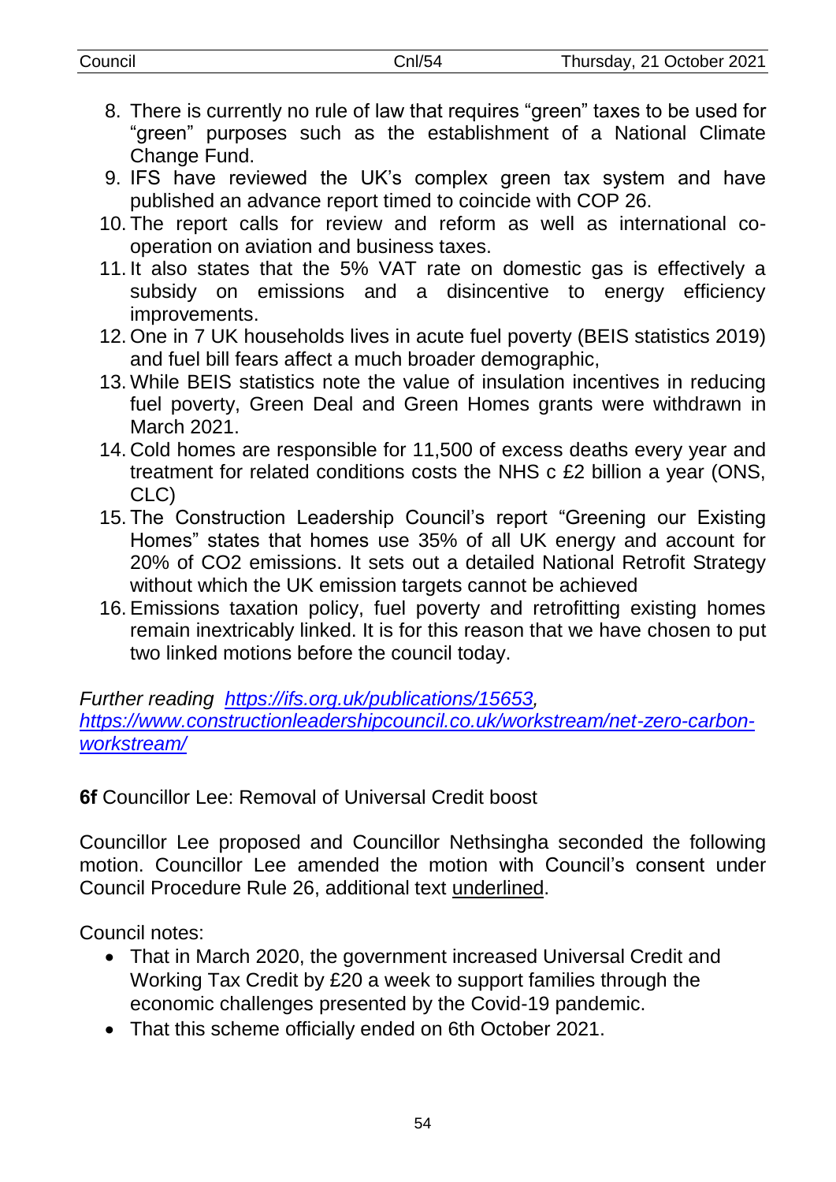8. There is currently no rule of law that requires "green" taxes to be used for "green" purposes such as the establishment of a National Climate Change Fund.
9. IFS have reviewed the UK's complex green tax system and have published an advance report timed to coincide with COP 26.
10. The report calls for review and reform as well as international co-operation on aviation and business taxes.
11. It also states that the 5% VAT rate on domestic gas is effectively a subsidy on emissions and a disincentive to energy efficiency improvements.
12. One in 7 UK households lives in acute fuel poverty (BEIS statistics 2019) and fuel bill fears affect a much broader demographic,
13. While BEIS statistics note the value of insulation incentives in reducing fuel poverty, Green Deal and Green Homes grants were withdrawn in March 2021.
14. Cold homes are responsible for 11,500 of excess deaths every year and treatment for related conditions costs the NHS c £2 billion a year (ONS, CLC)
15. The Construction Leadership Council's report "Greening our Existing Homes" states that homes use 35% of all UK energy and account for 20% of $CO_2$ emissions. It sets out a detailed National Retrofit Strategy without which the UK emission targets cannot be achieved
16. Emissions taxation policy, fuel poverty and retrofitting existing homes remain inextricably linked. It is for this reason that we have chosen to put two linked motions before the council today.

*Further reading* *[https://ifs.org.uk/publications/15653](https://ifs.org.uk/publications/15653), [https://www.constructionleadershipcouncil.co.uk/workstream/net-zero-carbon-workstream/](https://www.constructionleadershipcouncil.co.uk/workstream/net-zero-carbon-workstream/)*

**6f** Councillor Lee: Removal of Universal Credit boost

Councillor Lee proposed and Councillor Nethsingha seconded the following motion. Councillor Lee amended the motion with Council's consent under Council Procedure Rule 26, additional text <u>underlined</u>.

Council notes:

- That in March 2020, the government increased Universal Credit and Working Tax Credit by £20 a week to support families through the economic challenges presented by the Covid-19 pandemic.
- That this scheme officially ended on 6th October 2021.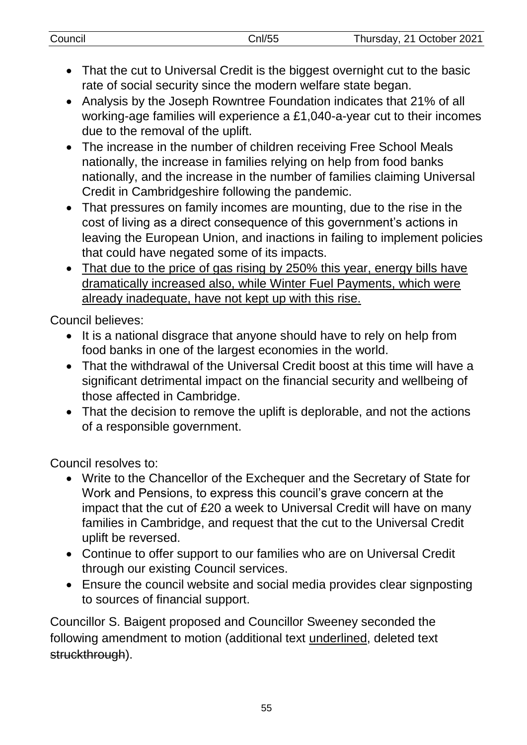- That the cut to Universal Credit is the biggest overnight cut to the basic rate of social security since the modern welfare state began.
- Analysis by the Joseph Rowntree Foundation indicates that 21% of all working-age families will experience a £1,040-a-year cut to their incomes due to the removal of the uplift.
- The increase in the number of children receiving Free School Meals nationally, the increase in families relying on help from food banks nationally, and the increase in the number of families claiming Universal Credit in Cambridgeshire following the pandemic.
- That pressures on family incomes are mounting, due to the rise in the cost of living as a direct consequence of this government's actions in leaving the European Union, and inactions in failing to implement policies that could have negated some of its impacts.
- <u>That due to the price of gas rising by 250% this year, energy bills have dramatically increased also, while Winter Fuel Payments, which were already inadequate, have not kept up with this rise.</u>

Council believes:

- It is a national disgrace that anyone should have to rely on help from food banks in one of the largest economies in the world.
- That the withdrawal of the Universal Credit boost at this time will have a significant detrimental impact on the financial security and wellbeing of those affected in Cambridge.
- That the decision to remove the uplift is deplorable, and not the actions of a responsible government.

Council resolves to:

- Write to the Chancellor of the Exchequer and the Secretary of State for Work and Pensions, to express this council's grave concern at the impact that the cut of £20 a week to Universal Credit will have on many families in Cambridge, and request that the cut to the Universal Credit uplift be reversed.
- Continue to offer support to our families who are on Universal Credit through our existing Council services.
- Ensure the council website and social media provides clear signposting to sources of financial support.

Councillor S. Baigent proposed and Councillor Sweeney seconded the following amendment to motion (additional text <u>underlined</u>, deleted text ~~struckthrough~~).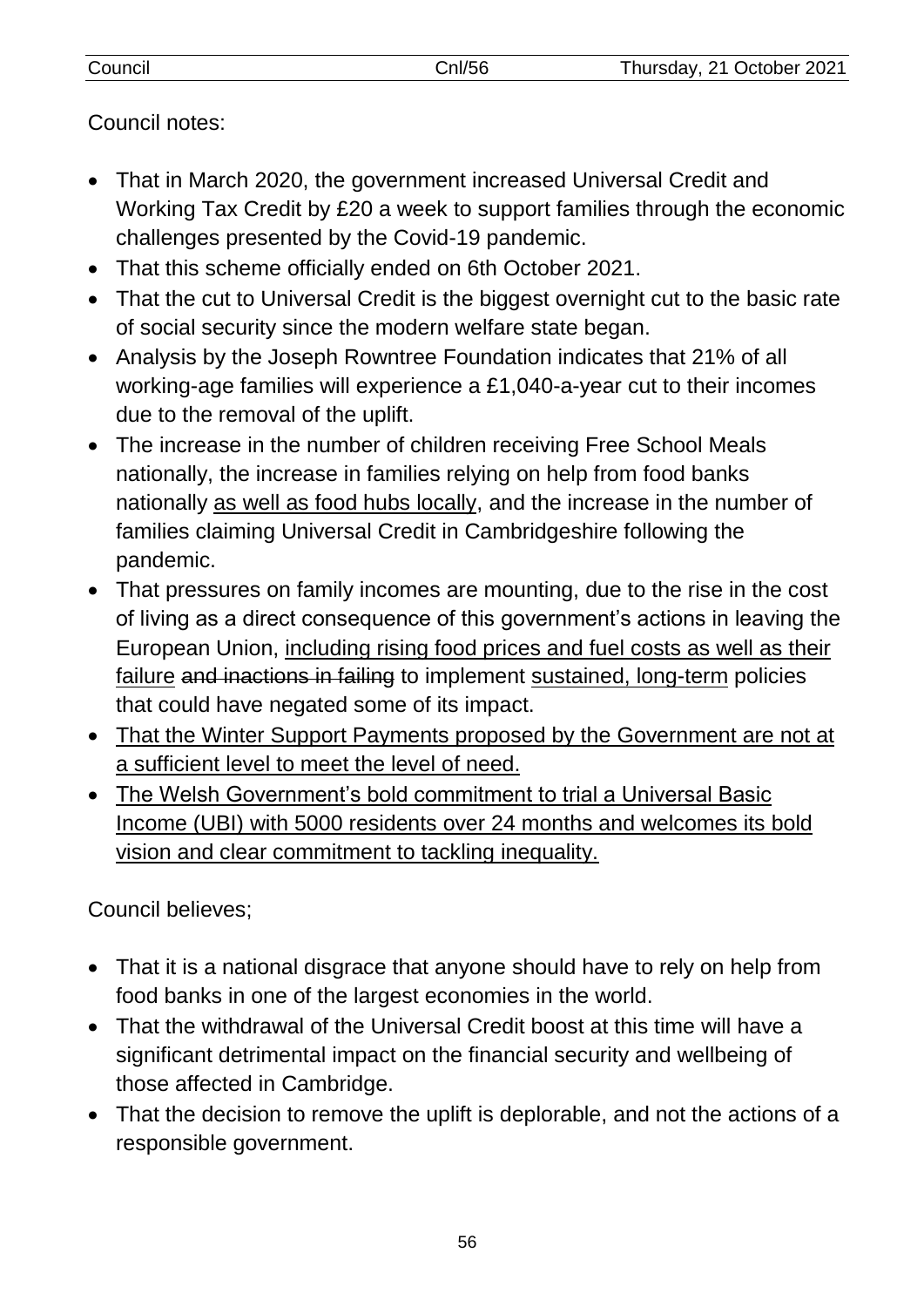Council notes:

- That in March 2020, the government increased Universal Credit and Working Tax Credit by £20 a week to support families through the economic challenges presented by the Covid-19 pandemic.
- That this scheme officially ended on 6th October 2021.
- That the cut to Universal Credit is the biggest overnight cut to the basic rate of social security since the modern welfare state began.
- Analysis by the Joseph Rowntree Foundation indicates that 21% of all working-age families will experience a £1,040-a-year cut to their incomes due to the removal of the uplift.
- The increase in the number of children receiving Free School Meals nationally, the increase in families relying on help from food banks nationally <u>as well as food hubs locally</u>, and the increase in the number of families claiming Universal Credit in Cambridgeshire following the pandemic.
- That pressures on family incomes are mounting, due to the rise in the cost of living as a direct consequence of this government's actions in leaving the European Union, <u>including rising food prices and fuel costs as well as their failure</u> ~~and inactions in failing~~ to implement <u>sustained, long-term</u> policies that could have negated some of its impact.
- <u>That the Winter Support Payments proposed by the Government are not at a sufficient level to meet the level of need.</u>
- <u>The Welsh Government's bold commitment to trial a Universal Basic Income (UBI) with 5000 residents over 24 months and welcomes its bold vision and clear commitment to tackling inequality.</u>

Council believes;

- That it is a national disgrace that anyone should have to rely on help from food banks in one of the largest economies in the world.
- That the withdrawal of the Universal Credit boost at this time will have a significant detrimental impact on the financial security and wellbeing of those affected in Cambridge.
- That the decision to remove the uplift is deplorable, and not the actions of a responsible government.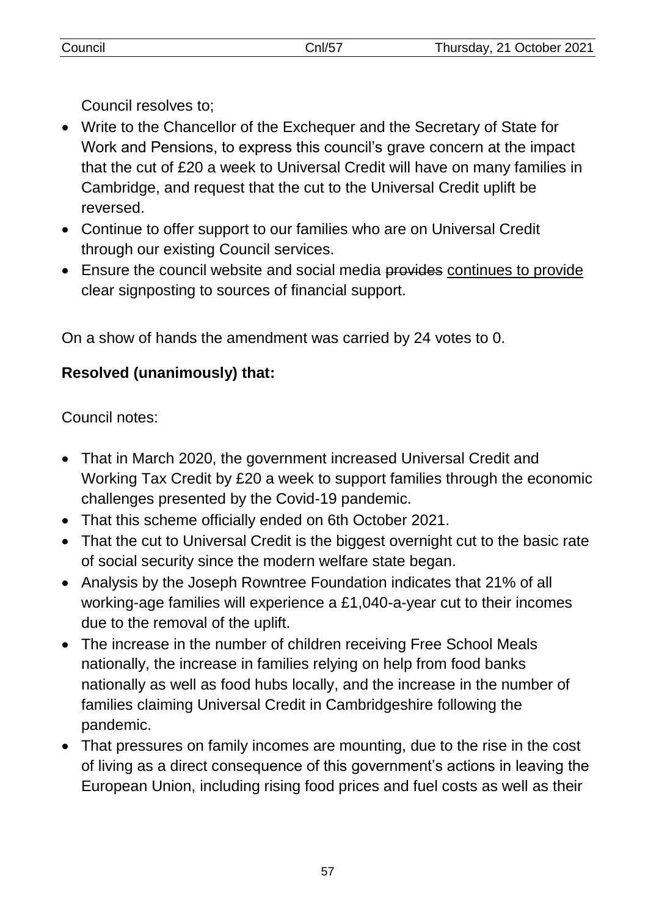Council resolves to;

- Write to the Chancellor of the Exchequer and the Secretary of State for Work and Pensions, to express this council's grave concern at the impact that the cut of £20 a week to Universal Credit will have on many families in Cambridge, and request that the cut to the Universal Credit uplift be reversed.
- Continue to offer support to our families who are on Universal Credit through our existing Council services.
- Ensure the council website and social media ~~provides~~ <u>continues to provide</u> clear signposting to sources of financial support.

On a show of hands the amendment was carried by 24 votes to 0.

**Resolved (unanimously) that:**

Council notes:

- That in March 2020, the government increased Universal Credit and Working Tax Credit by £20 a week to support families through the economic challenges presented by the Covid-19 pandemic.
- That this scheme officially ended on 6th October 2021.
- That the cut to Universal Credit is the biggest overnight cut to the basic rate of social security since the modern welfare state began.
- Analysis by the Joseph Rowntree Foundation indicates that 21% of all working-age families will experience a £1,040-a-year cut to their incomes due to the removal of the uplift.
- The increase in the number of children receiving Free School Meals nationally, the increase in families relying on help from food banks nationally as well as food hubs locally, and the increase in the number of families claiming Universal Credit in Cambridgeshire following the pandemic.
- That pressures on family incomes are mounting, due to the rise in the cost of living as a direct consequence of this government's actions in leaving the European Union, including rising food prices and fuel costs as well as their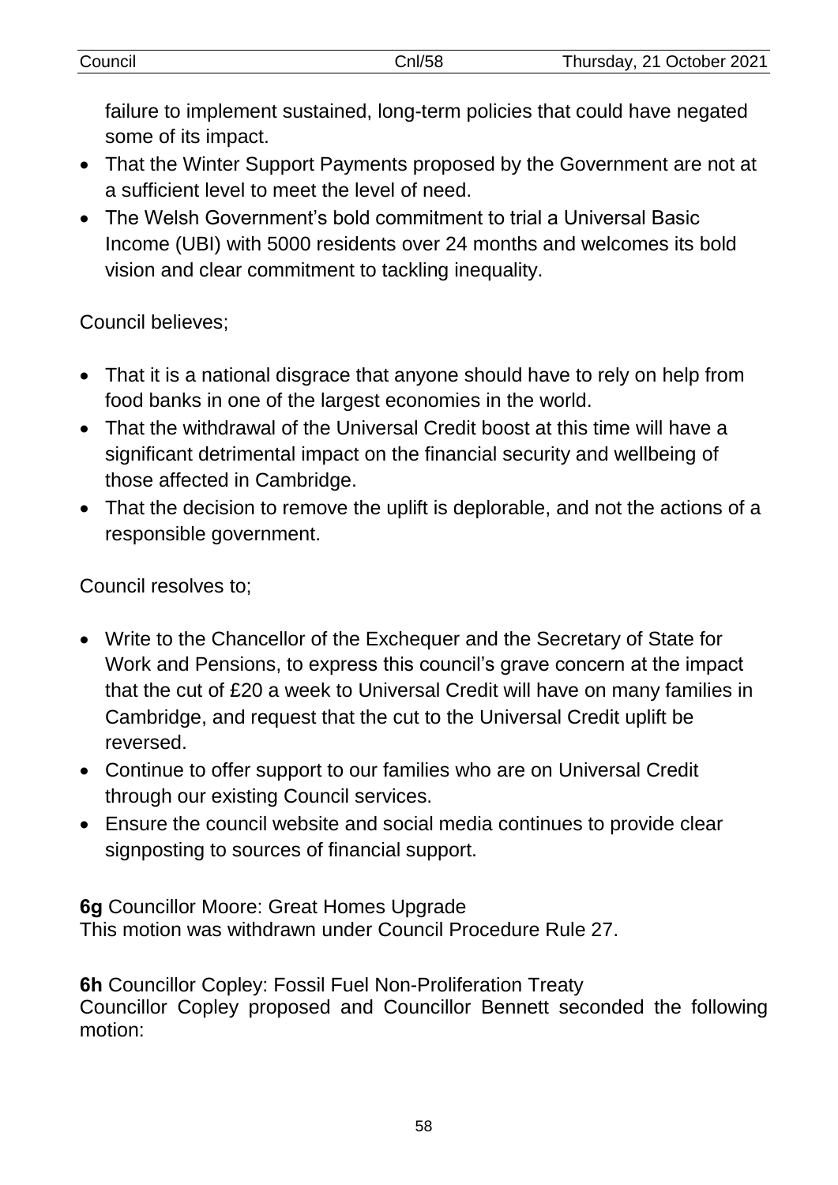failure to implement sustained, long-term policies that could have negated some of its impact.

- That the Winter Support Payments proposed by the Government are not at a sufficient level to meet the level of need.
- The Welsh Government's bold commitment to trial a Universal Basic Income (UBI) with 5000 residents over 24 months and welcomes its bold vision and clear commitment to tackling inequality.

Council believes;

- That it is a national disgrace that anyone should have to rely on help from food banks in one of the largest economies in the world.
- That the withdrawal of the Universal Credit boost at this time will have a significant detrimental impact on the financial security and wellbeing of those affected in Cambridge.
- That the decision to remove the uplift is deplorable, and not the actions of a responsible government.

Council resolves to;

- Write to the Chancellor of the Exchequer and the Secretary of State for Work and Pensions, to express this council's grave concern at the impact that the cut of £20 a week to Universal Credit will have on many families in Cambridge, and request that the cut to the Universal Credit uplift be reversed.
- Continue to offer support to our families who are on Universal Credit through our existing Council services.
- Ensure the council website and social media continues to provide clear signposting to sources of financial support.

**6g** Councillor Moore: Great Homes Upgrade
This motion was withdrawn under Council Procedure Rule 27.

**6h** Councillor Copley: Fossil Fuel Non-Proliferation Treaty
Councillor Copley proposed and Councillor Bennett seconded the following motion: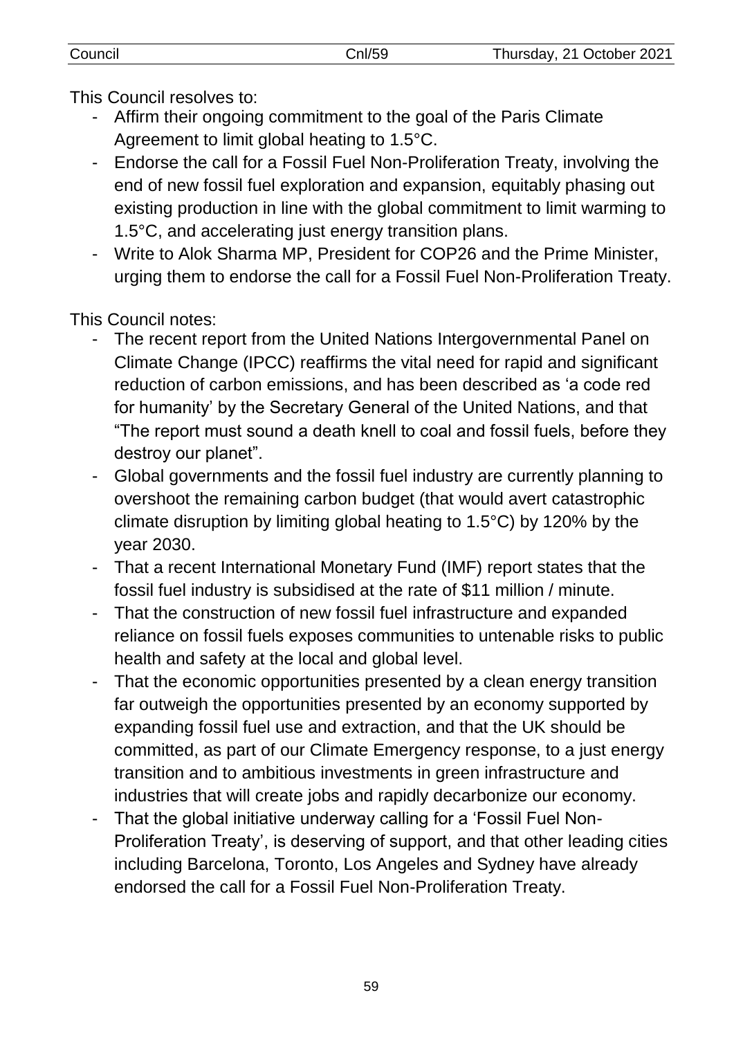This Council resolves to:

- Affirm their ongoing commitment to the goal of the Paris Climate Agreement to limit global heating to 1.5°C.
- Endorse the call for a Fossil Fuel Non-Proliferation Treaty, involving the end of new fossil fuel exploration and expansion, equitably phasing out existing production in line with the global commitment to limit warming to 1.5°C, and accelerating just energy transition plans.
- Write to Alok Sharma MP, President for COP26 and the Prime Minister, urging them to endorse the call for a Fossil Fuel Non-Proliferation Treaty.

This Council notes:

- The recent report from the United Nations Intergovernmental Panel on Climate Change (IPCC) reaffirms the vital need for rapid and significant reduction of carbon emissions, and has been described as 'a code red for humanity' by the Secretary General of the United Nations, and that "The report must sound a death knell to coal and fossil fuels, before they destroy our planet".
- Global governments and the fossil fuel industry are currently planning to overshoot the remaining carbon budget (that would avert catastrophic climate disruption by limiting global heating to 1.5°C) by 120% by the year 2030.
- That a recent International Monetary Fund (IMF) report states that the fossil fuel industry is subsidised at the rate of $11 million / minute.
- That the construction of new fossil fuel infrastructure and expanded reliance on fossil fuels exposes communities to untenable risks to public health and safety at the local and global level.
- That the economic opportunities presented by a clean energy transition far outweigh the opportunities presented by an economy supported by expanding fossil fuel use and extraction, and that the UK should be committed, as part of our Climate Emergency response, to a just energy transition and to ambitious investments in green infrastructure and industries that will create jobs and rapidly decarbonize our economy.
- That the global initiative underway calling for a 'Fossil Fuel Non-Proliferation Treaty', is deserving of support, and that other leading cities including Barcelona, Toronto, Los Angeles and Sydney have already endorsed the call for a Fossil Fuel Non-Proliferation Treaty.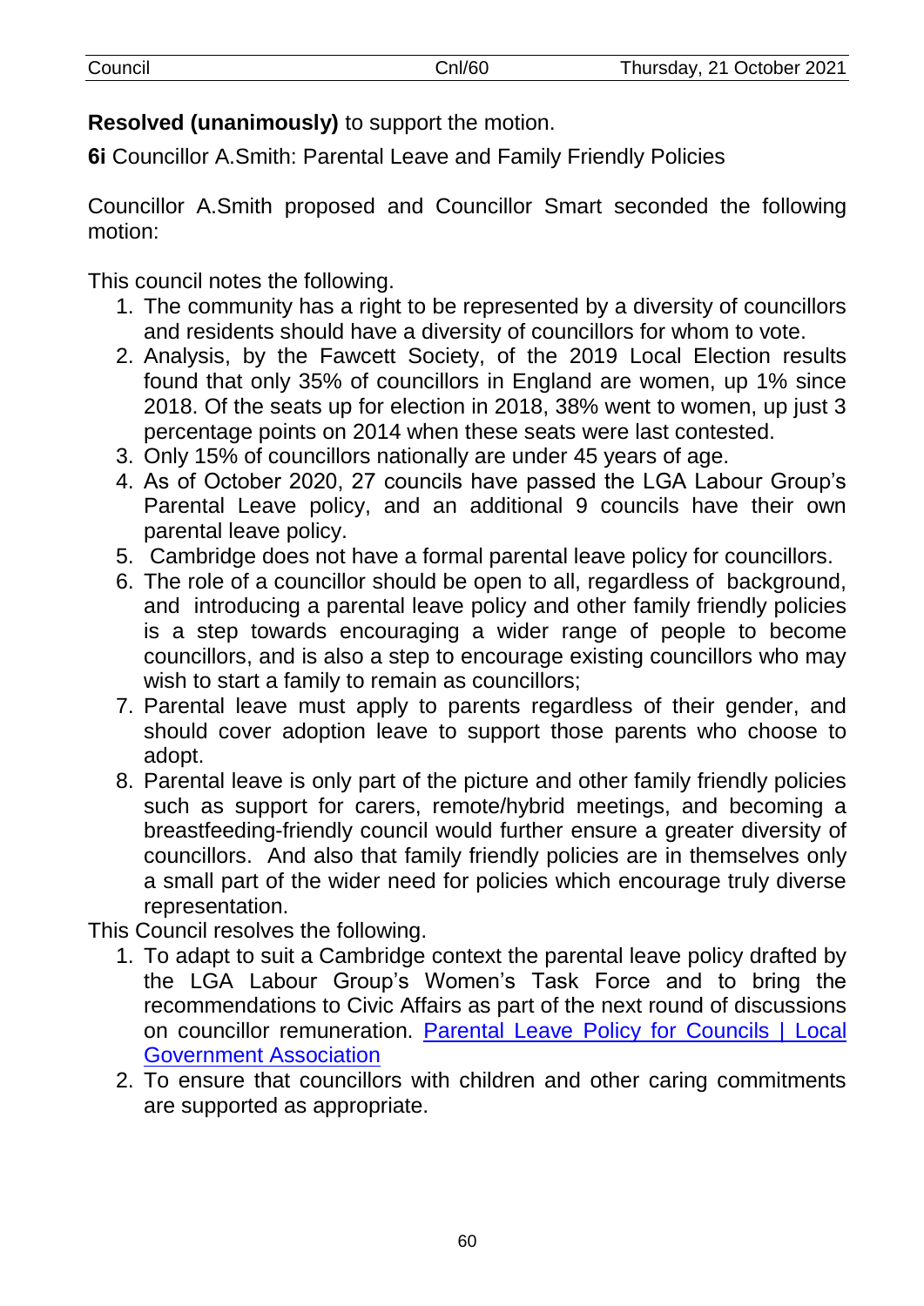**Resolved (unanimously)** to support the motion.

**6i** Councillor A.Smith: Parental Leave and Family Friendly Policies

Councillor A.Smith proposed and Councillor Smart seconded the following motion:

This council notes the following.

1. The community has a right to be represented by a diversity of councillors and residents should have a diversity of councillors for whom to vote.
2. Analysis, by the Fawcett Society, of the 2019 Local Election results found that only 35% of councillors in England are women, up 1% since 2018. Of the seats up for election in 2018, 38% went to women, up just 3 percentage points on 2014 when these seats were last contested.
3. Only 15% of councillors nationally are under 45 years of age.
4. As of October 2020, 27 councils have passed the LGA Labour Group's Parental Leave policy, and an additional 9 councils have their own parental leave policy.
5. Cambridge does not have a formal parental leave policy for councillors.
6. The role of a councillor should be open to all, regardless of background, and introducing a parental leave policy and other family friendly policies is a step towards encouraging a wider range of people to become councillors, and is also a step to encourage existing councillors who may wish to start a family to remain as councillors;
7. Parental leave must apply to parents regardless of their gender, and should cover adoption leave to support those parents who choose to adopt.
8. Parental leave is only part of the picture and other family friendly policies such as support for carers, remote/hybrid meetings, and becoming a breastfeeding-friendly council would further ensure a greater diversity of councillors. And also that family friendly policies are in themselves only a small part of the wider need for policies which encourage truly diverse representation.

This Council resolves the following.

1. To adapt to suit a Cambridge context the parental leave policy drafted by the LGA Labour Group's Women's Task Force and to bring the recommendations to Civic Affairs as part of the next round of discussions on councillor remuneration. Parental Leave Policy for Councils | Local Government Association
2. To ensure that councillors with children and other caring commitments are supported as appropriate.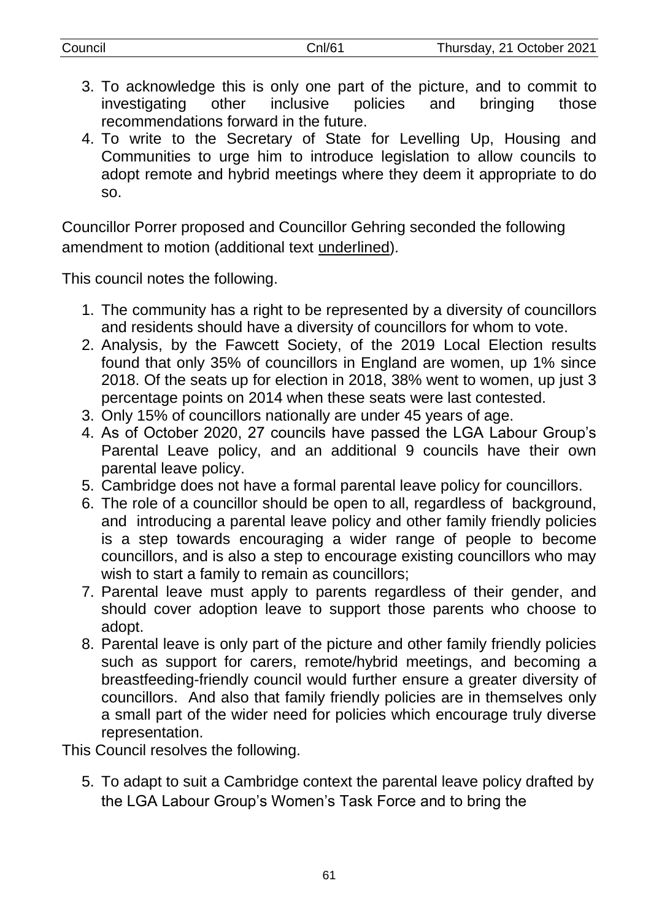3. To acknowledge this is only one part of the picture, and to commit to investigating other inclusive policies and bringing those recommendations forward in the future.
4. To write to the Secretary of State for Levelling Up, Housing and Communities to urge him to introduce legislation to allow councils to adopt remote and hybrid meetings where they deem it appropriate to do so.

Councillor Porrer proposed and Councillor Gehring seconded the following amendment to motion (additional text <u>underlined</u>).

This council notes the following.

1. The community has a right to be represented by a diversity of councillors and residents should have a diversity of councillors for whom to vote.
2. Analysis, by the Fawcett Society, of the 2019 Local Election results found that only 35% of councillors in England are women, up 1% since 2018. Of the seats up for election in 2018, 38% went to women, up just 3 percentage points on 2014 when these seats were last contested.
3. Only 15% of councillors nationally are under 45 years of age.
4. As of October 2020, 27 councils have passed the LGA Labour Group's Parental Leave policy, and an additional 9 councils have their own parental leave policy.
5. Cambridge does not have a formal parental leave policy for councillors.
6. The role of a councillor should be open to all, regardless of background, and introducing a parental leave policy and other family friendly policies is a step towards encouraging a wider range of people to become councillors, and is also a step to encourage existing councillors who may wish to start a family to remain as councillors;
7. Parental leave must apply to parents regardless of their gender, and should cover adoption leave to support those parents who choose to adopt.
8. Parental leave is only part of the picture and other family friendly policies such as support for carers, remote/hybrid meetings, and becoming a breastfeeding-friendly council would further ensure a greater diversity of councillors. And also that family friendly policies are in themselves only a small part of the wider need for policies which encourage truly diverse representation.

This Council resolves the following.

5. To adapt to suit a Cambridge context the parental leave policy drafted by the LGA Labour Group's Women's Task Force and to bring the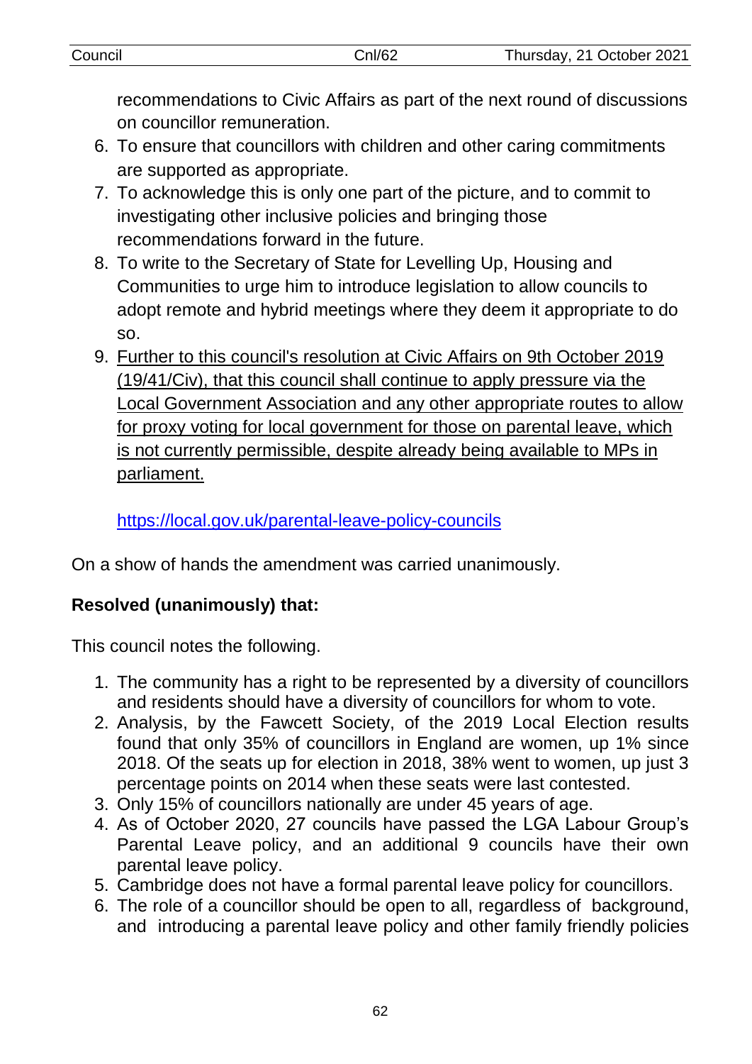recommendations to Civic Affairs as part of the next round of discussions on councillor remuneration.

6. To ensure that councillors with children and other caring commitments are supported as appropriate.
7. To acknowledge this is only one part of the picture, and to commit to investigating other inclusive policies and bringing those recommendations forward in the future.
8. To write to the Secretary of State for Levelling Up, Housing and Communities to urge him to introduce legislation to allow councils to adopt remote and hybrid meetings where they deem it appropriate to do so.
9. <u>Further to this council's resolution at Civic Affairs on 9th October 2019 (19/41/Civ), that this council shall continue to apply pressure via the Local Government Association and any other appropriate routes to allow for proxy voting for local government for those on parental leave, which is not currently permissible, despite already being available to MPs in parliament.</u>

   https://local.gov.uk/parental-leave-policy-councils

On a show of hands the amendment was carried unanimously.

**Resolved (unanimously) that:**

This council notes the following.

1. The community has a right to be represented by a diversity of councillors and residents should have a diversity of councillors for whom to vote.
2. Analysis, by the Fawcett Society, of the 2019 Local Election results found that only 35% of councillors in England are women, up 1% since 2018. Of the seats up for election in 2018, 38% went to women, up just 3 percentage points on 2014 when these seats were last contested.
3. Only 15% of councillors nationally are under 45 years of age.
4. As of October 2020, 27 councils have passed the LGA Labour Group's Parental Leave policy, and an additional 9 councils have their own parental leave policy.
5. Cambridge does not have a formal parental leave policy for councillors.
6. The role of a councillor should be open to all, regardless of background, and introducing a parental leave policy and other family friendly policies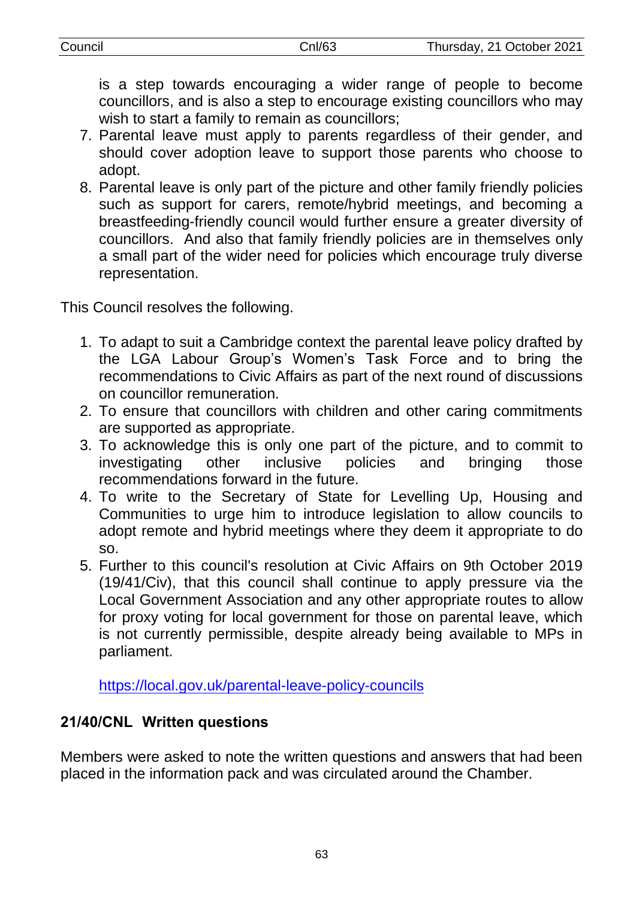is a step towards encouraging a wider range of people to become councillors, and is also a step to encourage existing councillors who may wish to start a family to remain as councillors;

7. Parental leave must apply to parents regardless of their gender, and should cover adoption leave to support those parents who choose to adopt.
8. Parental leave is only part of the picture and other family friendly policies such as support for carers, remote/hybrid meetings, and becoming a breastfeeding-friendly council would further ensure a greater diversity of councillors. And also that family friendly policies are in themselves only a small part of the wider need for policies which encourage truly diverse representation.

This Council resolves the following.

1. To adapt to suit a Cambridge context the parental leave policy drafted by the LGA Labour Group's Women's Task Force and to bring the recommendations to Civic Affairs as part of the next round of discussions on councillor remuneration.
2. To ensure that councillors with children and other caring commitments are supported as appropriate.
3. To acknowledge this is only one part of the picture, and to commit to investigating other inclusive policies and bringing those recommendations forward in the future.
4. To write to the Secretary of State for Levelling Up, Housing and Communities to urge him to introduce legislation to allow councils to adopt remote and hybrid meetings where they deem it appropriate to do so.
5. Further to this council's resolution at Civic Affairs on 9th October 2019 (19/41/Civ), that this council shall continue to apply pressure via the Local Government Association and any other appropriate routes to allow for proxy voting for local government for those on parental leave, which is not currently permissible, despite already being available to MPs in parliament.

   https://local.gov.uk/parental-leave-policy-councils

### 21/40/CNL Written questions

Members were asked to note the written questions and answers that had been placed in the information pack and was circulated around the Chamber.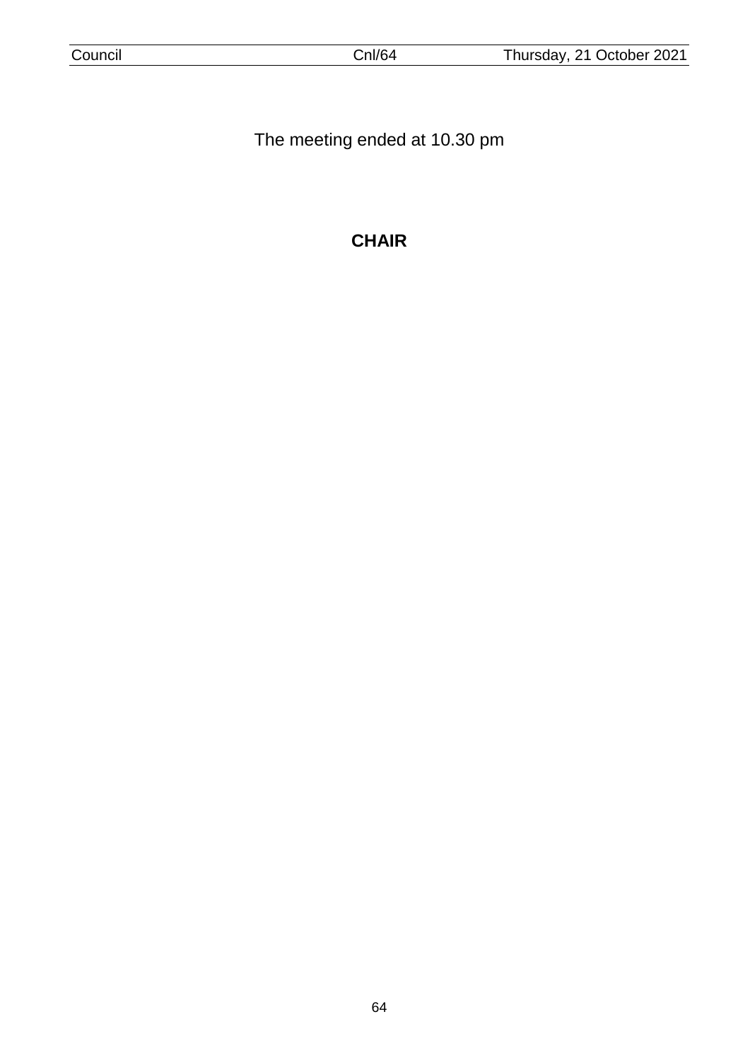The meeting ended at 10.30 pm

**CHAIR**